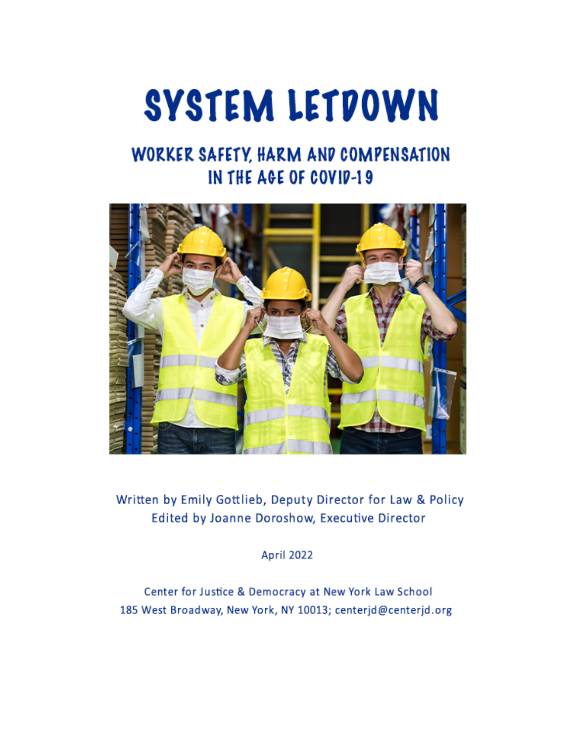# SYSTEM LETDOWN

## WORKER SAFETY, HARM AND COMPENSATION IN THE AGE OF COVID-19

Written by Emily Gottlieb, Deputy Director for Law & Policy
Edited by Joanne Doroshow, Executive Director

April 2022

Center for Justice & Democracy at New York Law School
185 West Broadway, New York, NY 10013; centerjd@centerjd.org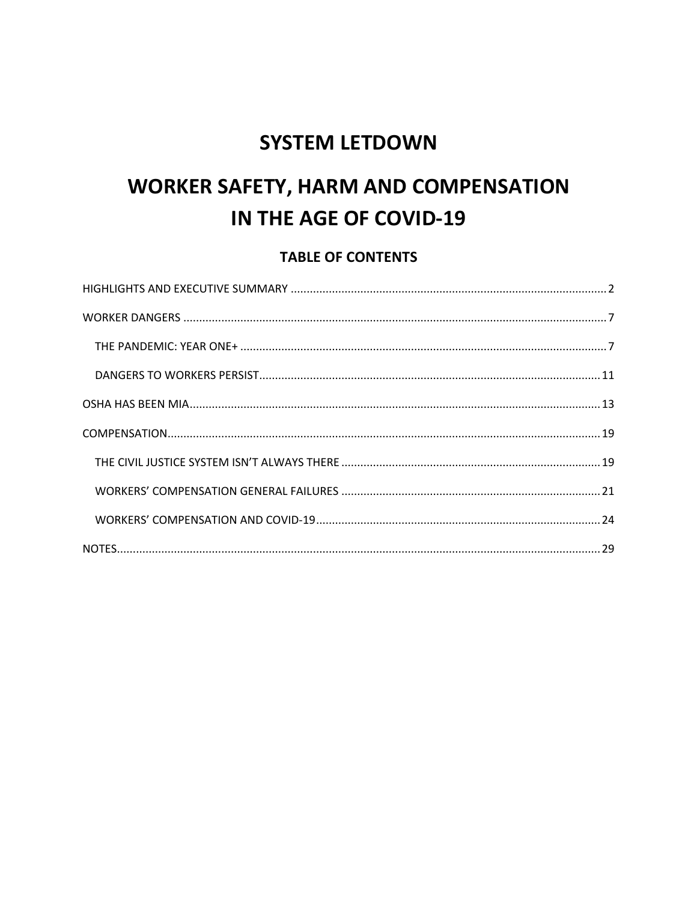# SYSTEM LETDOWN

# WORKER SAFETY, HARM AND COMPENSATION IN THE AGE OF COVID-19

## TABLE OF CONTENTS

HIGHLIGHTS AND EXECUTIVE SUMMARY .......... 2

WORKER DANGERS .......... 7

- THE PANDEMIC: YEAR ONE+ .......... 7
- DANGERS TO WORKERS PERSIST .......... 11

OSHA HAS BEEN MIA .......... 13

COMPENSATION .......... 19

- THE CIVIL JUSTICE SYSTEM ISN'T ALWAYS THERE .......... 19
- WORKERS' COMPENSATION GENERAL FAILURES .......... 21
- WORKERS' COMPENSATION AND COVID-19 .......... 24

NOTES .......... 29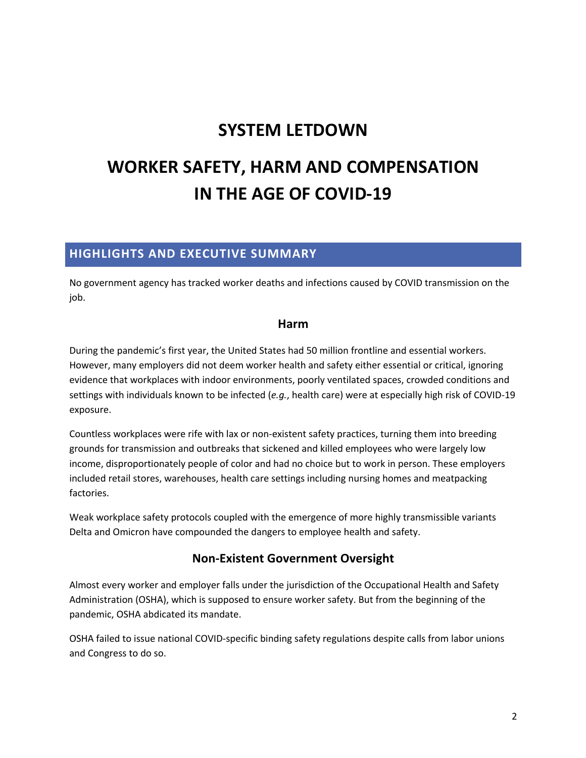# SYSTEM LETDOWN

# WORKER SAFETY, HARM AND COMPENSATION IN THE AGE OF COVID-19

## HIGHLIGHTS AND EXECUTIVE SUMMARY

No government agency has tracked worker deaths and infections caused by COVID transmission on the job.

### Harm

During the pandemic's first year, the United States had 50 million frontline and essential workers. However, many employers did not deem worker health and safety either essential or critical, ignoring evidence that workplaces with indoor environments, poorly ventilated spaces, crowded conditions and settings with individuals known to be infected (*e.g.*, health care) were at especially high risk of COVID-19 exposure.

Countless workplaces were rife with lax or non-existent safety practices, turning them into breeding grounds for transmission and outbreaks that sickened and killed employees who were largely low income, disproportionately people of color and had no choice but to work in person. These employers included retail stores, warehouses, health care settings including nursing homes and meatpacking factories.

Weak workplace safety protocols coupled with the emergence of more highly transmissible variants Delta and Omicron have compounded the dangers to employee health and safety.

### Non-Existent Government Oversight

Almost every worker and employer falls under the jurisdiction of the Occupational Health and Safety Administration (OSHA), which is supposed to ensure worker safety. But from the beginning of the pandemic, OSHA abdicated its mandate.

OSHA failed to issue national COVID-specific binding safety regulations despite calls from labor unions and Congress to do so.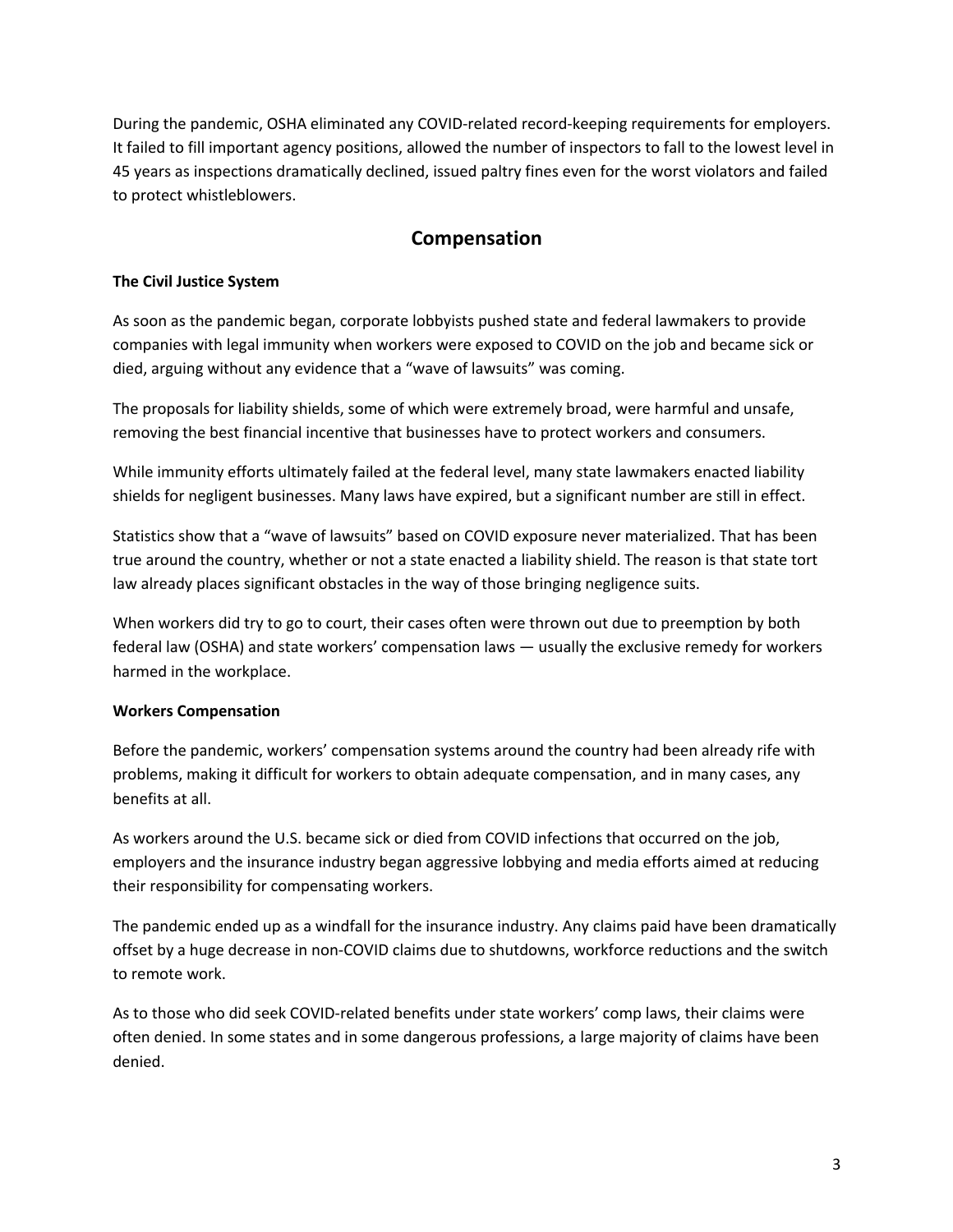During the pandemic, OSHA eliminated any COVID-related record-keeping requirements for employers. It failed to fill important agency positions, allowed the number of inspectors to fall to the lowest level in 45 years as inspections dramatically declined, issued paltry fines even for the worst violators and failed to protect whistleblowers.

## Compensation

**The Civil Justice System**

As soon as the pandemic began, corporate lobbyists pushed state and federal lawmakers to provide companies with legal immunity when workers were exposed to COVID on the job and became sick or died, arguing without any evidence that a "wave of lawsuits" was coming.

The proposals for liability shields, some of which were extremely broad, were harmful and unsafe, removing the best financial incentive that businesses have to protect workers and consumers.

While immunity efforts ultimately failed at the federal level, many state lawmakers enacted liability shields for negligent businesses. Many laws have expired, but a significant number are still in effect.

Statistics show that a "wave of lawsuits" based on COVID exposure never materialized. That has been true around the country, whether or not a state enacted a liability shield. The reason is that state tort law already places significant obstacles in the way of those bringing negligence suits.

When workers did try to go to court, their cases often were thrown out due to preemption by both federal law (OSHA) and state workers' compensation laws — usually the exclusive remedy for workers harmed in the workplace.

**Workers Compensation**

Before the pandemic, workers' compensation systems around the country had been already rife with problems, making it difficult for workers to obtain adequate compensation, and in many cases, any benefits at all.

As workers around the U.S. became sick or died from COVID infections that occurred on the job, employers and the insurance industry began aggressive lobbying and media efforts aimed at reducing their responsibility for compensating workers.

The pandemic ended up as a windfall for the insurance industry. Any claims paid have been dramatically offset by a huge decrease in non-COVID claims due to shutdowns, workforce reductions and the switch to remote work.

As to those who did seek COVID-related benefits under state workers' comp laws, their claims were often denied. In some states and in some dangerous professions, a large majority of claims have been denied.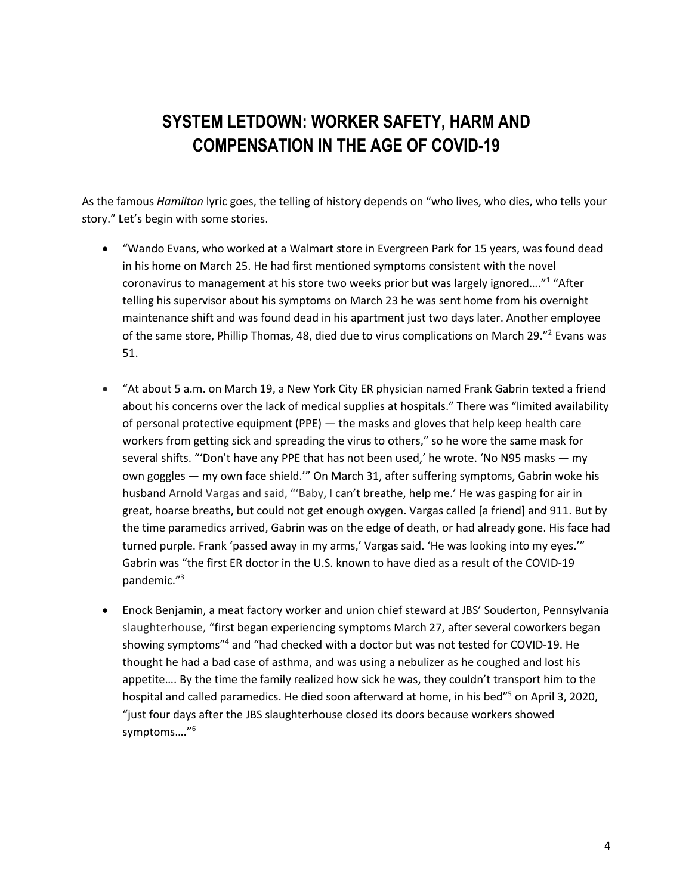# SYSTEM LETDOWN: WORKER SAFETY, HARM AND COMPENSATION IN THE AGE OF COVID-19

As the famous *Hamilton* lyric goes, the telling of history depends on "who lives, who dies, who tells your story." Let's begin with some stories.

- "Wando Evans, who worked at a Walmart store in Evergreen Park for 15 years, was found dead in his home on March 25. He had first mentioned symptoms consistent with the novel coronavirus to management at his store two weeks prior but was largely ignored…."[1] "After telling his supervisor about his symptoms on March 23 he was sent home from his overnight maintenance shift and was found dead in his apartment just two days later. Another employee of the same store, Phillip Thomas, 48, died due to virus complications on March 29."[2] Evans was 51.

- "At about 5 a.m. on March 19, a New York City ER physician named Frank Gabrin texted a friend about his concerns over the lack of medical supplies at hospitals." There was "limited availability of personal protective equipment (PPE) — the masks and gloves that help keep health care workers from getting sick and spreading the virus to others," so he wore the same mask for several shifts. "'Don't have any PPE that has not been used,' he wrote. 'No N95 masks — my own goggles — my own face shield.'" On March 31, after suffering symptoms, Gabrin woke his husband Arnold Vargas and said, "'Baby, I can't breathe, help me.' He was gasping for air in great, hoarse breaths, but could not get enough oxygen. Vargas called [a friend] and 911. But by the time paramedics arrived, Gabrin was on the edge of death, or had already gone. His face had turned purple. Frank 'passed away in my arms,' Vargas said. 'He was looking into my eyes.'" Gabrin was "the first ER doctor in the U.S. known to have died as a result of the COVID-19 pandemic."[3]

- Enock Benjamin, a meat factory worker and union chief steward at JBS' Souderton, Pennsylvania slaughterhouse, "first began experiencing symptoms March 27, after several coworkers began showing symptoms"[4] and "had checked with a doctor but was not tested for COVID-19. He thought he had a bad case of asthma, and was using a nebulizer as he coughed and lost his appetite…. By the time the family realized how sick he was, they couldn't transport him to the hospital and called paramedics. He died soon afterward at home, in his bed"[5] on April 3, 2020, "just four days after the JBS slaughterhouse closed its doors because workers showed symptoms…."[6]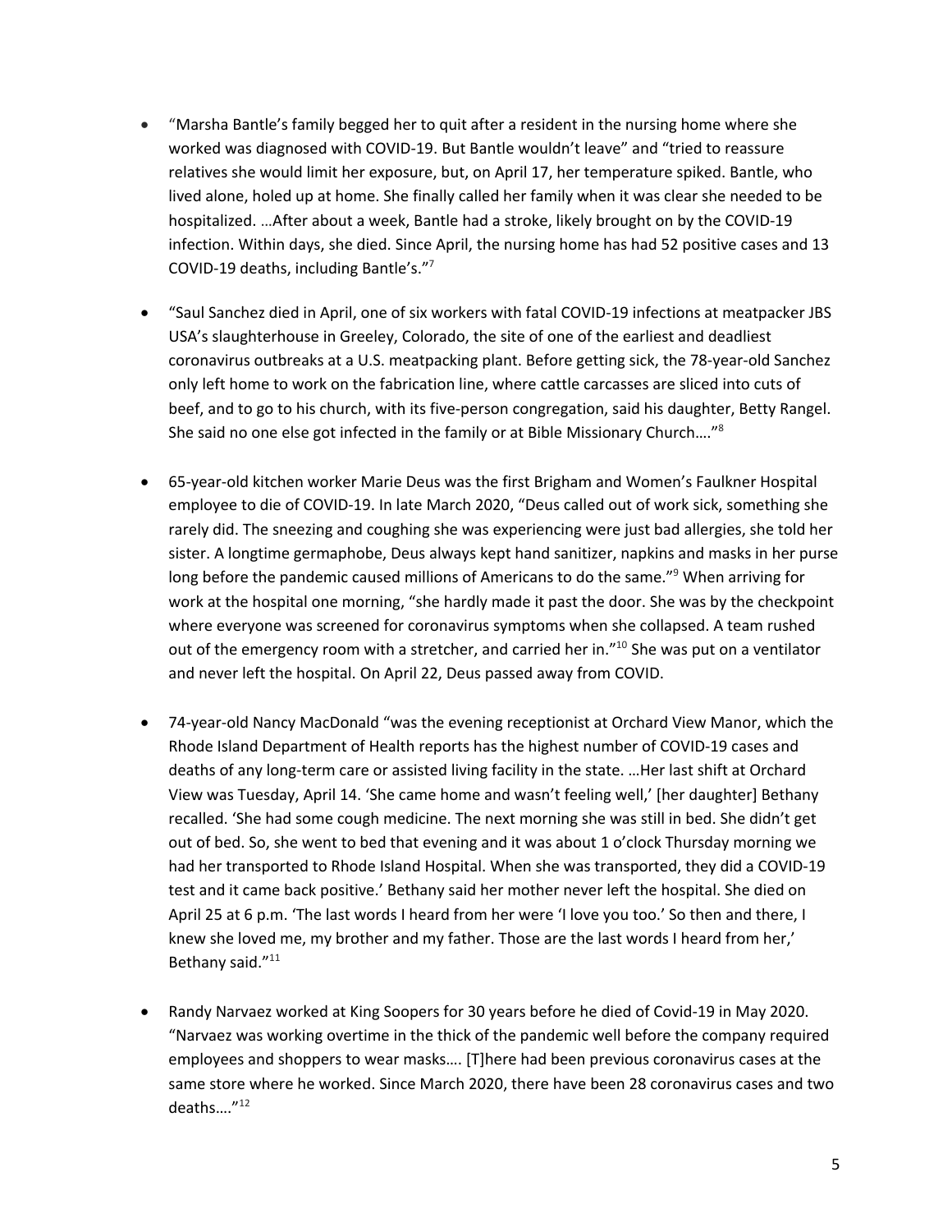- "Marsha Bantle's family begged her to quit after a resident in the nursing home where she worked was diagnosed with COVID-19. But Bantle wouldn't leave" and "tried to reassure relatives she would limit her exposure, but, on April 17, her temperature spiked. Bantle, who lived alone, holed up at home. She finally called her family when it was clear she needed to be hospitalized. …After about a week, Bantle had a stroke, likely brought on by the COVID-19 infection. Within days, she died. Since April, the nursing home has had 52 positive cases and 13 COVID-19 deaths, including Bantle's."[7]

- "Saul Sanchez died in April, one of six workers with fatal COVID-19 infections at meatpacker JBS USA's slaughterhouse in Greeley, Colorado, the site of one of the earliest and deadliest coronavirus outbreaks at a U.S. meatpacking plant. Before getting sick, the 78-year-old Sanchez only left home to work on the fabrication line, where cattle carcasses are sliced into cuts of beef, and to go to his church, with its five-person congregation, said his daughter, Betty Rangel. She said no one else got infected in the family or at Bible Missionary Church…."[8]

- 65-year-old kitchen worker Marie Deus was the first Brigham and Women's Faulkner Hospital employee to die of COVID-19. In late March 2020, "Deus called out of work sick, something she rarely did. The sneezing and coughing she was experiencing were just bad allergies, she told her sister. A longtime germaphobe, Deus always kept hand sanitizer, napkins and masks in her purse long before the pandemic caused millions of Americans to do the same."[9] When arriving for work at the hospital one morning, "she hardly made it past the door. She was by the checkpoint where everyone was screened for coronavirus symptoms when she collapsed. A team rushed out of the emergency room with a stretcher, and carried her in."[10] She was put on a ventilator and never left the hospital. On April 22, Deus passed away from COVID.

- 74-year-old Nancy MacDonald "was the evening receptionist at Orchard View Manor, which the Rhode Island Department of Health reports has the highest number of COVID-19 cases and deaths of any long-term care or assisted living facility in the state. …Her last shift at Orchard View was Tuesday, April 14. 'She came home and wasn't feeling well,' [her daughter] Bethany recalled. 'She had some cough medicine. The next morning she was still in bed. She didn't get out of bed. So, she went to bed that evening and it was about 1 o'clock Thursday morning we had her transported to Rhode Island Hospital. When she was transported, they did a COVID-19 test and it came back positive.' Bethany said her mother never left the hospital. She died on April 25 at 6 p.m. 'The last words I heard from her were 'I love you too.' So then and there, I knew she loved me, my brother and my father. Those are the last words I heard from her,' Bethany said."[11]

- Randy Narvaez worked at King Soopers for 30 years before he died of Covid-19 in May 2020. "Narvaez was working overtime in the thick of the pandemic well before the company required employees and shoppers to wear masks…. [T]here had been previous coronavirus cases at the same store where he worked. Since March 2020, there have been 28 coronavirus cases and two deaths…."[12]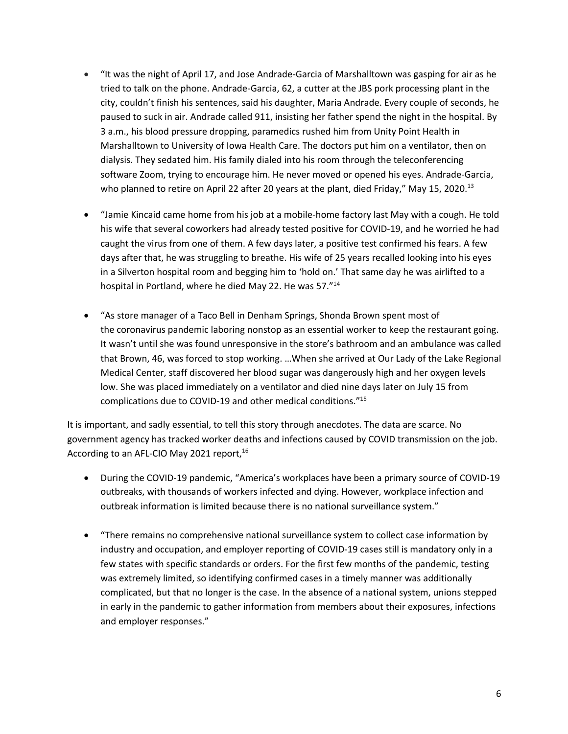- "It was the night of April 17, and Jose Andrade-Garcia of Marshalltown was gasping for air as he tried to talk on the phone. Andrade-Garcia, 62, a cutter at the JBS pork processing plant in the city, couldn't finish his sentences, said his daughter, Maria Andrade. Every couple of seconds, he paused to suck in air. Andrade called 911, insisting her father spend the night in the hospital. By 3 a.m., his blood pressure dropping, paramedics rushed him from Unity Point Health in Marshalltown to University of Iowa Health Care. The doctors put him on a ventilator, then on dialysis. They sedated him. His family dialed into his room through the teleconferencing software Zoom, trying to encourage him. He never moved or opened his eyes. Andrade-Garcia, who planned to retire on April 22 after 20 years at the plant, died Friday," May 15, 2020.[13]

- "Jamie Kincaid came home from his job at a mobile-home factory last May with a cough. He told his wife that several coworkers had already tested positive for COVID-19, and he worried he had caught the virus from one of them. A few days later, a positive test confirmed his fears. A few days after that, he was struggling to breathe. His wife of 25 years recalled looking into his eyes in a Silverton hospital room and begging him to 'hold on.' That same day he was airlifted to a hospital in Portland, where he died May 22. He was 57."[14]

- "As store manager of a Taco Bell in Denham Springs, Shonda Brown spent most of the coronavirus pandemic laboring nonstop as an essential worker to keep the restaurant going. It wasn't until she was found unresponsive in the store's bathroom and an ambulance was called that Brown, 46, was forced to stop working. …When she arrived at Our Lady of the Lake Regional Medical Center, staff discovered her blood sugar was dangerously high and her oxygen levels low. She was placed immediately on a ventilator and died nine days later on July 15 from complications due to COVID-19 and other medical conditions."[15]

It is important, and sadly essential, to tell this story through anecdotes. The data are scarce. No government agency has tracked worker deaths and infections caused by COVID transmission on the job. According to an AFL-CIO May 2021 report,[16]

- During the COVID-19 pandemic, "America's workplaces have been a primary source of COVID-19 outbreaks, with thousands of workers infected and dying. However, workplace infection and outbreak information is limited because there is no national surveillance system."

- "There remains no comprehensive national surveillance system to collect case information by industry and occupation, and employer reporting of COVID-19 cases still is mandatory only in a few states with specific standards or orders. For the first few months of the pandemic, testing was extremely limited, so identifying confirmed cases in a timely manner was additionally complicated, but that no longer is the case. In the absence of a national system, unions stepped in early in the pandemic to gather information from members about their exposures, infections and employer responses."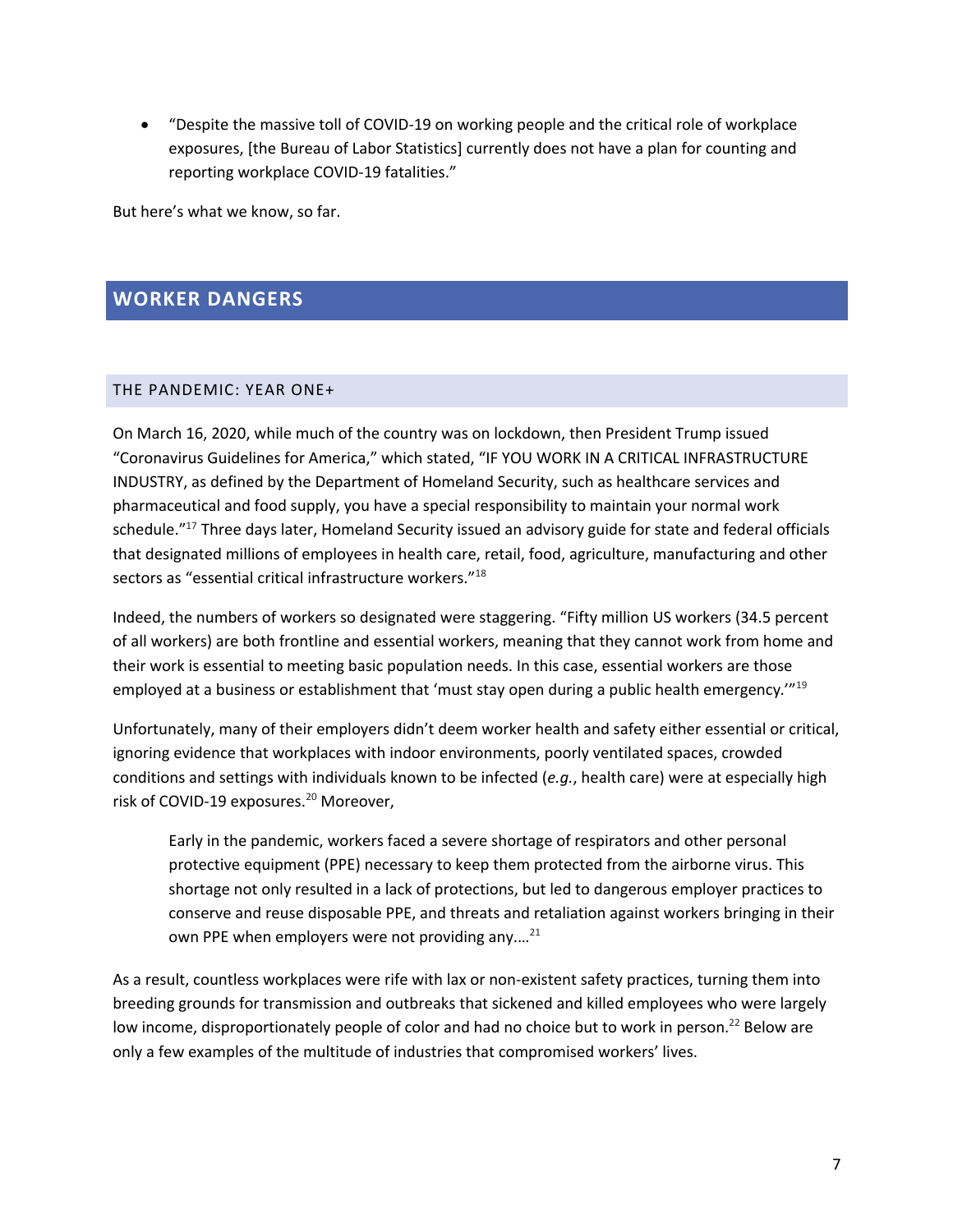- "Despite the massive toll of COVID-19 on working people and the critical role of workplace exposures, [the Bureau of Labor Statistics] currently does not have a plan for counting and reporting workplace COVID-19 fatalities."

But here's what we know, so far.

## WORKER DANGERS

### THE PANDEMIC: YEAR ONE+

On March 16, 2020, while much of the country was on lockdown, then President Trump issued "Coronavirus Guidelines for America," which stated, "IF YOU WORK IN A CRITICAL INFRASTRUCTURE INDUSTRY, as defined by the Department of Homeland Security, such as healthcare services and pharmaceutical and food supply, you have a special responsibility to maintain your normal work schedule."[17] Three days later, Homeland Security issued an advisory guide for state and federal officials that designated millions of employees in health care, retail, food, agriculture, manufacturing and other sectors as "essential critical infrastructure workers."[18]

Indeed, the numbers of workers so designated were staggering. "Fifty million US workers (34.5 percent of all workers) are both frontline and essential workers, meaning that they cannot work from home and their work is essential to meeting basic population needs. In this case, essential workers are those employed at a business or establishment that 'must stay open during a public health emergency.'"[19]

Unfortunately, many of their employers didn't deem worker health and safety either essential or critical, ignoring evidence that workplaces with indoor environments, poorly ventilated spaces, crowded conditions and settings with individuals known to be infected (*e.g.*, health care) were at especially high risk of COVID-19 exposures.[20] Moreover,

> Early in the pandemic, workers faced a severe shortage of respirators and other personal protective equipment (PPE) necessary to keep them protected from the airborne virus. This shortage not only resulted in a lack of protections, but led to dangerous employer practices to conserve and reuse disposable PPE, and threats and retaliation against workers bringing in their own PPE when employers were not providing any....[21]

As a result, countless workplaces were rife with lax or non-existent safety practices, turning them into breeding grounds for transmission and outbreaks that sickened and killed employees who were largely low income, disproportionately people of color and had no choice but to work in person.[22] Below are only a few examples of the multitude of industries that compromised workers' lives.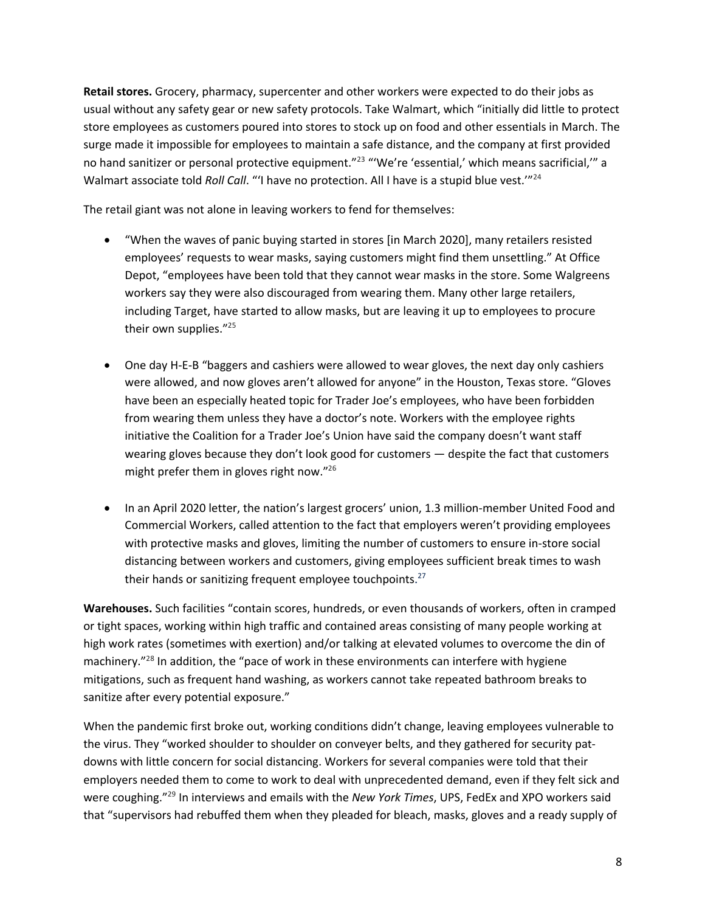**Retail stores.** Grocery, pharmacy, supercenter and other workers were expected to do their jobs as usual without any safety gear or new safety protocols. Take Walmart, which "initially did little to protect store employees as customers poured into stores to stock up on food and other essentials in March. The surge made it impossible for employees to maintain a safe distance, and the company at first provided no hand sanitizer or personal protective equipment."[23] "'We're 'essential,' which means sacrificial,'" a Walmart associate told *Roll Call*. "'I have no protection. All I have is a stupid blue vest.'"[24]

The retail giant was not alone in leaving workers to fend for themselves:

- "When the waves of panic buying started in stores [in March 2020], many retailers resisted employees' requests to wear masks, saying customers might find them unsettling." At Office Depot, "employees have been told that they cannot wear masks in the store. Some Walgreens workers say they were also discouraged from wearing them. Many other large retailers, including Target, have started to allow masks, but are leaving it up to employees to procure their own supplies."[25]

- One day H-E-B "baggers and cashiers were allowed to wear gloves, the next day only cashiers were allowed, and now gloves aren't allowed for anyone" in the Houston, Texas store. "Gloves have been an especially heated topic for Trader Joe's employees, who have been forbidden from wearing them unless they have a doctor's note. Workers with the employee rights initiative the Coalition for a Trader Joe's Union have said the company doesn't want staff wearing gloves because they don't look good for customers — despite the fact that customers might prefer them in gloves right now."[26]

- In an April 2020 letter, the nation's largest grocers' union, 1.3 million-member United Food and Commercial Workers, called attention to the fact that employers weren't providing employees with protective masks and gloves, limiting the number of customers to ensure in-store social distancing between workers and customers, giving employees sufficient break times to wash their hands or sanitizing frequent employee touchpoints.[27]

**Warehouses.** Such facilities "contain scores, hundreds, or even thousands of workers, often in cramped or tight spaces, working within high traffic and contained areas consisting of many people working at high work rates (sometimes with exertion) and/or talking at elevated volumes to overcome the din of machinery."[28] In addition, the "pace of work in these environments can interfere with hygiene mitigations, such as frequent hand washing, as workers cannot take repeated bathroom breaks to sanitize after every potential exposure."

When the pandemic first broke out, working conditions didn't change, leaving employees vulnerable to the virus. They "worked shoulder to shoulder on conveyer belts, and they gathered for security pat-downs with little concern for social distancing. Workers for several companies were told that their employers needed them to come to work to deal with unprecedented demand, even if they felt sick and were coughing."[29] In interviews and emails with the *New York Times*, UPS, FedEx and XPO workers said that "supervisors had rebuffed them when they pleaded for bleach, masks, gloves and a ready supply of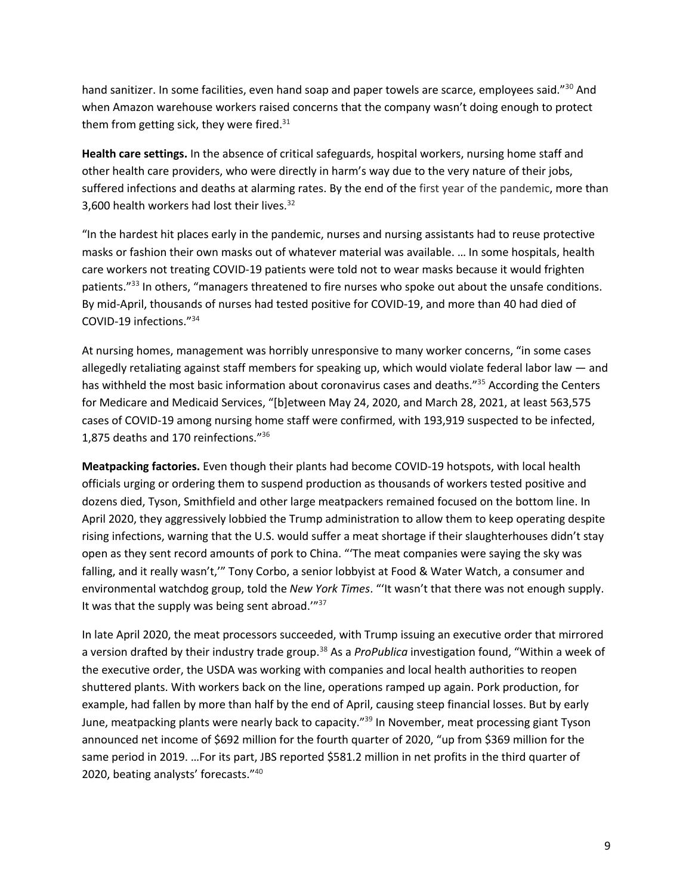hand sanitizer. In some facilities, even hand soap and paper towels are scarce, employees said."[30] And when Amazon warehouse workers raised concerns that the company wasn't doing enough to protect them from getting sick, they were fired.[31]

**Health care settings.** In the absence of critical safeguards, hospital workers, nursing home staff and other health care providers, who were directly in harm's way due to the very nature of their jobs, suffered infections and deaths at alarming rates. By the end of the first year of the pandemic, more than 3,600 health workers had lost their lives.[32]

"In the hardest hit places early in the pandemic, nurses and nursing assistants had to reuse protective masks or fashion their own masks out of whatever material was available. … In some hospitals, health care workers not treating COVID-19 patients were told not to wear masks because it would frighten patients."[33] In others, "managers threatened to fire nurses who spoke out about the unsafe conditions. By mid-April, thousands of nurses had tested positive for COVID-19, and more than 40 had died of COVID-19 infections."[34]

At nursing homes, management was horribly unresponsive to many worker concerns, "in some cases allegedly retaliating against staff members for speaking up, which would violate federal labor law — and has withheld the most basic information about coronavirus cases and deaths."[35] According the Centers for Medicare and Medicaid Services, "[b]etween May 24, 2020, and March 28, 2021, at least 563,575 cases of COVID-19 among nursing home staff were confirmed, with 193,919 suspected to be infected, 1,875 deaths and 170 reinfections."[36]

**Meatpacking factories.** Even though their plants had become COVID-19 hotspots, with local health officials urging or ordering them to suspend production as thousands of workers tested positive and dozens died, Tyson, Smithfield and other large meatpackers remained focused on the bottom line. In April 2020, they aggressively lobbied the Trump administration to allow them to keep operating despite rising infections, warning that the U.S. would suffer a meat shortage if their slaughterhouses didn't stay open as they sent record amounts of pork to China. "'The meat companies were saying the sky was falling, and it really wasn't,'" Tony Corbo, a senior lobbyist at Food & Water Watch, a consumer and environmental watchdog group, told the *New York Times*. "'It wasn't that there was not enough supply. It was that the supply was being sent abroad.'"[37]

In late April 2020, the meat processors succeeded, with Trump issuing an executive order that mirrored a version drafted by their industry trade group.[38] As a *ProPublica* investigation found, "Within a week of the executive order, the USDA was working with companies and local health authorities to reopen shuttered plants. With workers back on the line, operations ramped up again. Pork production, for example, had fallen by more than half by the end of April, causing steep financial losses. But by early June, meatpacking plants were nearly back to capacity."[39] In November, meat processing giant Tyson announced net income of $692 million for the fourth quarter of 2020, "up from $369 million for the same period in 2019. …For its part, JBS reported $581.2 million in net profits in the third quarter of 2020, beating analysts' forecasts."[40]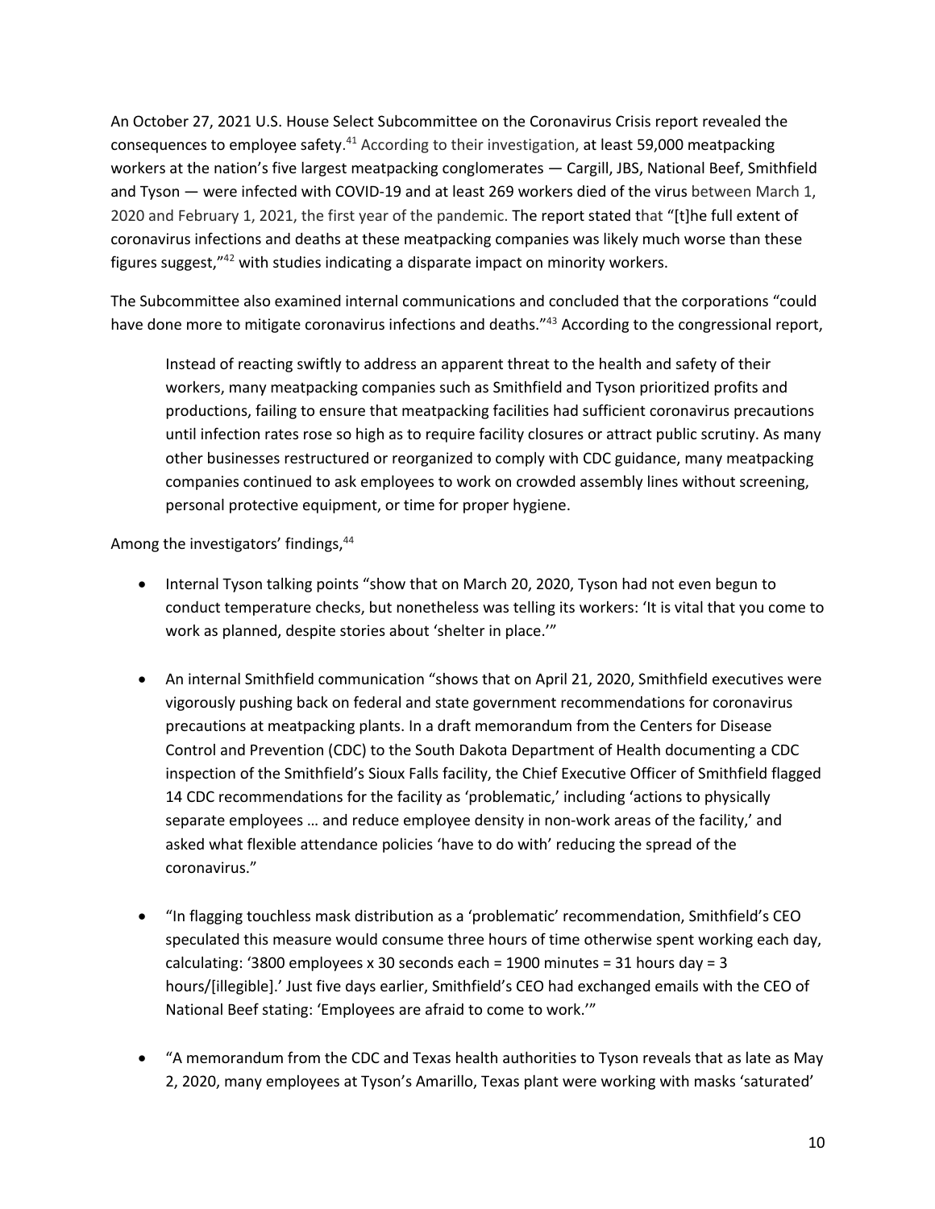An October 27, 2021 U.S. House Select Subcommittee on the Coronavirus Crisis report revealed the consequences to employee safety.[41] According to their investigation, at least 59,000 meatpacking workers at the nation's five largest meatpacking conglomerates — Cargill, JBS, National Beef, Smithfield and Tyson — were infected with COVID-19 and at least 269 workers died of the virus between March 1, 2020 and February 1, 2021, the first year of the pandemic. The report stated that "[t]he full extent of coronavirus infections and deaths at these meatpacking companies was likely much worse than these figures suggest,"[42] with studies indicating a disparate impact on minority workers.

The Subcommittee also examined internal communications and concluded that the corporations "could have done more to mitigate coronavirus infections and deaths."[43] According to the congressional report,

> Instead of reacting swiftly to address an apparent threat to the health and safety of their workers, many meatpacking companies such as Smithfield and Tyson prioritized profits and productions, failing to ensure that meatpacking facilities had sufficient coronavirus precautions until infection rates rose so high as to require facility closures or attract public scrutiny. As many other businesses restructured or reorganized to comply with CDC guidance, many meatpacking companies continued to ask employees to work on crowded assembly lines without screening, personal protective equipment, or time for proper hygiene.

Among the investigators' findings,[44]

- Internal Tyson talking points "show that on March 20, 2020, Tyson had not even begun to conduct temperature checks, but nonetheless was telling its workers: 'It is vital that you come to work as planned, despite stories about 'shelter in place.''"

- An internal Smithfield communication "shows that on April 21, 2020, Smithfield executives were vigorously pushing back on federal and state government recommendations for coronavirus precautions at meatpacking plants. In a draft memorandum from the Centers for Disease Control and Prevention (CDC) to the South Dakota Department of Health documenting a CDC inspection of the Smithfield's Sioux Falls facility, the Chief Executive Officer of Smithfield flagged 14 CDC recommendations for the facility as 'problematic,' including 'actions to physically separate employees … and reduce employee density in non-work areas of the facility,' and asked what flexible attendance policies 'have to do with' reducing the spread of the coronavirus."

- "In flagging touchless mask distribution as a 'problematic' recommendation, Smithfield's CEO speculated this measure would consume three hours of time otherwise spent working each day, calculating: '3800 employees x 30 seconds each = 1900 minutes = 31 hours day = 3 hours/[illegible].' Just five days earlier, Smithfield's CEO had exchanged emails with the CEO of National Beef stating: 'Employees are afraid to come to work.'"

- "A memorandum from the CDC and Texas health authorities to Tyson reveals that as late as May 2, 2020, many employees at Tyson's Amarillo, Texas plant were working with masks 'saturated'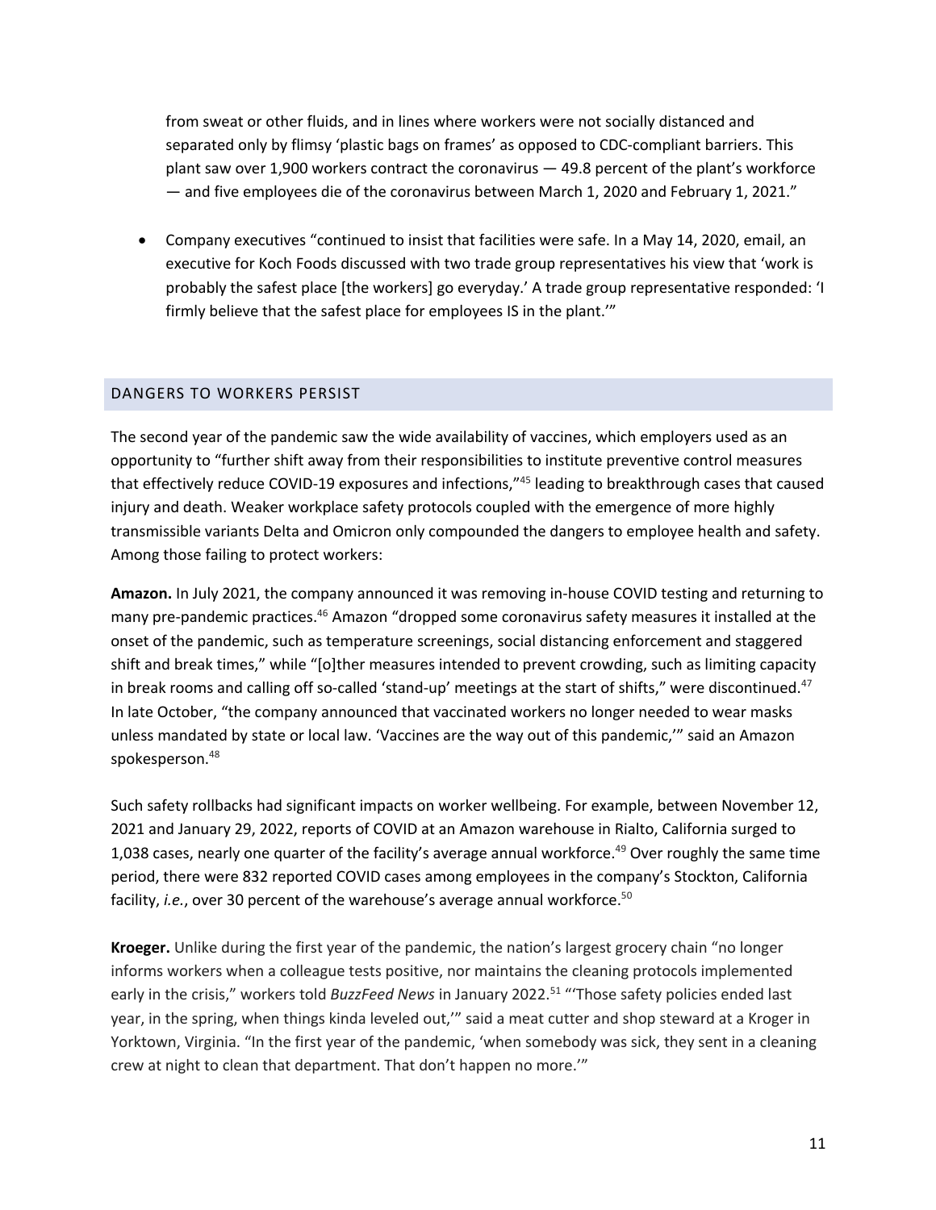from sweat or other fluids, and in lines where workers were not socially distanced and separated only by flimsy 'plastic bags on frames' as opposed to CDC-compliant barriers. This plant saw over 1,900 workers contract the coronavirus — 49.8 percent of the plant's workforce — and five employees die of the coronavirus between March 1, 2020 and February 1, 2021."

- Company executives "continued to insist that facilities were safe. In a May 14, 2020, email, an executive for Koch Foods discussed with two trade group representatives his view that 'work is probably the safest place [the workers] go everyday.' A trade group representative responded: 'I firmly believe that the safest place for employees IS in the plant.'"

## DANGERS TO WORKERS PERSIST

The second year of the pandemic saw the wide availability of vaccines, which employers used as an opportunity to "further shift away from their responsibilities to institute preventive control measures that effectively reduce COVID-19 exposures and infections,"[45] leading to breakthrough cases that caused injury and death. Weaker workplace safety protocols coupled with the emergence of more highly transmissible variants Delta and Omicron only compounded the dangers to employee health and safety. Among those failing to protect workers:

**Amazon.** In July 2021, the company announced it was removing in-house COVID testing and returning to many pre-pandemic practices.[46] Amazon "dropped some coronavirus safety measures it installed at the onset of the pandemic, such as temperature screenings, social distancing enforcement and staggered shift and break times," while "[o]ther measures intended to prevent crowding, such as limiting capacity in break rooms and calling off so-called 'stand-up' meetings at the start of shifts," were discontinued.[47] In late October, "the company announced that vaccinated workers no longer needed to wear masks unless mandated by state or local law. 'Vaccines are the way out of this pandemic,'" said an Amazon spokesperson.[48]

Such safety rollbacks had significant impacts on worker wellbeing. For example, between November 12, 2021 and January 29, 2022, reports of COVID at an Amazon warehouse in Rialto, California surged to 1,038 cases, nearly one quarter of the facility's average annual workforce.[49] Over roughly the same time period, there were 832 reported COVID cases among employees in the company's Stockton, California facility, *i.e.*, over 30 percent of the warehouse's average annual workforce.[50]

**Kroeger.** Unlike during the first year of the pandemic, the nation's largest grocery chain "no longer informs workers when a colleague tests positive, nor maintains the cleaning protocols implemented early in the crisis," workers told *BuzzFeed News* in January 2022.[51] "'Those safety policies ended last year, in the spring, when things kinda leveled out,'" said a meat cutter and shop steward at a Kroger in Yorktown, Virginia. "In the first year of the pandemic, 'when somebody was sick, they sent in a cleaning crew at night to clean that department. That don't happen no more.'"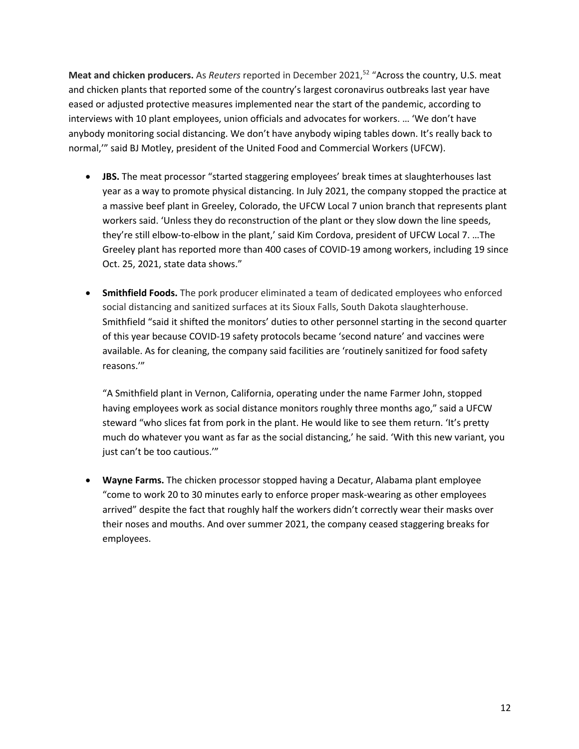**Meat and chicken producers.** As *Reuters* reported in December 2021,[52] "Across the country, U.S. meat and chicken plants that reported some of the country's largest coronavirus outbreaks last year have eased or adjusted protective measures implemented near the start of the pandemic, according to interviews with 10 plant employees, union officials and advocates for workers. … 'We don't have anybody monitoring social distancing. We don't have anybody wiping tables down. It's really back to normal,'" said BJ Motley, president of the United Food and Commercial Workers (UFCW).

- **JBS.** The meat processor "started staggering employees' break times at slaughterhouses last year as a way to promote physical distancing. In July 2021, the company stopped the practice at a massive beef plant in Greeley, Colorado, the UFCW Local 7 union branch that represents plant workers said. 'Unless they do reconstruction of the plant or they slow down the line speeds, they're still elbow-to-elbow in the plant,' said Kim Cordova, president of UFCW Local 7. …The Greeley plant has reported more than 400 cases of COVID-19 among workers, including 19 since Oct. 25, 2021, state data shows."

- **Smithfield Foods.** The pork producer eliminated a team of dedicated employees who enforced social distancing and sanitized surfaces at its Sioux Falls, South Dakota slaughterhouse. Smithfield "said it shifted the monitors' duties to other personnel starting in the second quarter of this year because COVID-19 safety protocols became 'second nature' and vaccines were available. As for cleaning, the company said facilities are 'routinely sanitized for food safety reasons.'"

  "A Smithfield plant in Vernon, California, operating under the name Farmer John, stopped having employees work as social distance monitors roughly three months ago," said a UFCW steward "who slices fat from pork in the plant. He would like to see them return. 'It's pretty much do whatever you want as far as the social distancing,' he said. 'With this new variant, you just can't be too cautious.'"

- **Wayne Farms.** The chicken processor stopped having a Decatur, Alabama plant employee "come to work 20 to 30 minutes early to enforce proper mask-wearing as other employees arrived" despite the fact that roughly half the workers didn't correctly wear their masks over their noses and mouths. And over summer 2021, the company ceased staggering breaks for employees.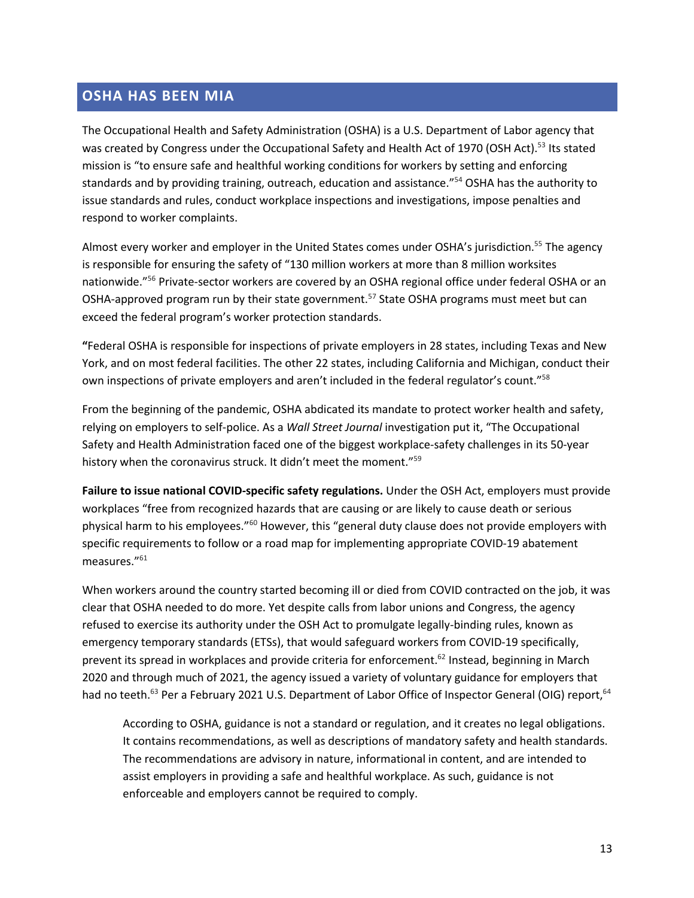## OSHA HAS BEEN MIA

The Occupational Health and Safety Administration (OSHA) is a U.S. Department of Labor agency that was created by Congress under the Occupational Safety and Health Act of 1970 (OSH Act).[53] Its stated mission is "to ensure safe and healthful working conditions for workers by setting and enforcing standards and by providing training, outreach, education and assistance."[54] OSHA has the authority to issue standards and rules, conduct workplace inspections and investigations, impose penalties and respond to worker complaints.

Almost every worker and employer in the United States comes under OSHA's jurisdiction.[55] The agency is responsible for ensuring the safety of "130 million workers at more than 8 million worksites nationwide."[56] Private-sector workers are covered by an OSHA regional office under federal OSHA or an OSHA-approved program run by their state government.[57] State OSHA programs must meet but can exceed the federal program's worker protection standards.

**"**Federal OSHA is responsible for inspections of private employers in 28 states, including Texas and New York, and on most federal facilities. The other 22 states, including California and Michigan, conduct their own inspections of private employers and aren't included in the federal regulator's count."[58]

From the beginning of the pandemic, OSHA abdicated its mandate to protect worker health and safety, relying on employers to self-police. As a *Wall Street Journal* investigation put it, "The Occupational Safety and Health Administration faced one of the biggest workplace-safety challenges in its 50-year history when the coronavirus struck. It didn't meet the moment."[59]

**Failure to issue national COVID-specific safety regulations.** Under the OSH Act, employers must provide workplaces "free from recognized hazards that are causing or are likely to cause death or serious physical harm to his employees."[60] However, this "general duty clause does not provide employers with specific requirements to follow or a road map for implementing appropriate COVID-19 abatement measures."[61]

When workers around the country started becoming ill or died from COVID contracted on the job, it was clear that OSHA needed to do more. Yet despite calls from labor unions and Congress, the agency refused to exercise its authority under the OSH Act to promulgate legally-binding rules, known as emergency temporary standards (ETSs), that would safeguard workers from COVID-19 specifically, prevent its spread in workplaces and provide criteria for enforcement.[62] Instead, beginning in March 2020 and through much of 2021, the agency issued a variety of voluntary guidance for employers that had no teeth.[63] Per a February 2021 U.S. Department of Labor Office of Inspector General (OIG) report,[64]

> According to OSHA, guidance is not a standard or regulation, and it creates no legal obligations. It contains recommendations, as well as descriptions of mandatory safety and health standards. The recommendations are advisory in nature, informational in content, and are intended to assist employers in providing a safe and healthful workplace. As such, guidance is not enforceable and employers cannot be required to comply.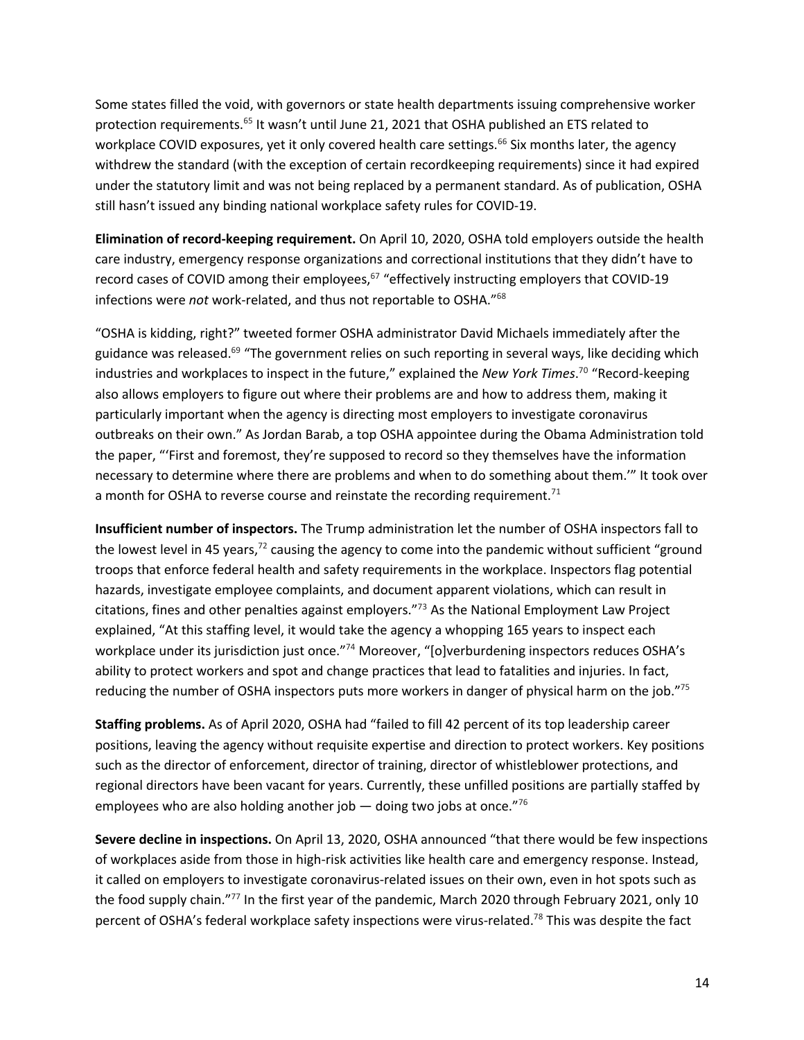Some states filled the void, with governors or state health departments issuing comprehensive worker protection requirements.[65] It wasn't until June 21, 2021 that OSHA published an ETS related to workplace COVID exposures, yet it only covered health care settings.[66] Six months later, the agency withdrew the standard (with the exception of certain recordkeeping requirements) since it had expired under the statutory limit and was not being replaced by a permanent standard. As of publication, OSHA still hasn't issued any binding national workplace safety rules for COVID-19.

**Elimination of record-keeping requirement.** On April 10, 2020, OSHA told employers outside the health care industry, emergency response organizations and correctional institutions that they didn't have to record cases of COVID among their employees,[67] "effectively instructing employers that COVID-19 infections were *not* work-related, and thus not reportable to OSHA."[68]

"OSHA is kidding, right?" tweeted former OSHA administrator David Michaels immediately after the guidance was released.[69] "The government relies on such reporting in several ways, like deciding which industries and workplaces to inspect in the future," explained the *New York Times*.[70] "Record-keeping also allows employers to figure out where their problems are and how to address them, making it particularly important when the agency is directing most employers to investigate coronavirus outbreaks on their own." As Jordan Barab, a top OSHA appointee during the Obama Administration told the paper, "'First and foremost, they're supposed to record so they themselves have the information necessary to determine where there are problems and when to do something about them.'" It took over a month for OSHA to reverse course and reinstate the recording requirement.[71]

**Insufficient number of inspectors.** The Trump administration let the number of OSHA inspectors fall to the lowest level in 45 years,[72] causing the agency to come into the pandemic without sufficient "ground troops that enforce federal health and safety requirements in the workplace. Inspectors flag potential hazards, investigate employee complaints, and document apparent violations, which can result in citations, fines and other penalties against employers."[73] As the National Employment Law Project explained, "At this staffing level, it would take the agency a whopping 165 years to inspect each workplace under its jurisdiction just once."[74] Moreover, "[o]verburdening inspectors reduces OSHA's ability to protect workers and spot and change practices that lead to fatalities and injuries. In fact, reducing the number of OSHA inspectors puts more workers in danger of physical harm on the job."[75]

**Staffing problems.** As of April 2020, OSHA had "failed to fill 42 percent of its top leadership career positions, leaving the agency without requisite expertise and direction to protect workers. Key positions such as the director of enforcement, director of training, director of whistleblower protections, and regional directors have been vacant for years. Currently, these unfilled positions are partially staffed by employees who are also holding another job — doing two jobs at once."[76]

**Severe decline in inspections.** On April 13, 2020, OSHA announced "that there would be few inspections of workplaces aside from those in high-risk activities like health care and emergency response. Instead, it called on employers to investigate coronavirus-related issues on their own, even in hot spots such as the food supply chain."[77] In the first year of the pandemic, March 2020 through February 2021, only 10 percent of OSHA's federal workplace safety inspections were virus-related.[78] This was despite the fact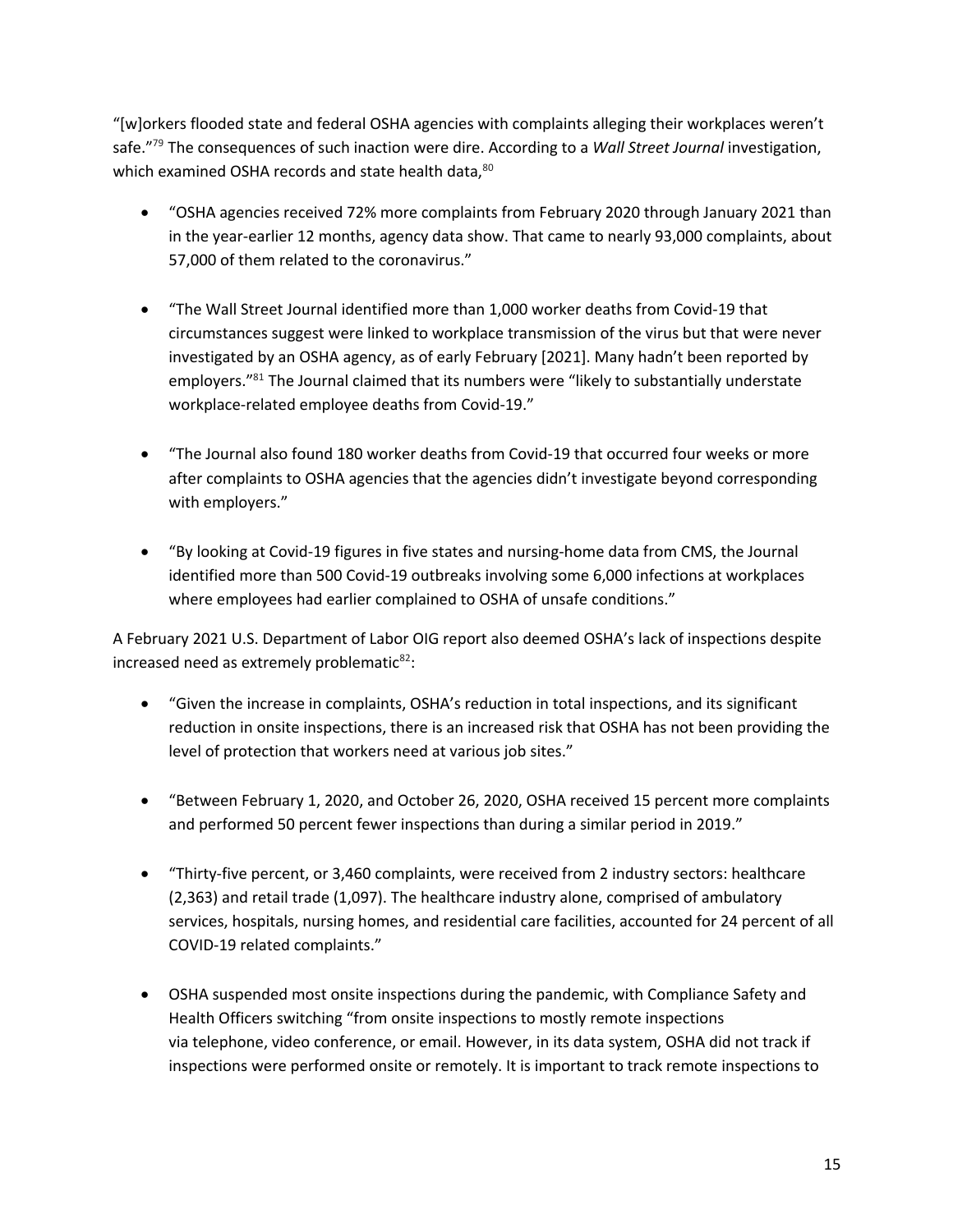"[w]orkers flooded state and federal OSHA agencies with complaints alleging their workplaces weren't safe."[79] The consequences of such inaction were dire. According to a *Wall Street Journal* investigation, which examined OSHA records and state health data,[80]

- "OSHA agencies received 72% more complaints from February 2020 through January 2021 than in the year-earlier 12 months, agency data show. That came to nearly 93,000 complaints, about 57,000 of them related to the coronavirus."

- "The Wall Street Journal identified more than 1,000 worker deaths from Covid-19 that circumstances suggest were linked to workplace transmission of the virus but that were never investigated by an OSHA agency, as of early February [2021]. Many hadn't been reported by employers."[81] The Journal claimed that its numbers were "likely to substantially understate workplace-related employee deaths from Covid-19."

- "The Journal also found 180 worker deaths from Covid-19 that occurred four weeks or more after complaints to OSHA agencies that the agencies didn't investigate beyond corresponding with employers."

- "By looking at Covid-19 figures in five states and nursing-home data from CMS, the Journal identified more than 500 Covid-19 outbreaks involving some 6,000 infections at workplaces where employees had earlier complained to OSHA of unsafe conditions."

A February 2021 U.S. Department of Labor OIG report also deemed OSHA's lack of inspections despite increased need as extremely problematic[82]:

- "Given the increase in complaints, OSHA's reduction in total inspections, and its significant reduction in onsite inspections, there is an increased risk that OSHA has not been providing the level of protection that workers need at various job sites."

- "Between February 1, 2020, and October 26, 2020, OSHA received 15 percent more complaints and performed 50 percent fewer inspections than during a similar period in 2019."

- "Thirty-five percent, or 3,460 complaints, were received from 2 industry sectors: healthcare (2,363) and retail trade (1,097). The healthcare industry alone, comprised of ambulatory services, hospitals, nursing homes, and residential care facilities, accounted for 24 percent of all COVID-19 related complaints."

- OSHA suspended most onsite inspections during the pandemic, with Compliance Safety and Health Officers switching "from onsite inspections to mostly remote inspections via telephone, video conference, or email. However, in its data system, OSHA did not track if inspections were performed onsite or remotely. It is important to track remote inspections to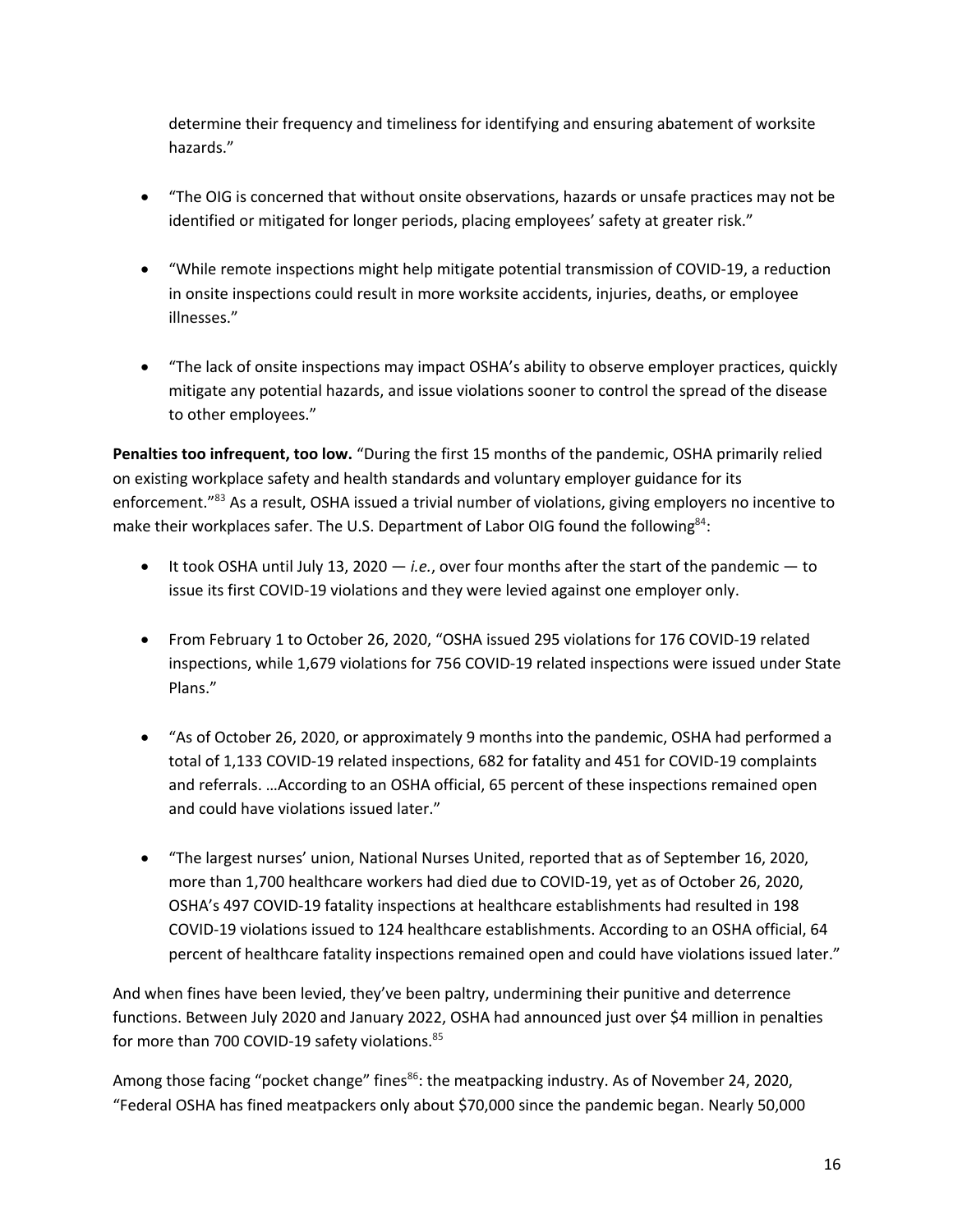determine their frequency and timeliness for identifying and ensuring abatement of worksite hazards."

- "The OIG is concerned that without onsite observations, hazards or unsafe practices may not be identified or mitigated for longer periods, placing employees' safety at greater risk."

- "While remote inspections might help mitigate potential transmission of COVID-19, a reduction in onsite inspections could result in more worksite accidents, injuries, deaths, or employee illnesses."

- "The lack of onsite inspections may impact OSHA's ability to observe employer practices, quickly mitigate any potential hazards, and issue violations sooner to control the spread of the disease to other employees."

**Penalties too infrequent, too low.** "During the first 15 months of the pandemic, OSHA primarily relied on existing workplace safety and health standards and voluntary employer guidance for its enforcement."[83] As a result, OSHA issued a trivial number of violations, giving employers no incentive to make their workplaces safer. The U.S. Department of Labor OIG found the following[84]:

- It took OSHA until July 13, 2020 — *i.e.*, over four months after the start of the pandemic — to issue its first COVID-19 violations and they were levied against one employer only.

- From February 1 to October 26, 2020, "OSHA issued 295 violations for 176 COVID-19 related inspections, while 1,679 violations for 756 COVID-19 related inspections were issued under State Plans."

- "As of October 26, 2020, or approximately 9 months into the pandemic, OSHA had performed a total of 1,133 COVID-19 related inspections, 682 for fatality and 451 for COVID-19 complaints and referrals. …According to an OSHA official, 65 percent of these inspections remained open and could have violations issued later."

- "The largest nurses' union, National Nurses United, reported that as of September 16, 2020, more than 1,700 healthcare workers had died due to COVID-19, yet as of October 26, 2020, OSHA's 497 COVID-19 fatality inspections at healthcare establishments had resulted in 198 COVID-19 violations issued to 124 healthcare establishments. According to an OSHA official, 64 percent of healthcare fatality inspections remained open and could have violations issued later."

And when fines have been levied, they've been paltry, undermining their punitive and deterrence functions. Between July 2020 and January 2022, OSHA had announced just over $4 million in penalties for more than 700 COVID-19 safety violations.[85]

Among those facing "pocket change" fines[86]: the meatpacking industry. As of November 24, 2020, "Federal OSHA has fined meatpackers only about $70,000 since the pandemic began. Nearly 50,000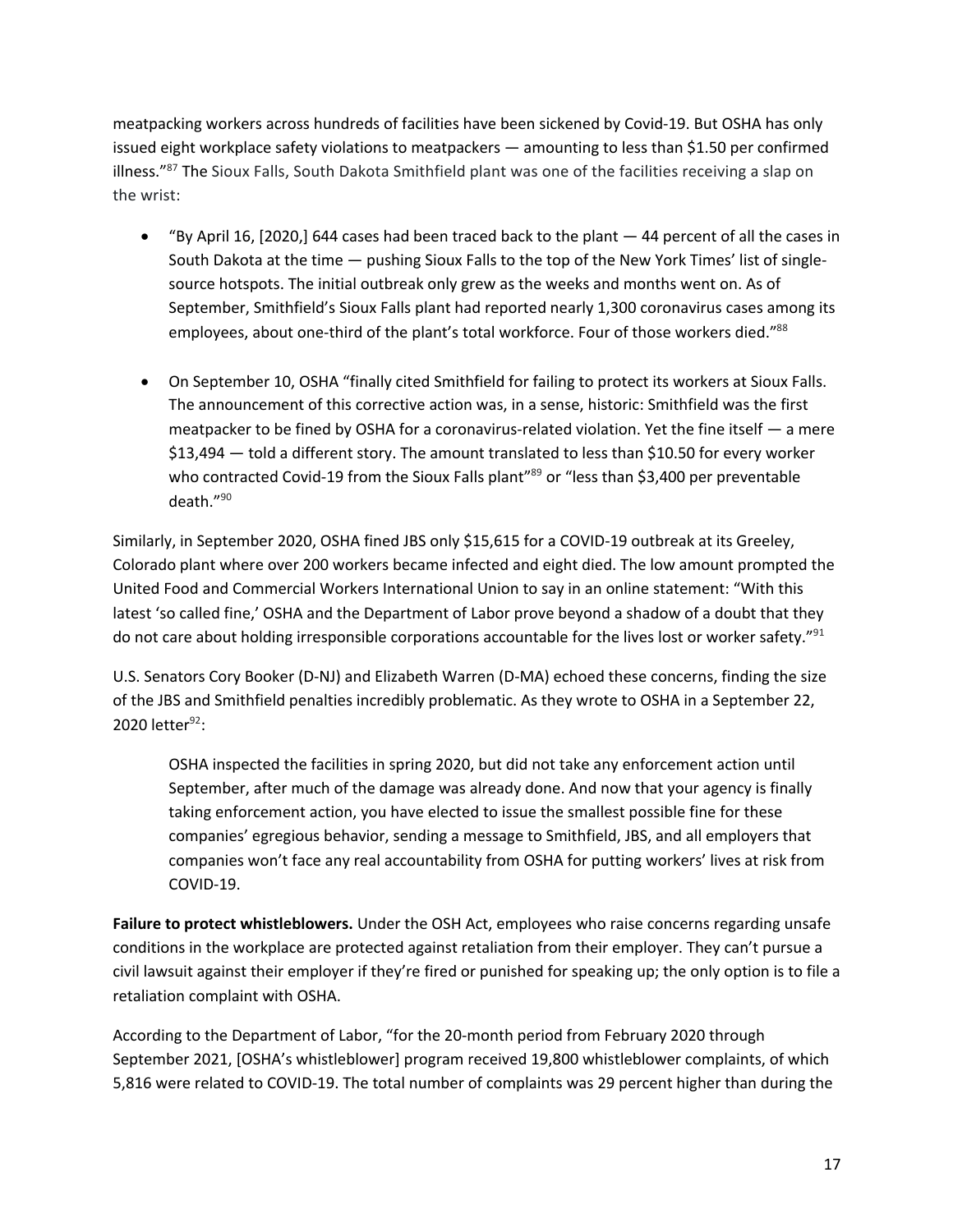meatpacking workers across hundreds of facilities have been sickened by Covid-19. But OSHA has only issued eight workplace safety violations to meatpackers — amounting to less than $1.50 per confirmed illness."[87] The Sioux Falls, South Dakota Smithfield plant was one of the facilities receiving a slap on the wrist:

- "By April 16, [2020,] 644 cases had been traced back to the plant — 44 percent of all the cases in South Dakota at the time — pushing Sioux Falls to the top of the New York Times' list of single-source hotspots. The initial outbreak only grew as the weeks and months went on. As of September, Smithfield's Sioux Falls plant had reported nearly 1,300 coronavirus cases among its employees, about one-third of the plant's total workforce. Four of those workers died."[88]

- On September 10, OSHA "finally cited Smithfield for failing to protect its workers at Sioux Falls. The announcement of this corrective action was, in a sense, historic: Smithfield was the first meatpacker to be fined by OSHA for a coronavirus-related violation. Yet the fine itself — a mere $13,494 — told a different story. The amount translated to less than $10.50 for every worker who contracted Covid-19 from the Sioux Falls plant"[89] or "less than $3,400 per preventable death."[90]

Similarly, in September 2020, OSHA fined JBS only $15,615 for a COVID-19 outbreak at its Greeley, Colorado plant where over 200 workers became infected and eight died. The low amount prompted the United Food and Commercial Workers International Union to say in an online statement: "With this latest 'so called fine,' OSHA and the Department of Labor prove beyond a shadow of a doubt that they do not care about holding irresponsible corporations accountable for the lives lost or worker safety."[91]

U.S. Senators Cory Booker (D-NJ) and Elizabeth Warren (D-MA) echoed these concerns, finding the size of the JBS and Smithfield penalties incredibly problematic. As they wrote to OSHA in a September 22, 2020 letter[92]:

> OSHA inspected the facilities in spring 2020, but did not take any enforcement action until September, after much of the damage was already done. And now that your agency is finally taking enforcement action, you have elected to issue the smallest possible fine for these companies' egregious behavior, sending a message to Smithfield, JBS, and all employers that companies won't face any real accountability from OSHA for putting workers' lives at risk from COVID-19.

**Failure to protect whistleblowers.** Under the OSH Act, employees who raise concerns regarding unsafe conditions in the workplace are protected against retaliation from their employer. They can't pursue a civil lawsuit against their employer if they're fired or punished for speaking up; the only option is to file a retaliation complaint with OSHA.

According to the Department of Labor, "for the 20-month period from February 2020 through September 2021, [OSHA's whistleblower] program received 19,800 whistleblower complaints, of which 5,816 were related to COVID-19. The total number of complaints was 29 percent higher than during the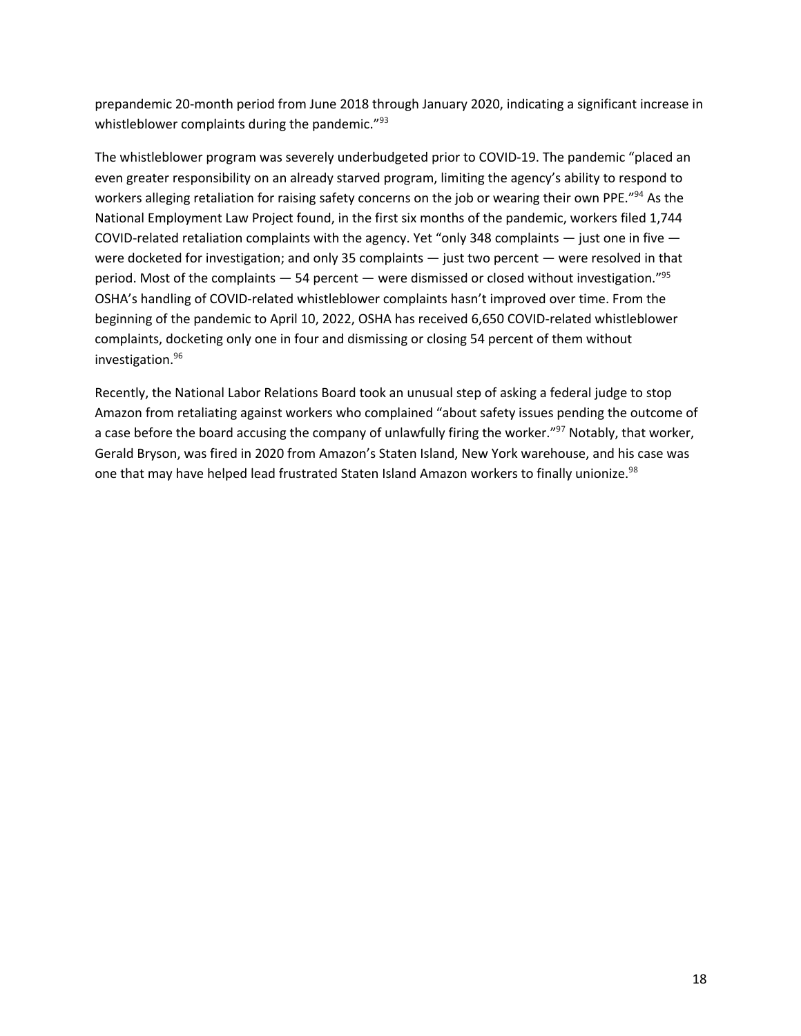prepandemic 20-month period from June 2018 through January 2020, indicating a significant increase in whistleblower complaints during the pandemic."[93]

The whistleblower program was severely underbudgeted prior to COVID-19. The pandemic "placed an even greater responsibility on an already starved program, limiting the agency's ability to respond to workers alleging retaliation for raising safety concerns on the job or wearing their own PPE."[94] As the National Employment Law Project found, in the first six months of the pandemic, workers filed 1,744 COVID-related retaliation complaints with the agency. Yet "only 348 complaints — just one in five — were docketed for investigation; and only 35 complaints — just two percent — were resolved in that period. Most of the complaints — 54 percent — were dismissed or closed without investigation."[95] OSHA's handling of COVID-related whistleblower complaints hasn't improved over time. From the beginning of the pandemic to April 10, 2022, OSHA has received 6,650 COVID-related whistleblower complaints, docketing only one in four and dismissing or closing 54 percent of them without investigation.[96]

Recently, the National Labor Relations Board took an unusual step of asking a federal judge to stop Amazon from retaliating against workers who complained "about safety issues pending the outcome of a case before the board accusing the company of unlawfully firing the worker."[97] Notably, that worker, Gerald Bryson, was fired in 2020 from Amazon's Staten Island, New York warehouse, and his case was one that may have helped lead frustrated Staten Island Amazon workers to finally unionize.[98]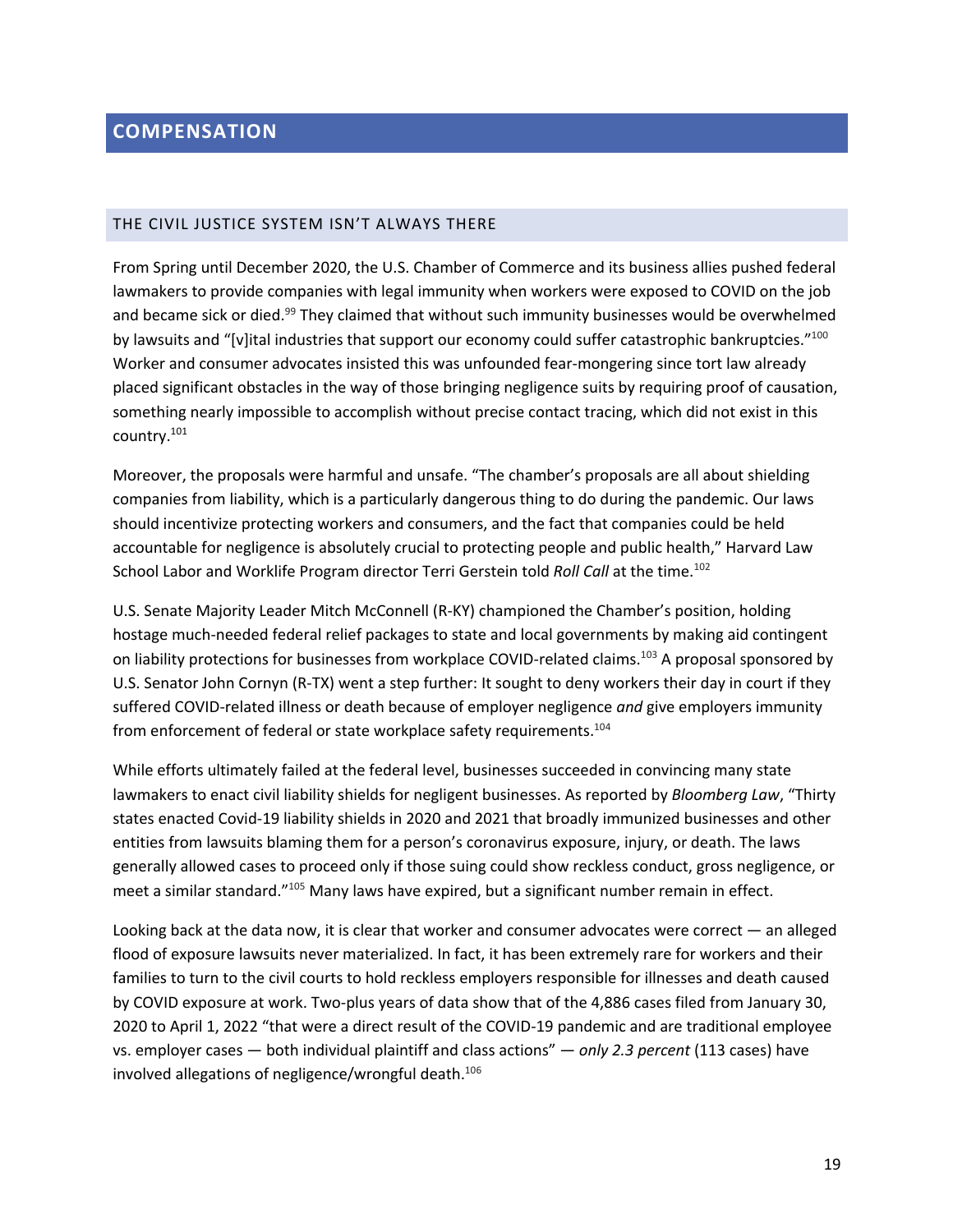## COMPENSATION

### THE CIVIL JUSTICE SYSTEM ISN'T ALWAYS THERE

From Spring until December 2020, the U.S. Chamber of Commerce and its business allies pushed federal lawmakers to provide companies with legal immunity when workers were exposed to COVID on the job and became sick or died.[99] They claimed that without such immunity businesses would be overwhelmed by lawsuits and "[v]ital industries that support our economy could suffer catastrophic bankruptcies."[100] Worker and consumer advocates insisted this was unfounded fear-mongering since tort law already placed significant obstacles in the way of those bringing negligence suits by requiring proof of causation, something nearly impossible to accomplish without precise contact tracing, which did not exist in this country.[101]

Moreover, the proposals were harmful and unsafe. "The chamber's proposals are all about shielding companies from liability, which is a particularly dangerous thing to do during the pandemic. Our laws should incentivize protecting workers and consumers, and the fact that companies could be held accountable for negligence is absolutely crucial to protecting people and public health," Harvard Law School Labor and Worklife Program director Terri Gerstein told *Roll Call* at the time.[102]

U.S. Senate Majority Leader Mitch McConnell (R-KY) championed the Chamber's position, holding hostage much-needed federal relief packages to state and local governments by making aid contingent on liability protections for businesses from workplace COVID-related claims.[103] A proposal sponsored by U.S. Senator John Cornyn (R-TX) went a step further: It sought to deny workers their day in court if they suffered COVID-related illness or death because of employer negligence *and* give employers immunity from enforcement of federal or state workplace safety requirements.[104]

While efforts ultimately failed at the federal level, businesses succeeded in convincing many state lawmakers to enact civil liability shields for negligent businesses. As reported by *Bloomberg Law*, "Thirty states enacted Covid-19 liability shields in 2020 and 2021 that broadly immunized businesses and other entities from lawsuits blaming them for a person's coronavirus exposure, injury, or death. The laws generally allowed cases to proceed only if those suing could show reckless conduct, gross negligence, or meet a similar standard."[105] Many laws have expired, but a significant number remain in effect.

Looking back at the data now, it is clear that worker and consumer advocates were correct — an alleged flood of exposure lawsuits never materialized. In fact, it has been extremely rare for workers and their families to turn to the civil courts to hold reckless employers responsible for illnesses and death caused by COVID exposure at work. Two-plus years of data show that of the 4,886 cases filed from January 30, 2020 to April 1, 2022 "that were a direct result of the COVID-19 pandemic and are traditional employee vs. employer cases — both individual plaintiff and class actions" — *only 2.3 percent* (113 cases) have involved allegations of negligence/wrongful death.[106]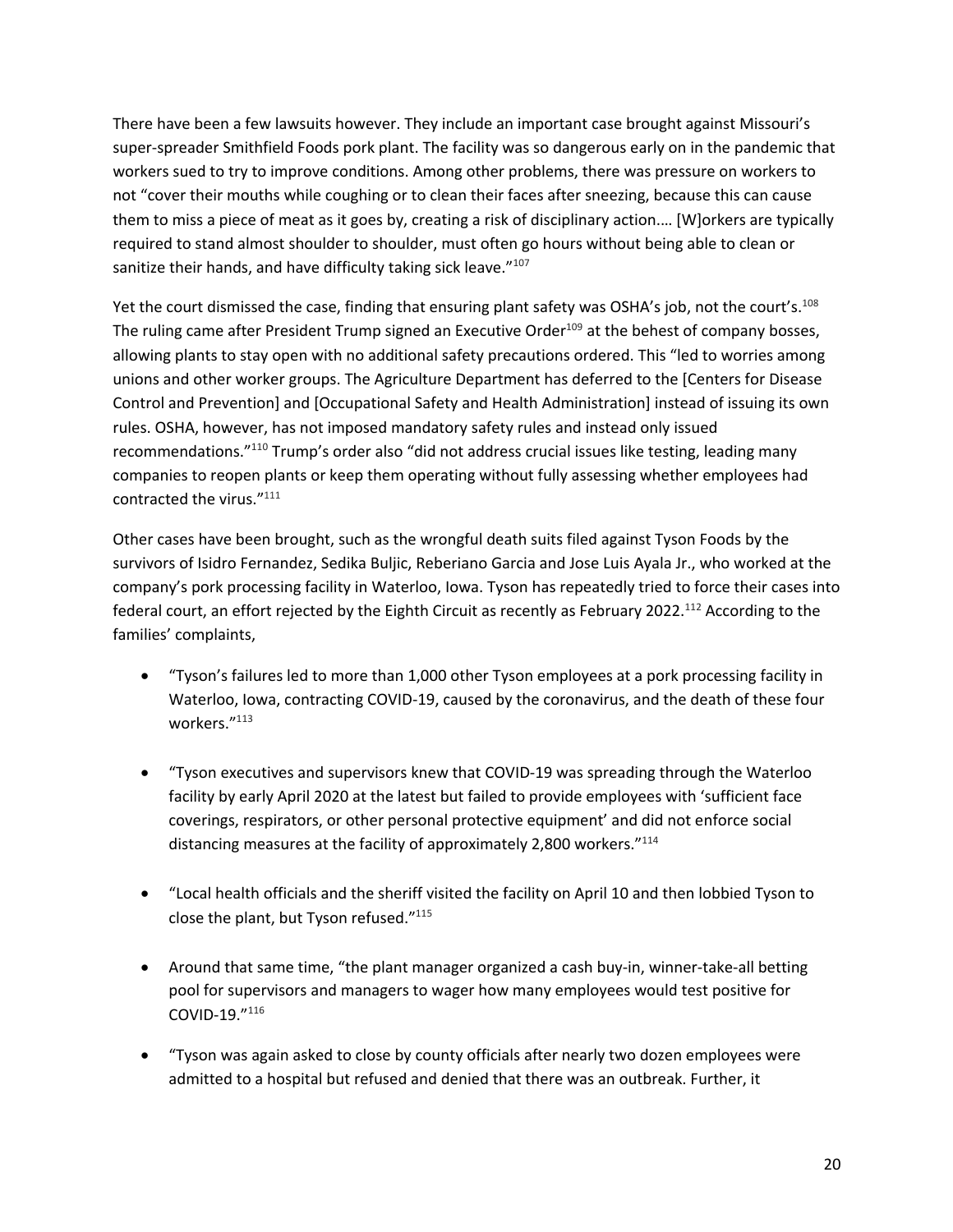There have been a few lawsuits however. They include an important case brought against Missouri's super-spreader Smithfield Foods pork plant. The facility was so dangerous early on in the pandemic that workers sued to try to improve conditions. Among other problems, there was pressure on workers to not "cover their mouths while coughing or to clean their faces after sneezing, because this can cause them to miss a piece of meat as it goes by, creating a risk of disciplinary action.… [W]orkers are typically required to stand almost shoulder to shoulder, must often go hours without being able to clean or sanitize their hands, and have difficulty taking sick leave."[107]

Yet the court dismissed the case, finding that ensuring plant safety was OSHA's job, not the court's.[108] The ruling came after President Trump signed an Executive Order[109] at the behest of company bosses, allowing plants to stay open with no additional safety precautions ordered. This "led to worries among unions and other worker groups. The Agriculture Department has deferred to the [Centers for Disease Control and Prevention] and [Occupational Safety and Health Administration] instead of issuing its own rules. OSHA, however, has not imposed mandatory safety rules and instead only issued recommendations."[110] Trump's order also "did not address crucial issues like testing, leading many companies to reopen plants or keep them operating without fully assessing whether employees had contracted the virus."[111]

Other cases have been brought, such as the wrongful death suits filed against Tyson Foods by the survivors of Isidro Fernandez, Sedika Buljic, Reberiano Garcia and Jose Luis Ayala Jr., who worked at the company's pork processing facility in Waterloo, Iowa. Tyson has repeatedly tried to force their cases into federal court, an effort rejected by the Eighth Circuit as recently as February 2022.[112] According to the families' complaints,

- "Tyson's failures led to more than 1,000 other Tyson employees at a pork processing facility in Waterloo, Iowa, contracting COVID-19, caused by the coronavirus, and the death of these four workers."[113]

- "Tyson executives and supervisors knew that COVID-19 was spreading through the Waterloo facility by early April 2020 at the latest but failed to provide employees with 'sufficient face coverings, respirators, or other personal protective equipment' and did not enforce social distancing measures at the facility of approximately 2,800 workers."[114]

- "Local health officials and the sheriff visited the facility on April 10 and then lobbied Tyson to close the plant, but Tyson refused."[115]

- Around that same time, "the plant manager organized a cash buy-in, winner-take-all betting pool for supervisors and managers to wager how many employees would test positive for COVID-19."[116]

- "Tyson was again asked to close by county officials after nearly two dozen employees were admitted to a hospital but refused and denied that there was an outbreak. Further, it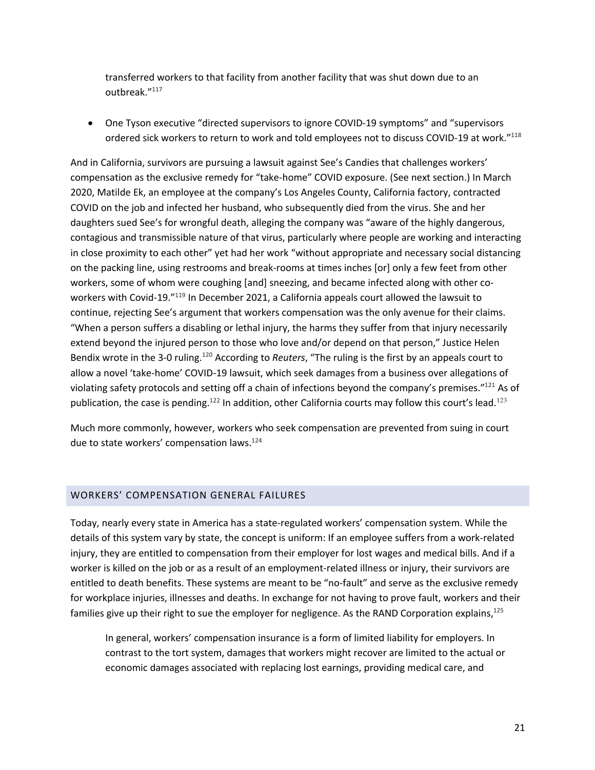> transferred workers to that facility from another facility that was shut down due to an outbreak."[117]

- One Tyson executive "directed supervisors to ignore COVID-19 symptoms" and "supervisors ordered sick workers to return to work and told employees not to discuss COVID-19 at work."[118]

And in California, survivors are pursuing a lawsuit against See's Candies that challenges workers' compensation as the exclusive remedy for "take-home" COVID exposure. (See next section.) In March 2020, Matilde Ek, an employee at the company's Los Angeles County, California factory, contracted COVID on the job and infected her husband, who subsequently died from the virus. She and her daughters sued See's for wrongful death, alleging the company was "aware of the highly dangerous, contagious and transmissible nature of that virus, particularly where people are working and interacting in close proximity to each other" yet had her work "without appropriate and necessary social distancing on the packing line, using restrooms and break-rooms at times inches [or] only a few feet from other workers, some of whom were coughing [and] sneezing, and became infected along with other co-workers with Covid-19."[119] In December 2021, a California appeals court allowed the lawsuit to continue, rejecting See's argument that workers compensation was the only avenue for their claims. "When a person suffers a disabling or lethal injury, the harms they suffer from that injury necessarily extend beyond the injured person to those who love and/or depend on that person," Justice Helen Bendix wrote in the 3-0 ruling.[120] According to *Reuters*, "The ruling is the first by an appeals court to allow a novel 'take-home' COVID-19 lawsuit, which seek damages from a business over allegations of violating safety protocols and setting off a chain of infections beyond the company's premises."[121] As of publication, the case is pending.[122] In addition, other California courts may follow this court's lead.[123]

Much more commonly, however, workers who seek compensation are prevented from suing in court due to state workers' compensation laws.[124]

## WORKERS' COMPENSATION GENERAL FAILURES

Today, nearly every state in America has a state-regulated workers' compensation system. While the details of this system vary by state, the concept is uniform: If an employee suffers from a work-related injury, they are entitled to compensation from their employer for lost wages and medical bills. And if a worker is killed on the job or as a result of an employment-related illness or injury, their survivors are entitled to death benefits. These systems are meant to be "no-fault" and serve as the exclusive remedy for workplace injuries, illnesses and deaths. In exchange for not having to prove fault, workers and their families give up their right to sue the employer for negligence. As the RAND Corporation explains,[125]

> In general, workers' compensation insurance is a form of limited liability for employers. In contrast to the tort system, damages that workers might recover are limited to the actual or economic damages associated with replacing lost earnings, providing medical care, and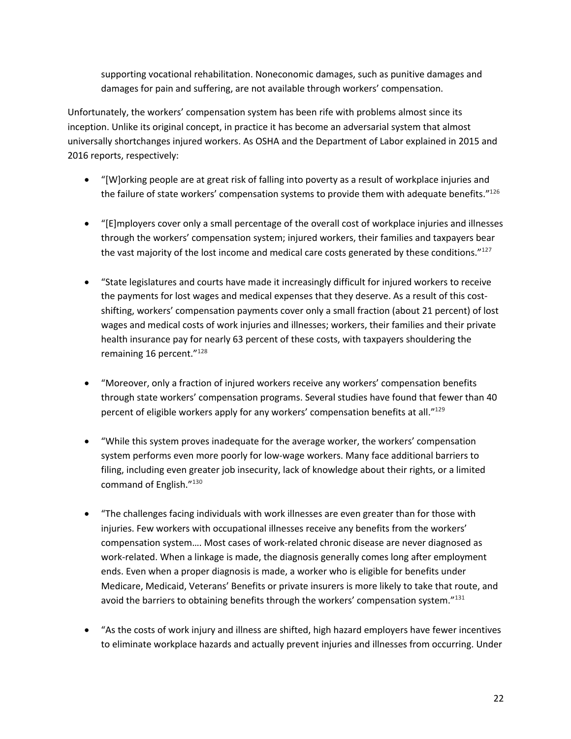supporting vocational rehabilitation. Noneconomic damages, such as punitive damages and damages for pain and suffering, are not available through workers' compensation.

Unfortunately, the workers' compensation system has been rife with problems almost since its inception. Unlike its original concept, in practice it has become an adversarial system that almost universally shortchanges injured workers. As OSHA and the Department of Labor explained in 2015 and 2016 reports, respectively:

- "[W]orking people are at great risk of falling into poverty as a result of workplace injuries and the failure of state workers' compensation systems to provide them with adequate benefits."[126]

- "[E]mployers cover only a small percentage of the overall cost of workplace injuries and illnesses through the workers' compensation system; injured workers, their families and taxpayers bear the vast majority of the lost income and medical care costs generated by these conditions."[127]

- "State legislatures and courts have made it increasingly difficult for injured workers to receive the payments for lost wages and medical expenses that they deserve. As a result of this cost-shifting, workers' compensation payments cover only a small fraction (about 21 percent) of lost wages and medical costs of work injuries and illnesses; workers, their families and their private health insurance pay for nearly 63 percent of these costs, with taxpayers shouldering the remaining 16 percent."[128]

- "Moreover, only a fraction of injured workers receive any workers' compensation benefits through state workers' compensation programs. Several studies have found that fewer than 40 percent of eligible workers apply for any workers' compensation benefits at all."[129]

- "While this system proves inadequate for the average worker, the workers' compensation system performs even more poorly for low-wage workers. Many face additional barriers to filing, including even greater job insecurity, lack of knowledge about their rights, or a limited command of English."[130]

- "The challenges facing individuals with work illnesses are even greater than for those with injuries. Few workers with occupational illnesses receive any benefits from the workers' compensation system…. Most cases of work-related chronic disease are never diagnosed as work-related. When a linkage is made, the diagnosis generally comes long after employment ends. Even when a proper diagnosis is made, a worker who is eligible for benefits under Medicare, Medicaid, Veterans' Benefits or private insurers is more likely to take that route, and avoid the barriers to obtaining benefits through the workers' compensation system."[131]

- "As the costs of work injury and illness are shifted, high hazard employers have fewer incentives to eliminate workplace hazards and actually prevent injuries and illnesses from occurring. Under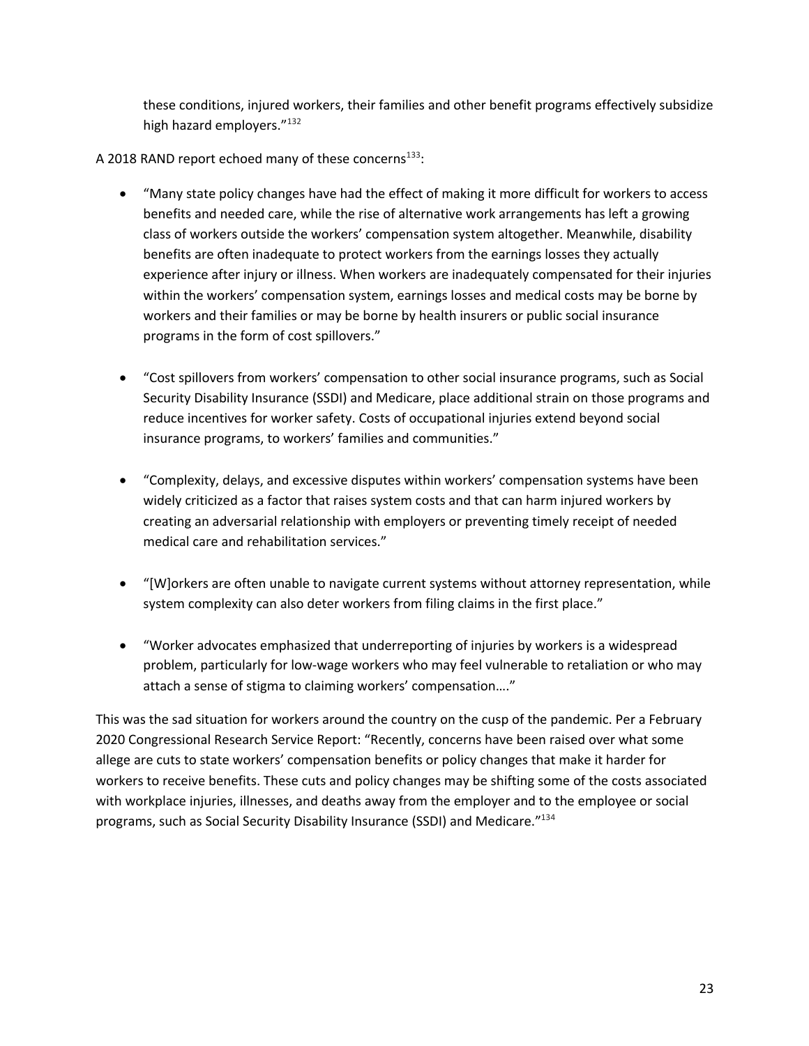these conditions, injured workers, their families and other benefit programs effectively subsidize high hazard employers."[132]

A 2018 RAND report echoed many of these concerns[133]:

- "Many state policy changes have had the effect of making it more difficult for workers to access benefits and needed care, while the rise of alternative work arrangements has left a growing class of workers outside the workers' compensation system altogether. Meanwhile, disability benefits are often inadequate to protect workers from the earnings losses they actually experience after injury or illness. When workers are inadequately compensated for their injuries within the workers' compensation system, earnings losses and medical costs may be borne by workers and their families or may be borne by health insurers or public social insurance programs in the form of cost spillovers."

- "Cost spillovers from workers' compensation to other social insurance programs, such as Social Security Disability Insurance (SSDI) and Medicare, place additional strain on those programs and reduce incentives for worker safety. Costs of occupational injuries extend beyond social insurance programs, to workers' families and communities."

- "Complexity, delays, and excessive disputes within workers' compensation systems have been widely criticized as a factor that raises system costs and that can harm injured workers by creating an adversarial relationship with employers or preventing timely receipt of needed medical care and rehabilitation services."

- "[W]orkers are often unable to navigate current systems without attorney representation, while system complexity can also deter workers from filing claims in the first place."

- "Worker advocates emphasized that underreporting of injuries by workers is a widespread problem, particularly for low-wage workers who may feel vulnerable to retaliation or who may attach a sense of stigma to claiming workers' compensation…."

This was the sad situation for workers around the country on the cusp of the pandemic. Per a February 2020 Congressional Research Service Report: "Recently, concerns have been raised over what some allege are cuts to state workers' compensation benefits or policy changes that make it harder for workers to receive benefits. These cuts and policy changes may be shifting some of the costs associated with workplace injuries, illnesses, and deaths away from the employer and to the employee or social programs, such as Social Security Disability Insurance (SSDI) and Medicare."[134]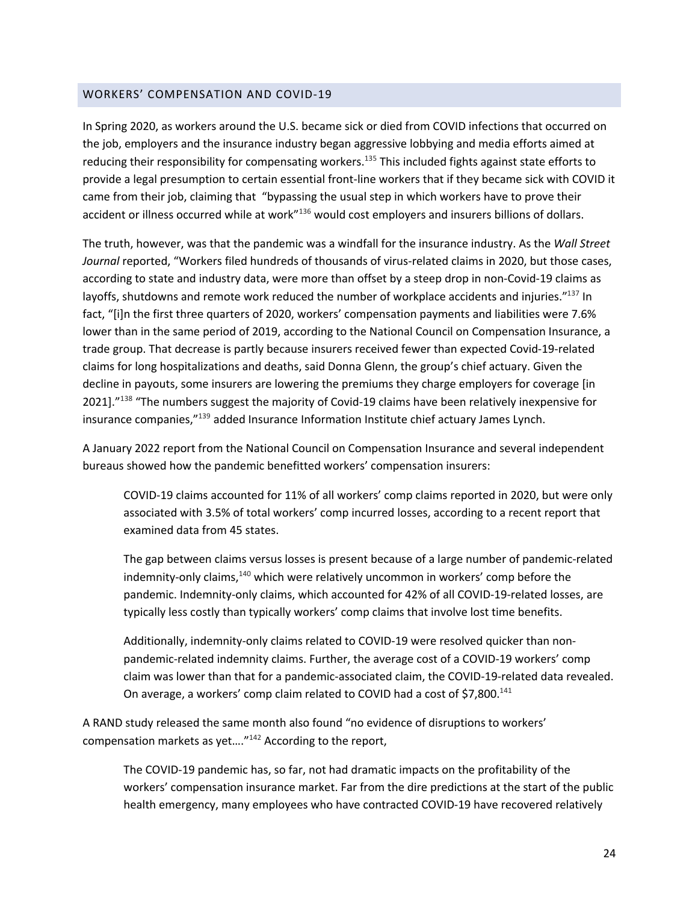## WORKERS' COMPENSATION AND COVID-19

In Spring 2020, as workers around the U.S. became sick or died from COVID infections that occurred on the job, employers and the insurance industry began aggressive lobbying and media efforts aimed at reducing their responsibility for compensating workers.[135] This included fights against state efforts to provide a legal presumption to certain essential front-line workers that if they became sick with COVID it came from their job, claiming that "bypassing the usual step in which workers have to prove their accident or illness occurred while at work"[136] would cost employers and insurers billions of dollars.

The truth, however, was that the pandemic was a windfall for the insurance industry. As the *Wall Street Journal* reported, "Workers filed hundreds of thousands of virus-related claims in 2020, but those cases, according to state and industry data, were more than offset by a steep drop in non-Covid-19 claims as layoffs, shutdowns and remote work reduced the number of workplace accidents and injuries."[137] In fact, "[i]n the first three quarters of 2020, workers' compensation payments and liabilities were 7.6% lower than in the same period of 2019, according to the National Council on Compensation Insurance, a trade group. That decrease is partly because insurers received fewer than expected Covid-19-related claims for long hospitalizations and deaths, said Donna Glenn, the group's chief actuary. Given the decline in payouts, some insurers are lowering the premiums they charge employers for coverage [in 2021]."[138] "The numbers suggest the majority of Covid-19 claims have been relatively inexpensive for insurance companies,"[139] added Insurance Information Institute chief actuary James Lynch.

A January 2022 report from the National Council on Compensation Insurance and several independent bureaus showed how the pandemic benefitted workers' compensation insurers:

> COVID-19 claims accounted for 11% of all workers' comp claims reported in 2020, but were only associated with 3.5% of total workers' comp incurred losses, according to a recent report that examined data from 45 states.
>
> The gap between claims versus losses is present because of a large number of pandemic-related indemnity-only claims,[140] which were relatively uncommon in workers' comp before the pandemic. Indemnity-only claims, which accounted for 42% of all COVID-19-related losses, are typically less costly than typically workers' comp claims that involve lost time benefits.
>
> Additionally, indemnity-only claims related to COVID-19 were resolved quicker than non-pandemic-related indemnity claims. Further, the average cost of a COVID-19 workers' comp claim was lower than that for a pandemic-associated claim, the COVID-19-related data revealed. On average, a workers' comp claim related to COVID had a cost of $7,800.[141]

A RAND study released the same month also found "no evidence of disruptions to workers' compensation markets as yet…."[142] According to the report,

> The COVID-19 pandemic has, so far, not had dramatic impacts on the profitability of the workers' compensation insurance market. Far from the dire predictions at the start of the public health emergency, many employees who have contracted COVID-19 have recovered relatively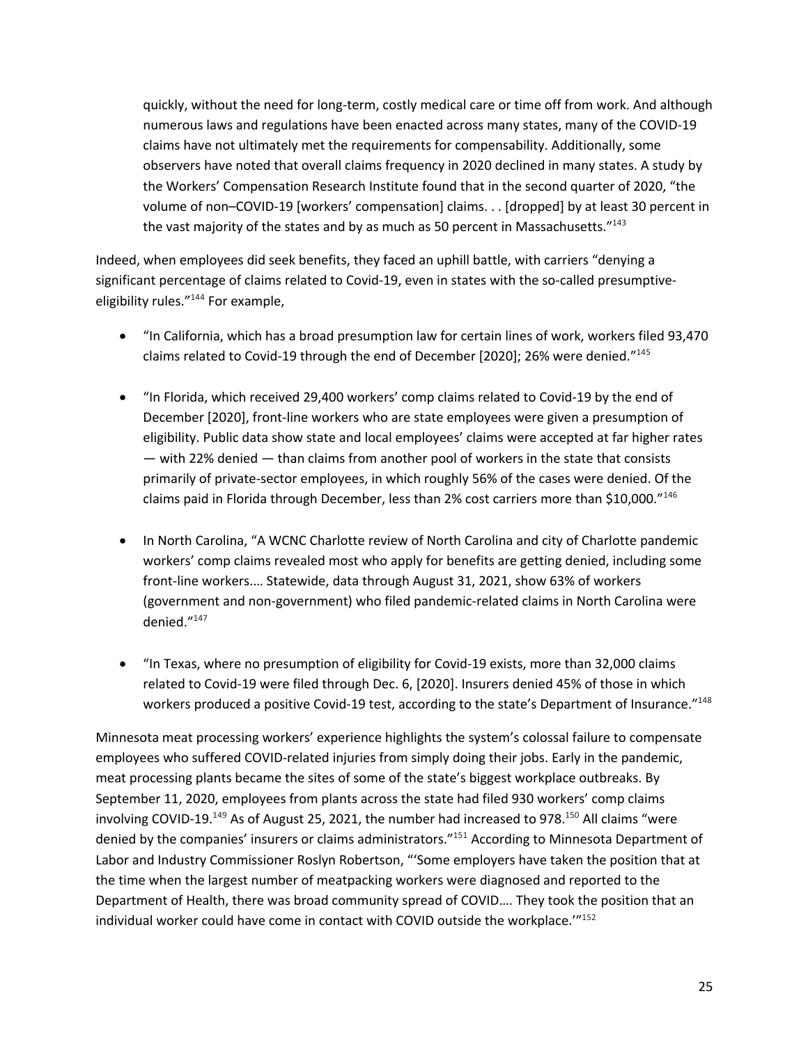quickly, without the need for long-term, costly medical care or time off from work. And although numerous laws and regulations have been enacted across many states, many of the COVID-19 claims have not ultimately met the requirements for compensability. Additionally, some observers have noted that overall claims frequency in 2020 declined in many states. A study by the Workers' Compensation Research Institute found that in the second quarter of 2020, "the volume of non–COVID-19 [workers' compensation] claims. . . [dropped] by at least 30 percent in the vast majority of the states and by as much as 50 percent in Massachusetts."[143]

Indeed, when employees did seek benefits, they faced an uphill battle, with carriers "denying a significant percentage of claims related to Covid-19, even in states with the so-called presumptive-eligibility rules."[144] For example,

- "In California, which has a broad presumption law for certain lines of work, workers filed 93,470 claims related to Covid-19 through the end of December [2020]; 26% were denied."[145]

- "In Florida, which received 29,400 workers' comp claims related to Covid-19 by the end of December [2020], front-line workers who are state employees were given a presumption of eligibility. Public data show state and local employees' claims were accepted at far higher rates — with 22% denied — than claims from another pool of workers in the state that consists primarily of private-sector employees, in which roughly 56% of the cases were denied. Of the claims paid in Florida through December, less than 2% cost carriers more than $10,000."[146]

- In North Carolina, "A WCNC Charlotte review of North Carolina and city of Charlotte pandemic workers' comp claims revealed most who apply for benefits are getting denied, including some front-line workers.… Statewide, data through August 31, 2021, show 63% of workers (government and non-government) who filed pandemic-related claims in North Carolina were denied."[147]

- "In Texas, where no presumption of eligibility for Covid-19 exists, more than 32,000 claims related to Covid-19 were filed through Dec. 6, [2020]. Insurers denied 45% of those in which workers produced a positive Covid-19 test, according to the state's Department of Insurance."[148]

Minnesota meat processing workers' experience highlights the system's colossal failure to compensate employees who suffered COVID-related injuries from simply doing their jobs. Early in the pandemic, meat processing plants became the sites of some of the state's biggest workplace outbreaks. By September 11, 2020, employees from plants across the state had filed 930 workers' comp claims involving COVID-19.[149] As of August 25, 2021, the number had increased to 978.[150] All claims "were denied by the companies' insurers or claims administrators."[151] According to Minnesota Department of Labor and Industry Commissioner Roslyn Robertson, "'Some employers have taken the position that at the time when the largest number of meatpacking workers were diagnosed and reported to the Department of Health, there was broad community spread of COVID…. They took the position that an individual worker could have come in contact with COVID outside the workplace.'"[152]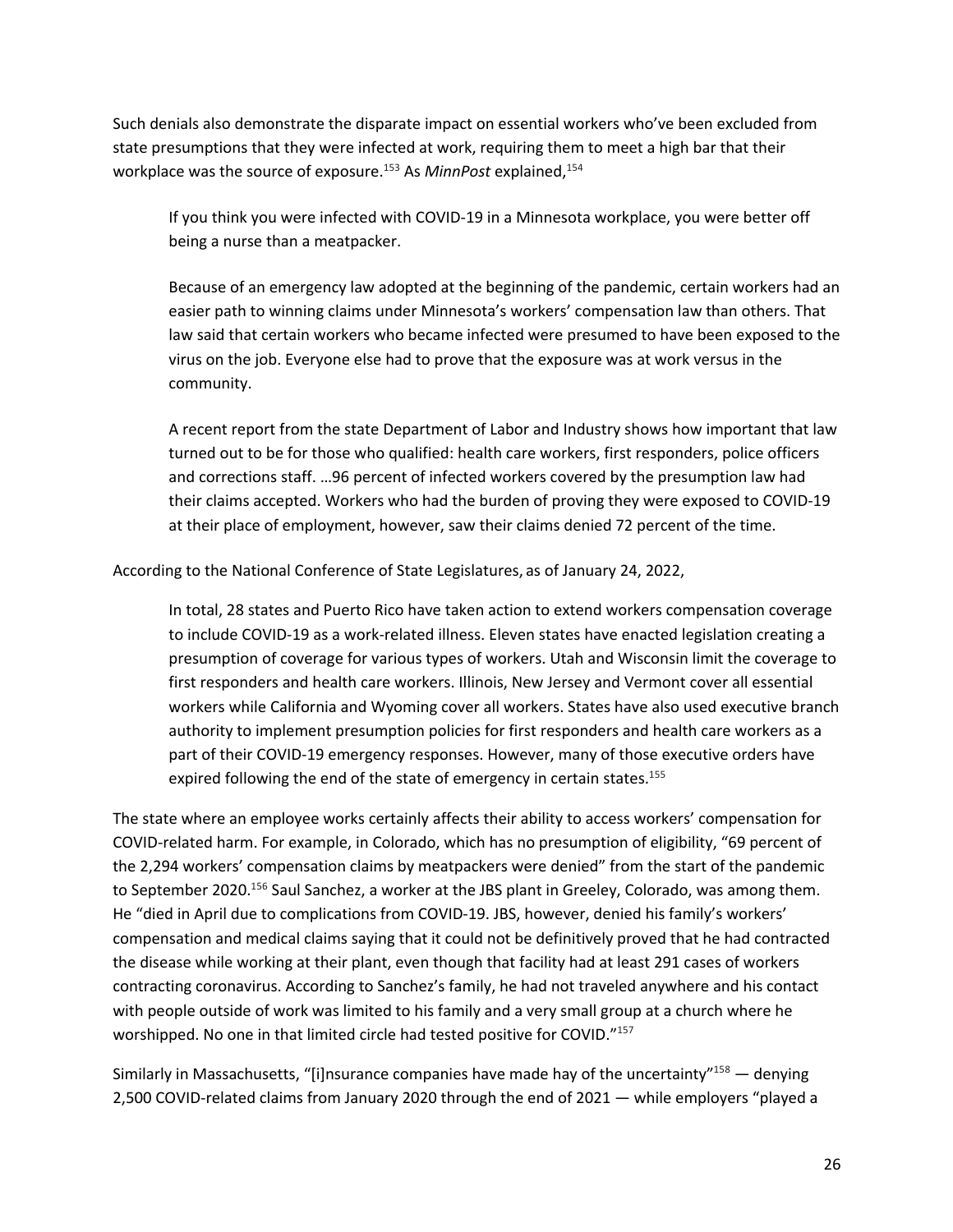Such denials also demonstrate the disparate impact on essential workers who've been excluded from state presumptions that they were infected at work, requiring them to meet a high bar that their workplace was the source of exposure.[153] As *MinnPost* explained,[154]

> If you think you were infected with COVID-19 in a Minnesota workplace, you were better off being a nurse than a meatpacker.
>
> Because of an emergency law adopted at the beginning of the pandemic, certain workers had an easier path to winning claims under Minnesota's workers' compensation law than others. That law said that certain workers who became infected were presumed to have been exposed to the virus on the job. Everyone else had to prove that the exposure was at work versus in the community.
>
> A recent report from the state Department of Labor and Industry shows how important that law turned out to be for those who qualified: health care workers, first responders, police officers and corrections staff. …96 percent of infected workers covered by the presumption law had their claims accepted. Workers who had the burden of proving they were exposed to COVID-19 at their place of employment, however, saw their claims denied 72 percent of the time.

According to the National Conference of State Legislatures, as of January 24, 2022,

> In total, 28 states and Puerto Rico have taken action to extend workers compensation coverage to include COVID-19 as a work-related illness. Eleven states have enacted legislation creating a presumption of coverage for various types of workers. Utah and Wisconsin limit the coverage to first responders and health care workers. Illinois, New Jersey and Vermont cover all essential workers while California and Wyoming cover all workers. States have also used executive branch authority to implement presumption policies for first responders and health care workers as a part of their COVID-19 emergency responses. However, many of those executive orders have expired following the end of the state of emergency in certain states.[155]

The state where an employee works certainly affects their ability to access workers' compensation for COVID-related harm. For example, in Colorado, which has no presumption of eligibility, "69 percent of the 2,294 workers' compensation claims by meatpackers were denied" from the start of the pandemic to September 2020.[156] Saul Sanchez, a worker at the JBS plant in Greeley, Colorado, was among them. He "died in April due to complications from COVID-19. JBS, however, denied his family's workers' compensation and medical claims saying that it could not be definitively proved that he had contracted the disease while working at their plant, even though that facility had at least 291 cases of workers contracting coronavirus. According to Sanchez's family, he had not traveled anywhere and his contact with people outside of work was limited to his family and a very small group at a church where he worshipped. No one in that limited circle had tested positive for COVID."[157]

Similarly in Massachusetts, "[i]nsurance companies have made hay of the uncertainty"[158] — denying 2,500 COVID-related claims from January 2020 through the end of 2021 — while employers "played a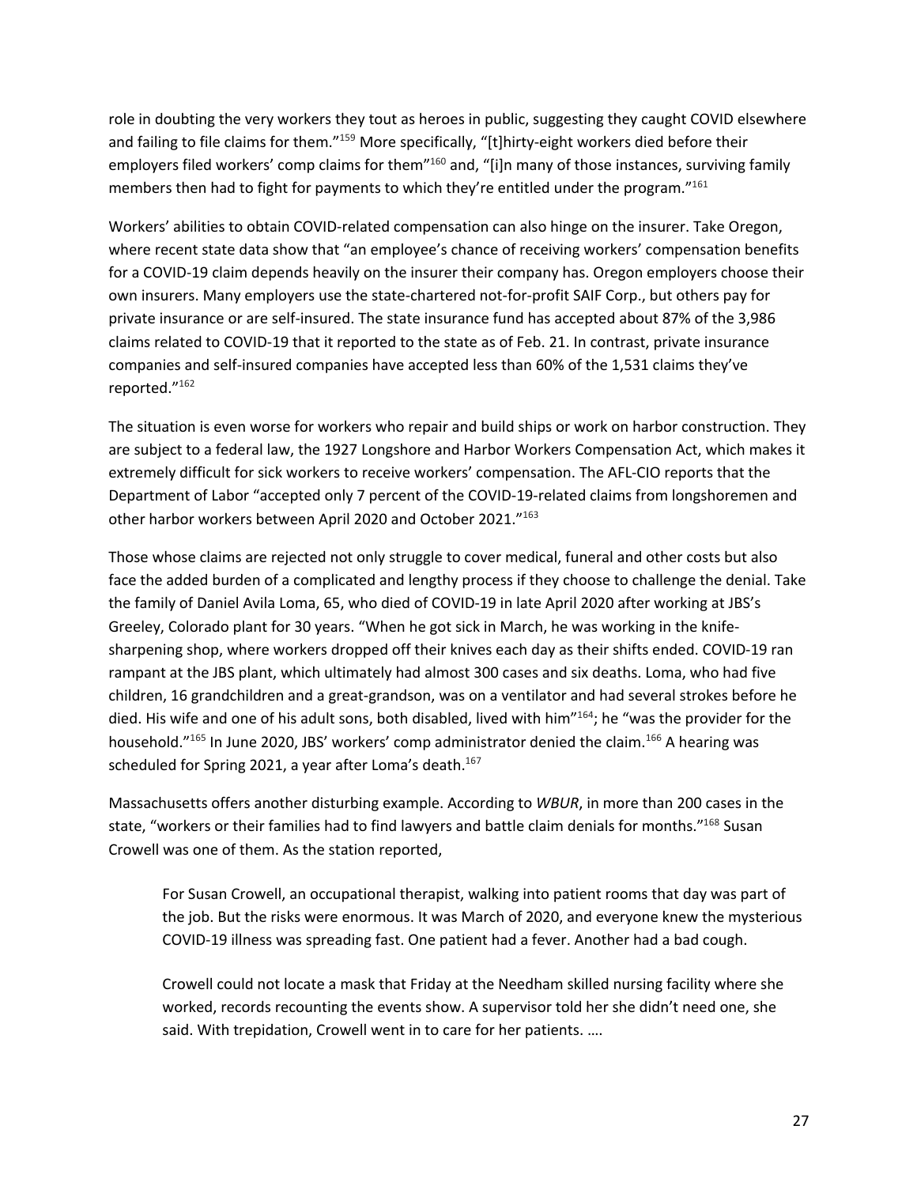role in doubting the very workers they tout as heroes in public, suggesting they caught COVID elsewhere and failing to file claims for them."[159] More specifically, "[t]hirty-eight workers died before their employers filed workers' comp claims for them"[160] and, "[i]n many of those instances, surviving family members then had to fight for payments to which they're entitled under the program."[161]

Workers' abilities to obtain COVID-related compensation can also hinge on the insurer. Take Oregon, where recent state data show that "an employee's chance of receiving workers' compensation benefits for a COVID-19 claim depends heavily on the insurer their company has. Oregon employers choose their own insurers. Many employers use the state-chartered not-for-profit SAIF Corp., but others pay for private insurance or are self-insured. The state insurance fund has accepted about 87% of the 3,986 claims related to COVID-19 that it reported to the state as of Feb. 21. In contrast, private insurance companies and self-insured companies have accepted less than 60% of the 1,531 claims they've reported."[162]

The situation is even worse for workers who repair and build ships or work on harbor construction. They are subject to a federal law, the 1927 Longshore and Harbor Workers Compensation Act, which makes it extremely difficult for sick workers to receive workers' compensation. The AFL-CIO reports that the Department of Labor "accepted only 7 percent of the COVID-19-related claims from longshoremen and other harbor workers between April 2020 and October 2021."[163]

Those whose claims are rejected not only struggle to cover medical, funeral and other costs but also face the added burden of a complicated and lengthy process if they choose to challenge the denial. Take the family of Daniel Avila Loma, 65, who died of COVID-19 in late April 2020 after working at JBS's Greeley, Colorado plant for 30 years. "When he got sick in March, he was working in the knife-sharpening shop, where workers dropped off their knives each day as their shifts ended. COVID-19 ran rampant at the JBS plant, which ultimately had almost 300 cases and six deaths. Loma, who had five children, 16 grandchildren and a great-grandson, was on a ventilator and had several strokes before he died. His wife and one of his adult sons, both disabled, lived with him"[164]; he "was the provider for the household."[165] In June 2020, JBS' workers' comp administrator denied the claim.[166] A hearing was scheduled for Spring 2021, a year after Loma's death.[167]

Massachusetts offers another disturbing example. According to *WBUR*, in more than 200 cases in the state, "workers or their families had to find lawyers and battle claim denials for months."[168] Susan Crowell was one of them. As the station reported,

> For Susan Crowell, an occupational therapist, walking into patient rooms that day was part of the job. But the risks were enormous. It was March of 2020, and everyone knew the mysterious COVID-19 illness was spreading fast. One patient had a fever. Another had a bad cough.
>
> Crowell could not locate a mask that Friday at the Needham skilled nursing facility where she worked, records recounting the events show. A supervisor told her she didn't need one, she said. With trepidation, Crowell went in to care for her patients. ….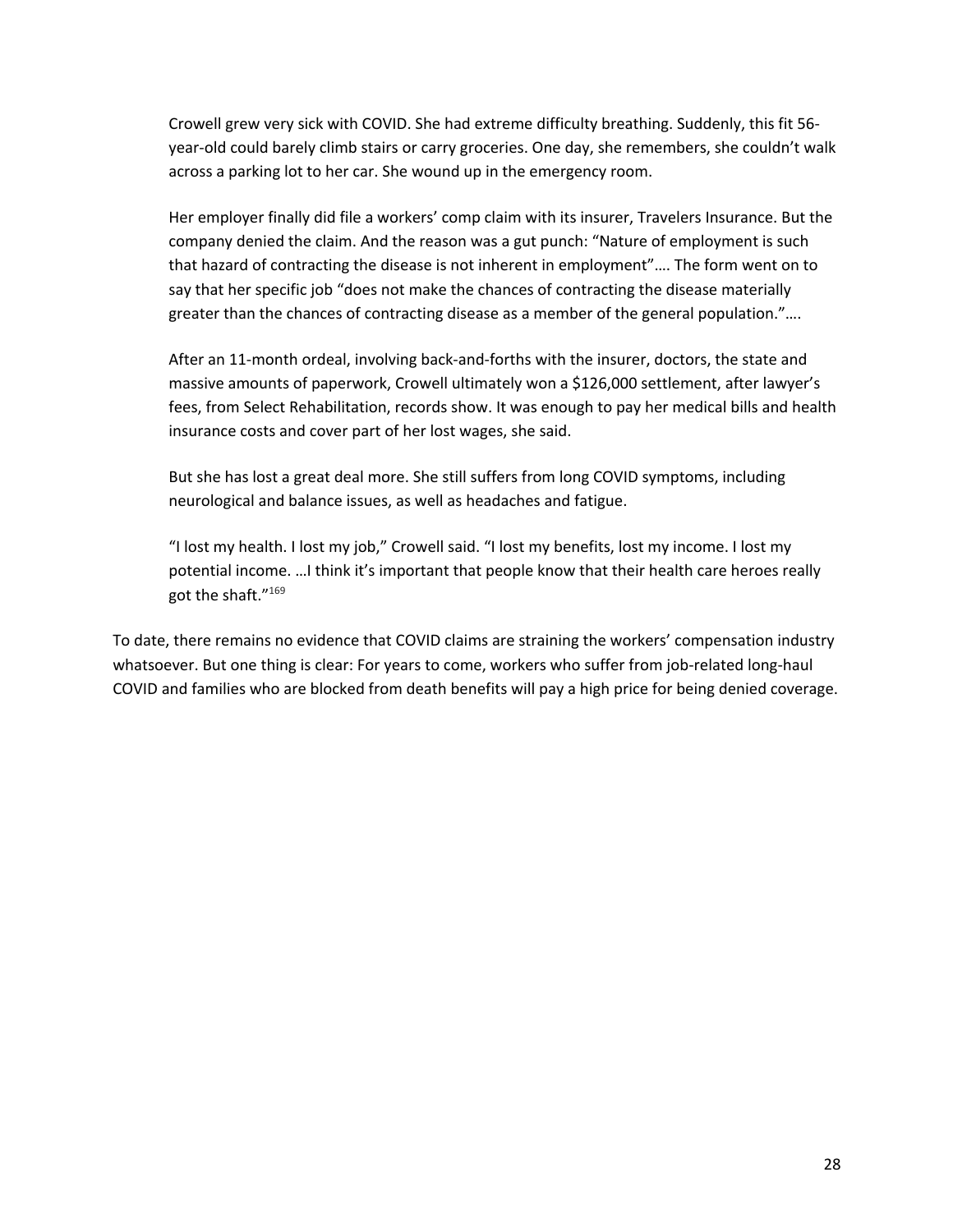> Crowell grew very sick with COVID. She had extreme difficulty breathing. Suddenly, this fit 56-year-old could barely climb stairs or carry groceries. One day, she remembers, she couldn't walk across a parking lot to her car. She wound up in the emergency room.
>
> Her employer finally did file a workers' comp claim with its insurer, Travelers Insurance. But the company denied the claim. And the reason was a gut punch: "Nature of employment is such that hazard of contracting the disease is not inherent in employment"…. The form went on to say that her specific job "does not make the chances of contracting the disease materially greater than the chances of contracting disease as a member of the general population."….
>
> After an 11-month ordeal, involving back-and-forths with the insurer, doctors, the state and massive amounts of paperwork, Crowell ultimately won a $126,000 settlement, after lawyer's fees, from Select Rehabilitation, records show. It was enough to pay her medical bills and health insurance costs and cover part of her lost wages, she said.
>
> But she has lost a great deal more. She still suffers from long COVID symptoms, including neurological and balance issues, as well as headaches and fatigue.
>
> "I lost my health. I lost my job," Crowell said. "I lost my benefits, lost my income. I lost my potential income. …I think it's important that people know that their health care heroes really got the shaft."[169]

To date, there remains no evidence that COVID claims are straining the workers' compensation industry whatsoever. But one thing is clear: For years to come, workers who suffer from job-related long-haul COVID and families who are blocked from death benefits will pay a high price for being denied coverage.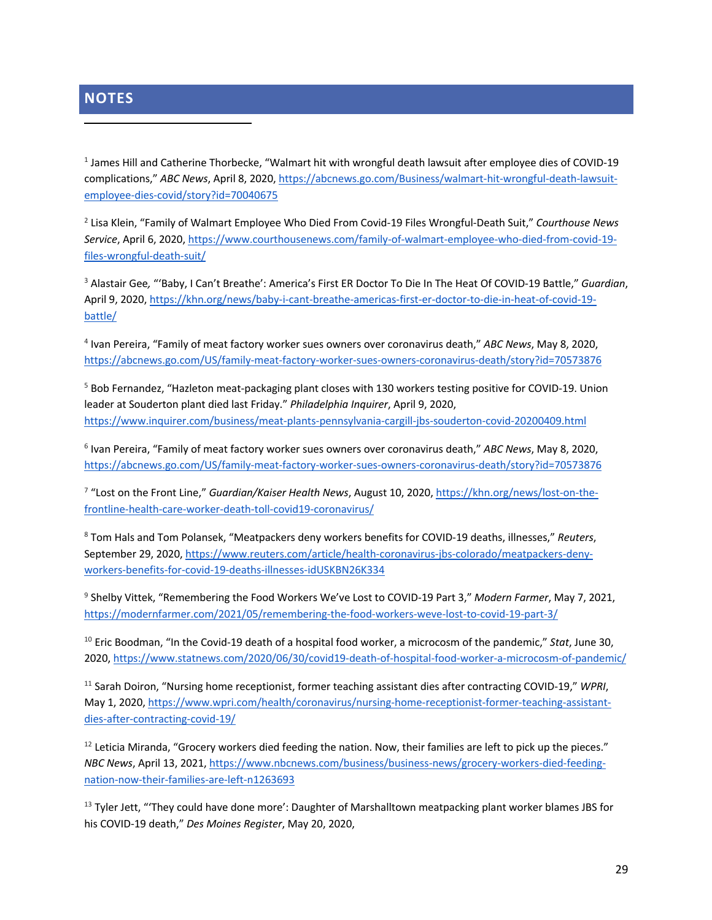## NOTES

[1] James Hill and Catherine Thorbecke, "Walmart hit with wrongful death lawsuit after employee dies of COVID-19 complications," *ABC News*, April 8, 2020, https://abcnews.go.com/Business/walmart-hit-wrongful-death-lawsuit-employee-dies-covid/story?id=70040675

[2] Lisa Klein, "Family of Walmart Employee Who Died From Covid-19 Files Wrongful-Death Suit," *Courthouse News Service*, April 6, 2020, https://www.courthousenews.com/family-of-walmart-employee-who-died-from-covid-19-files-wrongful-death-suit/

[3] Alastair Gee, "'Baby, I Can't Breathe': America's First ER Doctor To Die In The Heat Of COVID-19 Battle," *Guardian*, April 9, 2020, https://khn.org/news/baby-i-cant-breathe-americas-first-er-doctor-to-die-in-heat-of-covid-19-battle/

[4] Ivan Pereira, "Family of meat factory worker sues owners over coronavirus death," *ABC News*, May 8, 2020, https://abcnews.go.com/US/family-meat-factory-worker-sues-owners-coronavirus-death/story?id=70573876

[5] Bob Fernandez, "Hazleton meat-packaging plant closes with 130 workers testing positive for COVID-19. Union leader at Souderton plant died last Friday." *Philadelphia Inquirer*, April 9, 2020, https://www.inquirer.com/business/meat-plants-pennsylvania-cargill-jbs-souderton-covid-20200409.html

[6] Ivan Pereira, "Family of meat factory worker sues owners over coronavirus death," *ABC News*, May 8, 2020, https://abcnews.go.com/US/family-meat-factory-worker-sues-owners-coronavirus-death/story?id=70573876

[7] "Lost on the Front Line," *Guardian/Kaiser Health News*, August 10, 2020, https://khn.org/news/lost-on-the-frontline-health-care-worker-death-toll-covid19-coronavirus/

[8] Tom Hals and Tom Polansek, "Meatpackers deny workers benefits for COVID-19 deaths, illnesses," *Reuters*, September 29, 2020, https://www.reuters.com/article/health-coronavirus-jbs-colorado/meatpackers-deny-workers-benefits-for-covid-19-deaths-illnesses-idUSKBN26K334

[9] Shelby Vittek, "Remembering the Food Workers We've Lost to COVID-19 Part 3," *Modern Farmer*, May 7, 2021, https://modernfarmer.com/2021/05/remembering-the-food-workers-weve-lost-to-covid-19-part-3/

[10] Eric Boodman, "In the Covid-19 death of a hospital food worker, a microcosm of the pandemic," *Stat*, June 30, 2020, https://www.statnews.com/2020/06/30/covid19-death-of-hospital-food-worker-a-microcosm-of-pandemic/

[11] Sarah Doiron, "Nursing home receptionist, former teaching assistant dies after contracting COVID-19," *WPRI*, May 1, 2020, https://www.wpri.com/health/coronavirus/nursing-home-receptionist-former-teaching-assistant-dies-after-contracting-covid-19/

[12] Leticia Miranda, "Grocery workers died feeding the nation. Now, their families are left to pick up the pieces." *NBC News*, April 13, 2021, https://www.nbcnews.com/business/business-news/grocery-workers-died-feeding-nation-now-their-families-are-left-n1263693

[13] Tyler Jett, "'They could have done more': Daughter of Marshalltown meatpacking plant worker blames JBS for his COVID-19 death," *Des Moines Register*, May 20, 2020,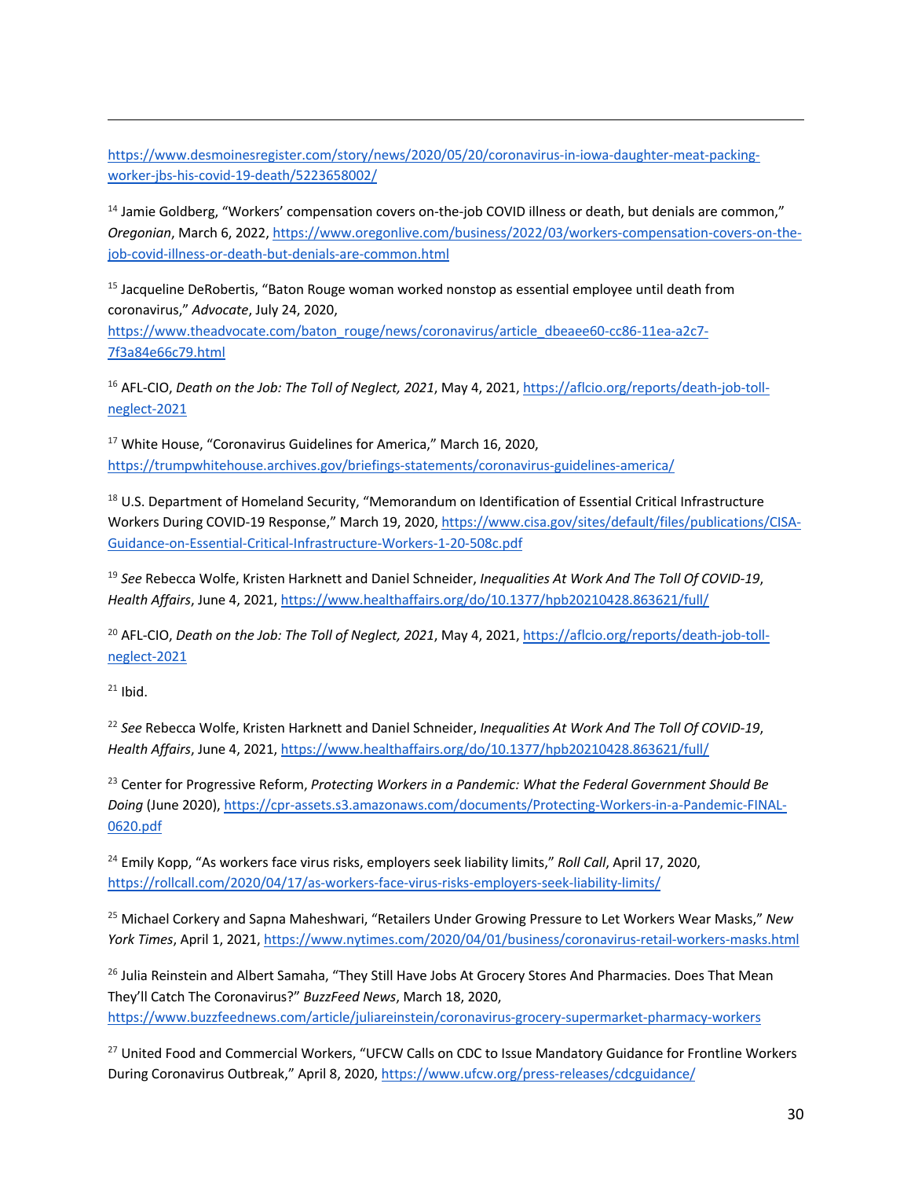https://www.desmoinesregister.com/story/news/2020/05/20/coronavirus-in-iowa-daughter-meat-packing-worker-jbs-his-covid-19-death/5223658002/

[14] Jamie Goldberg, "Workers' compensation covers on-the-job COVID illness or death, but denials are common," *Oregonian*, March 6, 2022, https://www.oregonlive.com/business/2022/03/workers-compensation-covers-on-the-job-covid-illness-or-death-but-denials-are-common.html

[15] Jacqueline DeRobertis, "Baton Rouge woman worked nonstop as essential employee until death from coronavirus," *Advocate*, July 24, 2020, https://www.theadvocate.com/baton_rouge/news/coronavirus/article_dbeaee60-cc86-11ea-a2c7-7f3a84e66c79.html

[16] AFL-CIO, *Death on the Job: The Toll of Neglect, 2021*, May 4, 2021, https://aflcio.org/reports/death-job-toll-neglect-2021

[17] White House, "Coronavirus Guidelines for America," March 16, 2020, https://trumpwhitehouse.archives.gov/briefings-statements/coronavirus-guidelines-america/

[18] U.S. Department of Homeland Security, "Memorandum on Identification of Essential Critical Infrastructure Workers During COVID-19 Response," March 19, 2020, https://www.cisa.gov/sites/default/files/publications/CISA-Guidance-on-Essential-Critical-Infrastructure-Workers-1-20-508c.pdf

[19] *See* Rebecca Wolfe, Kristen Harknett and Daniel Schneider, *Inequalities At Work And The Toll Of COVID-19*, *Health Affairs*, June 4, 2021, https://www.healthaffairs.org/do/10.1377/hpb20210428.863621/full/

[20] AFL-CIO, *Death on the Job: The Toll of Neglect, 2021*, May 4, 2021, https://aflcio.org/reports/death-job-toll-neglect-2021

[21] Ibid.

[22] *See* Rebecca Wolfe, Kristen Harknett and Daniel Schneider, *Inequalities At Work And The Toll Of COVID-19*, *Health Affairs*, June 4, 2021, https://www.healthaffairs.org/do/10.1377/hpb20210428.863621/full/

[23] Center for Progressive Reform, *Protecting Workers in a Pandemic: What the Federal Government Should Be Doing* (June 2020), https://cpr-assets.s3.amazonaws.com/documents/Protecting-Workers-in-a-Pandemic-FINAL-0620.pdf

[24] Emily Kopp, "As workers face virus risks, employers seek liability limits," *Roll Call*, April 17, 2020, https://rollcall.com/2020/04/17/as-workers-face-virus-risks-employers-seek-liability-limits/

[25] Michael Corkery and Sapna Maheshwari, "Retailers Under Growing Pressure to Let Workers Wear Masks," *New York Times*, April 1, 2021, https://www.nytimes.com/2020/04/01/business/coronavirus-retail-workers-masks.html

[26] Julia Reinstein and Albert Samaha, "They Still Have Jobs At Grocery Stores And Pharmacies. Does That Mean They'll Catch The Coronavirus?" *BuzzFeed News*, March 18, 2020, https://www.buzzfeednews.com/article/juliareinstein/coronavirus-grocery-supermarket-pharmacy-workers

[27] United Food and Commercial Workers, "UFCW Calls on CDC to Issue Mandatory Guidance for Frontline Workers During Coronavirus Outbreak," April 8, 2020, https://www.ufcw.org/press-releases/cdcguidance/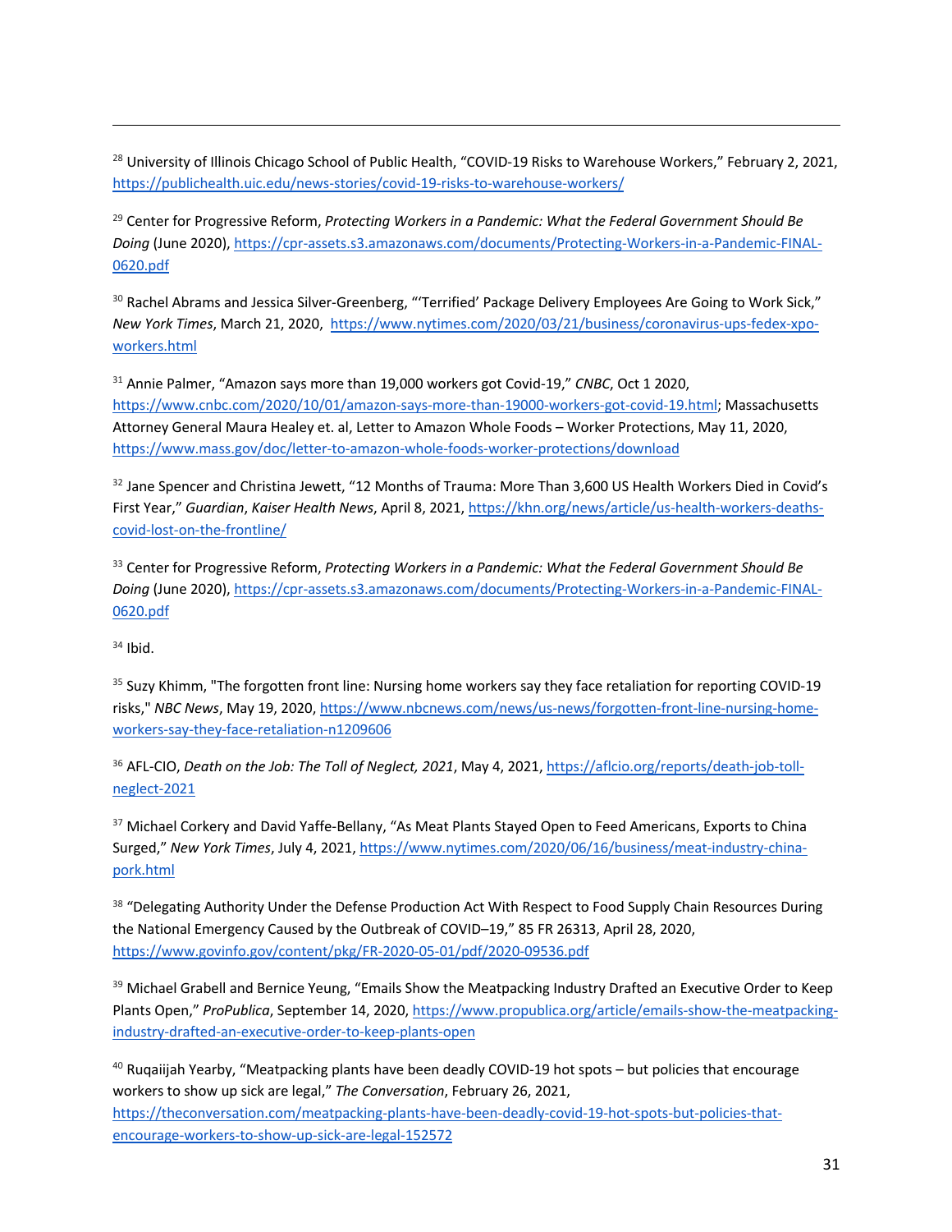[28] University of Illinois Chicago School of Public Health, "COVID-19 Risks to Warehouse Workers," February 2, 2021, https://publichealth.uic.edu/news-stories/covid-19-risks-to-warehouse-workers/

[29] Center for Progressive Reform, *Protecting Workers in a Pandemic: What the Federal Government Should Be Doing* (June 2020), https://cpr-assets.s3.amazonaws.com/documents/Protecting-Workers-in-a-Pandemic-FINAL-0620.pdf

[30] Rachel Abrams and Jessica Silver-Greenberg, "'Terrified' Package Delivery Employees Are Going to Work Sick," *New York Times*, March 21, 2020, https://www.nytimes.com/2020/03/21/business/coronavirus-ups-fedex-xpo-workers.html

[31] Annie Palmer, "Amazon says more than 19,000 workers got Covid-19," *CNBC*, Oct 1 2020, https://www.cnbc.com/2020/10/01/amazon-says-more-than-19000-workers-got-covid-19.html; Massachusetts Attorney General Maura Healey et. al, Letter to Amazon Whole Foods – Worker Protections, May 11, 2020, https://www.mass.gov/doc/letter-to-amazon-whole-foods-worker-protections/download

[32] Jane Spencer and Christina Jewett, "12 Months of Trauma: More Than 3,600 US Health Workers Died in Covid's First Year," *Guardian*, *Kaiser Health News*, April 8, 2021, https://khn.org/news/article/us-health-workers-deaths-covid-lost-on-the-frontline/

[33] Center for Progressive Reform, *Protecting Workers in a Pandemic: What the Federal Government Should Be Doing* (June 2020), https://cpr-assets.s3.amazonaws.com/documents/Protecting-Workers-in-a-Pandemic-FINAL-0620.pdf

[34] Ibid.

[35] Suzy Khimm, "The forgotten front line: Nursing home workers say they face retaliation for reporting COVID-19 risks," *NBC News*, May 19, 2020, https://www.nbcnews.com/news/us-news/forgotten-front-line-nursing-home-workers-say-they-face-retaliation-n1209606

[36] AFL-CIO, *Death on the Job: The Toll of Neglect, 2021*, May 4, 2021, https://aflcio.org/reports/death-job-toll-neglect-2021

[37] Michael Corkery and David Yaffe-Bellany, "As Meat Plants Stayed Open to Feed Americans, Exports to China Surged," *New York Times*, July 4, 2021, https://www.nytimes.com/2020/06/16/business/meat-industry-china-pork.html

[38] "Delegating Authority Under the Defense Production Act With Respect to Food Supply Chain Resources During the National Emergency Caused by the Outbreak of COVID–19," 85 FR 26313, April 28, 2020, https://www.govinfo.gov/content/pkg/FR-2020-05-01/pdf/2020-09536.pdf

[39] Michael Grabell and Bernice Yeung, "Emails Show the Meatpacking Industry Drafted an Executive Order to Keep Plants Open," *ProPublica*, September 14, 2020, https://www.propublica.org/article/emails-show-the-meatpacking-industry-drafted-an-executive-order-to-keep-plants-open

[40] Ruqaiijah Yearby, "Meatpacking plants have been deadly COVID-19 hot spots – but policies that encourage workers to show up sick are legal," *The Conversation*, February 26, 2021, https://theconversation.com/meatpacking-plants-have-been-deadly-covid-19-hot-spots-but-policies-that-encourage-workers-to-show-up-sick-are-legal-152572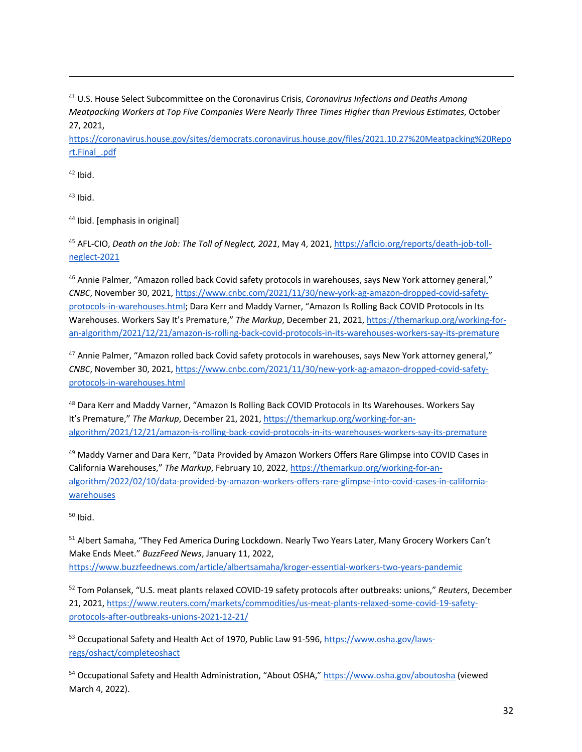[41] U.S. House Select Subcommittee on the Coronavirus Crisis, *Coronavirus Infections and Deaths Among Meatpacking Workers at Top Five Companies Were Nearly Three Times Higher than Previous Estimates*, October 27, 2021, https://coronavirus.house.gov/sites/democrats.coronavirus.house.gov/files/2021.10.27%20Meatpacking%20Report.Final_.pdf

[42] Ibid.

[43] Ibid.

[44] Ibid. [emphasis in original]

[45] AFL-CIO, *Death on the Job: The Toll of Neglect, 2021*, May 4, 2021, https://aflcio.org/reports/death-job-toll-neglect-2021

[46] Annie Palmer, "Amazon rolled back Covid safety protocols in warehouses, says New York attorney general," *CNBC*, November 30, 2021, https://www.cnbc.com/2021/11/30/new-york-ag-amazon-dropped-covid-safety-protocols-in-warehouses.html; Dara Kerr and Maddy Varner, "Amazon Is Rolling Back COVID Protocols in Its Warehouses. Workers Say It's Premature," *The Markup*, December 21, 2021, https://themarkup.org/working-for-an-algorithm/2021/12/21/amazon-is-rolling-back-covid-protocols-in-its-warehouses-workers-say-its-premature

[47] Annie Palmer, "Amazon rolled back Covid safety protocols in warehouses, says New York attorney general," *CNBC*, November 30, 2021, https://www.cnbc.com/2021/11/30/new-york-ag-amazon-dropped-covid-safety-protocols-in-warehouses.html

[48] Dara Kerr and Maddy Varner, "Amazon Is Rolling Back COVID Protocols in Its Warehouses. Workers Say It's Premature," *The Markup*, December 21, 2021, https://themarkup.org/working-for-an-algorithm/2021/12/21/amazon-is-rolling-back-covid-protocols-in-its-warehouses-workers-say-its-premature

[49] Maddy Varner and Dara Kerr, "Data Provided by Amazon Workers Offers Rare Glimpse into COVID Cases in California Warehouses," *The Markup*, February 10, 2022, https://themarkup.org/working-for-an-algorithm/2022/02/10/data-provided-by-amazon-workers-offers-rare-glimpse-into-covid-cases-in-california-warehouses

[50] Ibid.

[51] Albert Samaha, "They Fed America During Lockdown. Nearly Two Years Later, Many Grocery Workers Can't Make Ends Meet." *BuzzFeed News*, January 11, 2022, https://www.buzzfeednews.com/article/albertsamaha/kroger-essential-workers-two-years-pandemic

[52] Tom Polansek, "U.S. meat plants relaxed COVID-19 safety protocols after outbreaks: unions," *Reuters*, December 21, 2021, https://www.reuters.com/markets/commodities/us-meat-plants-relaxed-some-covid-19-safety-protocols-after-outbreaks-unions-2021-12-21/

[53] Occupational Safety and Health Act of 1970, Public Law 91-596, https://www.osha.gov/laws-regs/oshact/completeoshact

[54] Occupational Safety and Health Administration, "About OSHA," https://www.osha.gov/aboutosha (viewed March 4, 2022).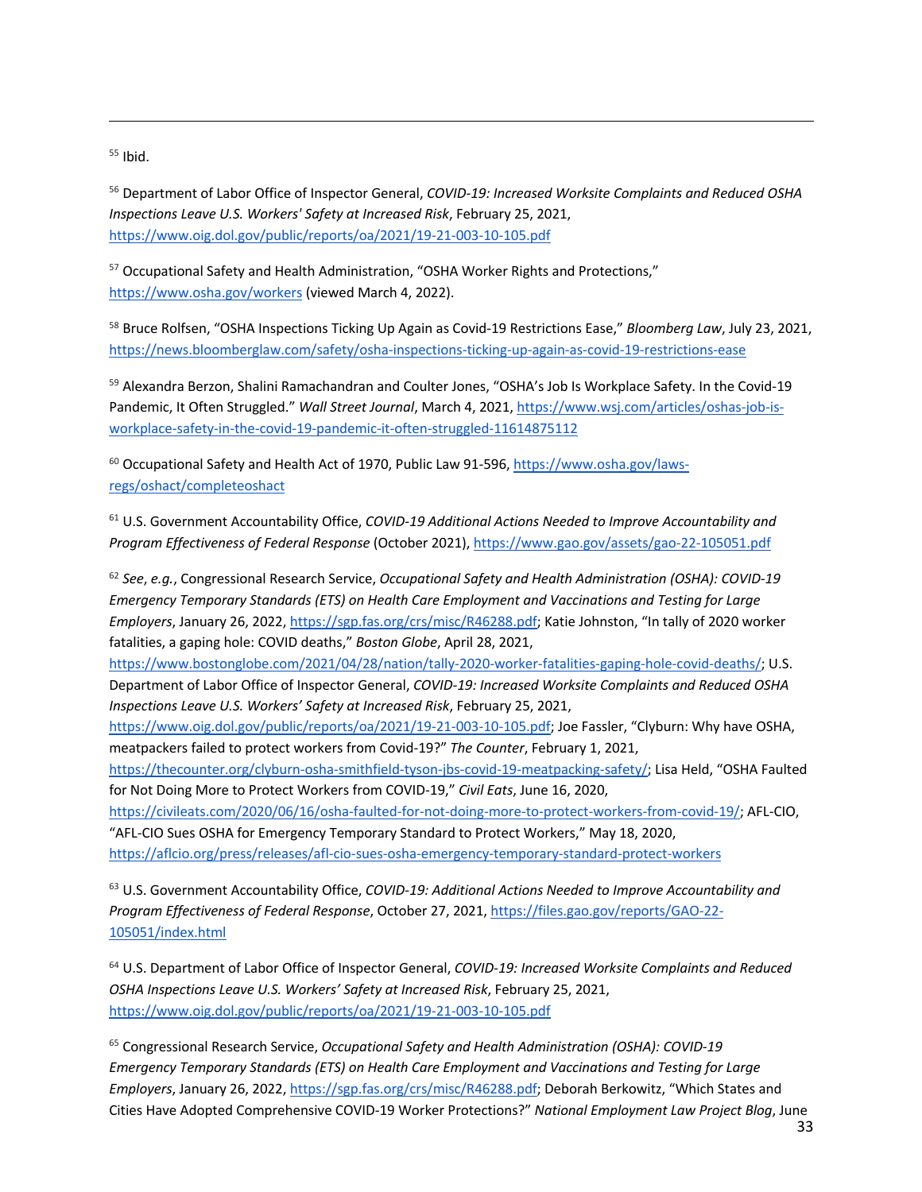[55] Ibid.

[56] Department of Labor Office of Inspector General, *COVID-19: Increased Worksite Complaints and Reduced OSHA Inspections Leave U.S. Workers' Safety at Increased Risk*, February 25, 2021, https://www.oig.dol.gov/public/reports/oa/2021/19-21-003-10-105.pdf

[57] Occupational Safety and Health Administration, "OSHA Worker Rights and Protections," https://www.osha.gov/workers (viewed March 4, 2022).

[58] Bruce Rolfsen, "OSHA Inspections Ticking Up Again as Covid-19 Restrictions Ease," *Bloomberg Law*, July 23, 2021, https://news.bloomberglaw.com/safety/osha-inspections-ticking-up-again-as-covid-19-restrictions-ease

[59] Alexandra Berzon, Shalini Ramachandran and Coulter Jones, "OSHA's Job Is Workplace Safety. In the Covid-19 Pandemic, It Often Struggled." *Wall Street Journal*, March 4, 2021, https://www.wsj.com/articles/oshas-job-is-workplace-safety-in-the-covid-19-pandemic-it-often-struggled-11614875112

[60] Occupational Safety and Health Act of 1970, Public Law 91-596, https://www.osha.gov/laws-regs/oshact/completeoshact

[61] U.S. Government Accountability Office, *COVID-19 Additional Actions Needed to Improve Accountability and Program Effectiveness of Federal Response* (October 2021), https://www.gao.gov/assets/gao-22-105051.pdf

[62] *See*, *e.g.*, Congressional Research Service, *Occupational Safety and Health Administration (OSHA): COVID-19 Emergency Temporary Standards (ETS) on Health Care Employment and Vaccinations and Testing for Large Employers*, January 26, 2022, https://sgp.fas.org/crs/misc/R46288.pdf; Katie Johnston, "In tally of 2020 worker fatalities, a gaping hole: COVID deaths," *Boston Globe*, April 28, 2021, https://www.bostonglobe.com/2021/04/28/nation/tally-2020-worker-fatalities-gaping-hole-covid-deaths/; U.S. Department of Labor Office of Inspector General, *COVID-19: Increased Worksite Complaints and Reduced OSHA Inspections Leave U.S. Workers' Safety at Increased Risk*, February 25, 2021, https://www.oig.dol.gov/public/reports/oa/2021/19-21-003-10-105.pdf; Joe Fassler, "Clyburn: Why have OSHA, meatpackers failed to protect workers from Covid-19?" *The Counter*, February 1, 2021, https://thecounter.org/clyburn-osha-smithfield-tyson-jbs-covid-19-meatpacking-safety/; Lisa Held, "OSHA Faulted for Not Doing More to Protect Workers from COVID-19," *Civil Eats*, June 16, 2020, https://civileats.com/2020/06/16/osha-faulted-for-not-doing-more-to-protect-workers-from-covid-19/; AFL-CIO, "AFL-CIO Sues OSHA for Emergency Temporary Standard to Protect Workers," May 18, 2020, https://aflcio.org/press/releases/afl-cio-sues-osha-emergency-temporary-standard-protect-workers

[63] U.S. Government Accountability Office, *COVID-19: Additional Actions Needed to Improve Accountability and Program Effectiveness of Federal Response*, October 27, 2021, https://files.gao.gov/reports/GAO-22-105051/index.html

[64] U.S. Department of Labor Office of Inspector General, *COVID-19: Increased Worksite Complaints and Reduced OSHA Inspections Leave U.S. Workers' Safety at Increased Risk*, February 25, 2021, https://www.oig.dol.gov/public/reports/oa/2021/19-21-003-10-105.pdf

[65] Congressional Research Service, *Occupational Safety and Health Administration (OSHA): COVID-19 Emergency Temporary Standards (ETS) on Health Care Employment and Vaccinations and Testing for Large Employers*, January 26, 2022, https://sgp.fas.org/crs/misc/R46288.pdf; Deborah Berkowitz, "Which States and Cities Have Adopted Comprehensive COVID-19 Worker Protections?" *National Employment Law Project Blog*, June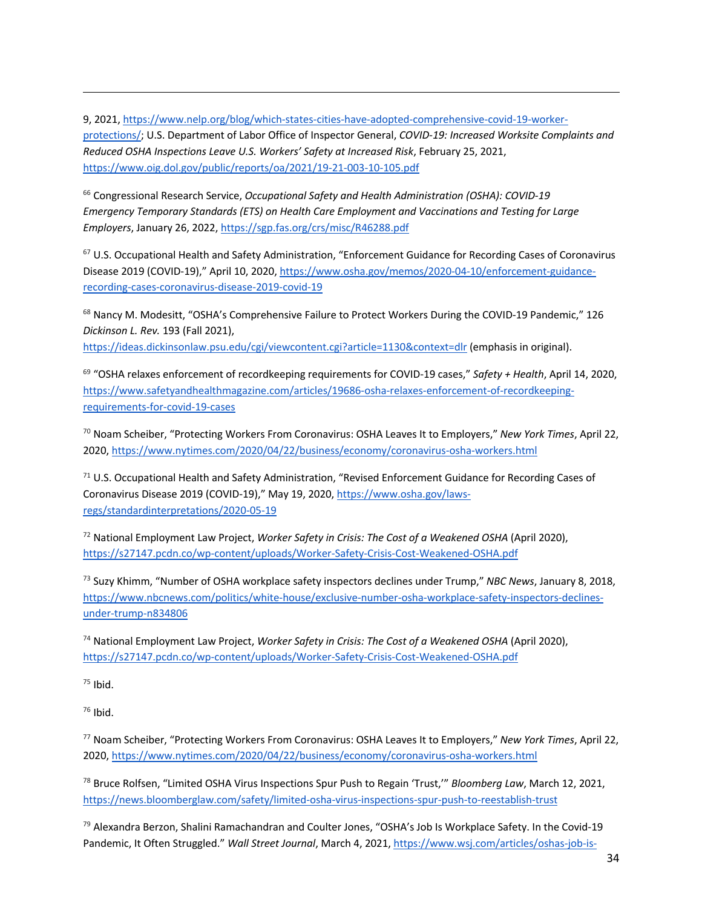9, 2021, https://www.nelp.org/blog/which-states-cities-have-adopted-comprehensive-covid-19-worker-protections/; U.S. Department of Labor Office of Inspector General, *COVID-19: Increased Worksite Complaints and Reduced OSHA Inspections Leave U.S. Workers' Safety at Increased Risk*, February 25, 2021, https://www.oig.dol.gov/public/reports/oa/2021/19-21-003-10-105.pdf

[66] Congressional Research Service, *Occupational Safety and Health Administration (OSHA): COVID-19 Emergency Temporary Standards (ETS) on Health Care Employment and Vaccinations and Testing for Large Employers*, January 26, 2022, https://sgp.fas.org/crs/misc/R46288.pdf

[67] U.S. Occupational Health and Safety Administration, "Enforcement Guidance for Recording Cases of Coronavirus Disease 2019 (COVID-19)," April 10, 2020, https://www.osha.gov/memos/2020-04-10/enforcement-guidance-recording-cases-coronavirus-disease-2019-covid-19

[68] Nancy M. Modesitt, "OSHA's Comprehensive Failure to Protect Workers During the COVID-19 Pandemic," 126 *Dickinson L. Rev.* 193 (Fall 2021), https://ideas.dickinsonlaw.psu.edu/cgi/viewcontent.cgi?article=1130&context=dlr (emphasis in original).

[69] "OSHA relaxes enforcement of recordkeeping requirements for COVID-19 cases," *Safety + Health*, April 14, 2020, https://www.safetyandhealthmagazine.com/articles/19686-osha-relaxes-enforcement-of-recordkeeping-requirements-for-covid-19-cases

[70] Noam Scheiber, "Protecting Workers From Coronavirus: OSHA Leaves It to Employers," *New York Times*, April 22, 2020, https://www.nytimes.com/2020/04/22/business/economy/coronavirus-osha-workers.html

[71] U.S. Occupational Health and Safety Administration, "Revised Enforcement Guidance for Recording Cases of Coronavirus Disease 2019 (COVID-19)," May 19, 2020, https://www.osha.gov/laws-regs/standardinterpretations/2020-05-19

[72] National Employment Law Project, *Worker Safety in Crisis: The Cost of a Weakened OSHA* (April 2020), https://s27147.pcdn.co/wp-content/uploads/Worker-Safety-Crisis-Cost-Weakened-OSHA.pdf

[73] Suzy Khimm, "Number of OSHA workplace safety inspectors declines under Trump," *NBC News*, January 8, 2018, https://www.nbcnews.com/politics/white-house/exclusive-number-osha-workplace-safety-inspectors-declines-under-trump-n834806

[74] National Employment Law Project, *Worker Safety in Crisis: The Cost of a Weakened OSHA* (April 2020), https://s27147.pcdn.co/wp-content/uploads/Worker-Safety-Crisis-Cost-Weakened-OSHA.pdf

[75] Ibid.

[76] Ibid.

[77] Noam Scheiber, "Protecting Workers From Coronavirus: OSHA Leaves It to Employers," *New York Times*, April 22, 2020, https://www.nytimes.com/2020/04/22/business/economy/coronavirus-osha-workers.html

[78] Bruce Rolfsen, "Limited OSHA Virus Inspections Spur Push to Regain 'Trust,'" *Bloomberg Law*, March 12, 2021, https://news.bloomberglaw.com/safety/limited-osha-virus-inspections-spur-push-to-reestablish-trust

[79] Alexandra Berzon, Shalini Ramachandran and Coulter Jones, "OSHA's Job Is Workplace Safety. In the Covid-19 Pandemic, It Often Struggled." *Wall Street Journal*, March 4, 2021, https://www.wsj.com/articles/oshas-job-is-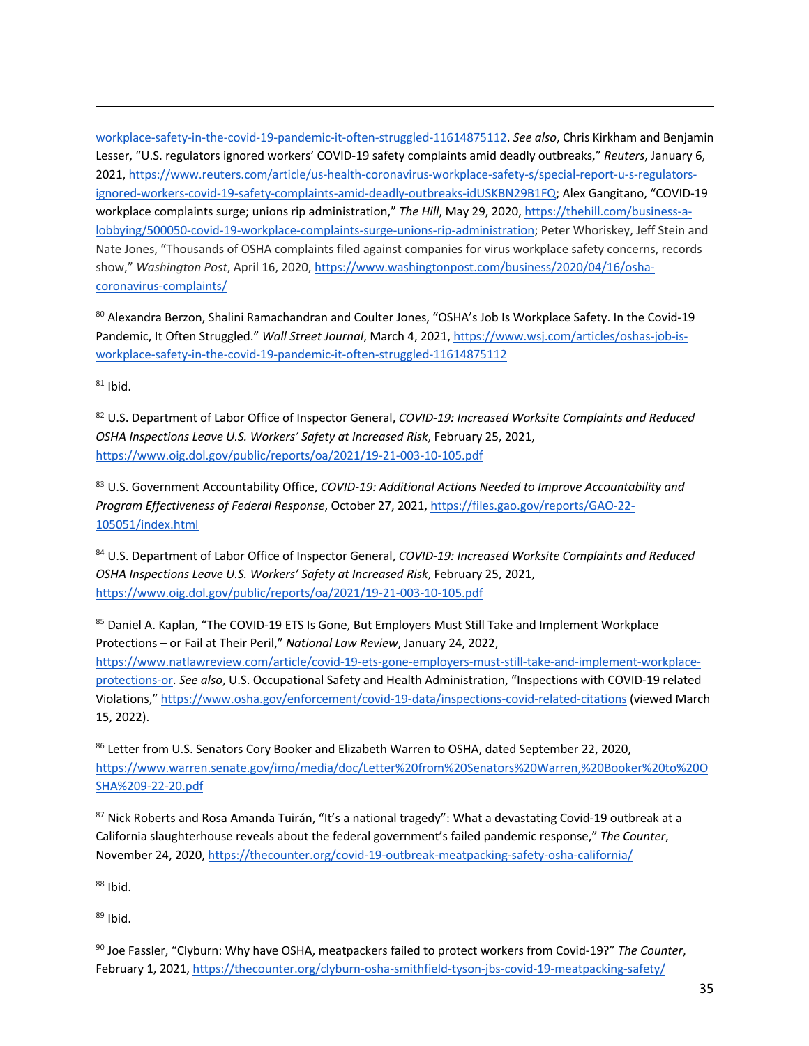workplace-safety-in-the-covid-19-pandemic-it-often-struggled-11614875112. *See also*, Chris Kirkham and Benjamin Lesser, "U.S. regulators ignored workers' COVID-19 safety complaints amid deadly outbreaks," *Reuters*, January 6, 2021, https://www.reuters.com/article/us-health-coronavirus-workplace-safety-s/special-report-u-s-regulators-ignored-workers-covid-19-safety-complaints-amid-deadly-outbreaks-idUSKBN29B1FQ; Alex Gangitano, "COVID-19 workplace complaints surge; unions rip administration," *The Hill*, May 29, 2020, https://thehill.com/business-a-lobbying/500050-covid-19-workplace-complaints-surge-unions-rip-administration; Peter Whoriskey, Jeff Stein and Nate Jones, "Thousands of OSHA complaints filed against companies for virus workplace safety concerns, records show," *Washington Post*, April 16, 2020, https://www.washingtonpost.com/business/2020/04/16/osha-coronavirus-complaints/

[80] Alexandra Berzon, Shalini Ramachandran and Coulter Jones, "OSHA's Job Is Workplace Safety. In the Covid-19 Pandemic, It Often Struggled." *Wall Street Journal*, March 4, 2021, https://www.wsj.com/articles/oshas-job-is-workplace-safety-in-the-covid-19-pandemic-it-often-struggled-11614875112

[81] Ibid.

[82] U.S. Department of Labor Office of Inspector General, *COVID-19: Increased Worksite Complaints and Reduced OSHA Inspections Leave U.S. Workers' Safety at Increased Risk*, February 25, 2021, https://www.oig.dol.gov/public/reports/oa/2021/19-21-003-10-105.pdf

[83] U.S. Government Accountability Office, *COVID-19: Additional Actions Needed to Improve Accountability and Program Effectiveness of Federal Response*, October 27, 2021, https://files.gao.gov/reports/GAO-22-105051/index.html

[84] U.S. Department of Labor Office of Inspector General, *COVID-19: Increased Worksite Complaints and Reduced OSHA Inspections Leave U.S. Workers' Safety at Increased Risk*, February 25, 2021, https://www.oig.dol.gov/public/reports/oa/2021/19-21-003-10-105.pdf

[85] Daniel A. Kaplan, "The COVID-19 ETS Is Gone, But Employers Must Still Take and Implement Workplace Protections – or Fail at Their Peril," *National Law Review*, January 24, 2022, https://www.natlawreview.com/article/covid-19-ets-gone-employers-must-still-take-and-implement-workplace-protections-or. *See also*, U.S. Occupational Safety and Health Administration, "Inspections with COVID-19 related Violations," https://www.osha.gov/enforcement/covid-19-data/inspections-covid-related-citations (viewed March 15, 2022).

[86] Letter from U.S. Senators Cory Booker and Elizabeth Warren to OSHA, dated September 22, 2020, https://www.warren.senate.gov/imo/media/doc/Letter%20from%20Senators%20Warren,%20Booker%20to%20OSHA%209-22-20.pdf

[87] Nick Roberts and Rosa Amanda Tuirán, "It's a national tragedy": What a devastating Covid-19 outbreak at a California slaughterhouse reveals about the federal government's failed pandemic response," *The Counter*, November 24, 2020, https://thecounter.org/covid-19-outbreak-meatpacking-safety-osha-california/

[88] Ibid.

[89] Ibid.

[90] Joe Fassler, "Clyburn: Why have OSHA, meatpackers failed to protect workers from Covid-19?" *The Counter*, February 1, 2021, https://thecounter.org/clyburn-osha-smithfield-tyson-jbs-covid-19-meatpacking-safety/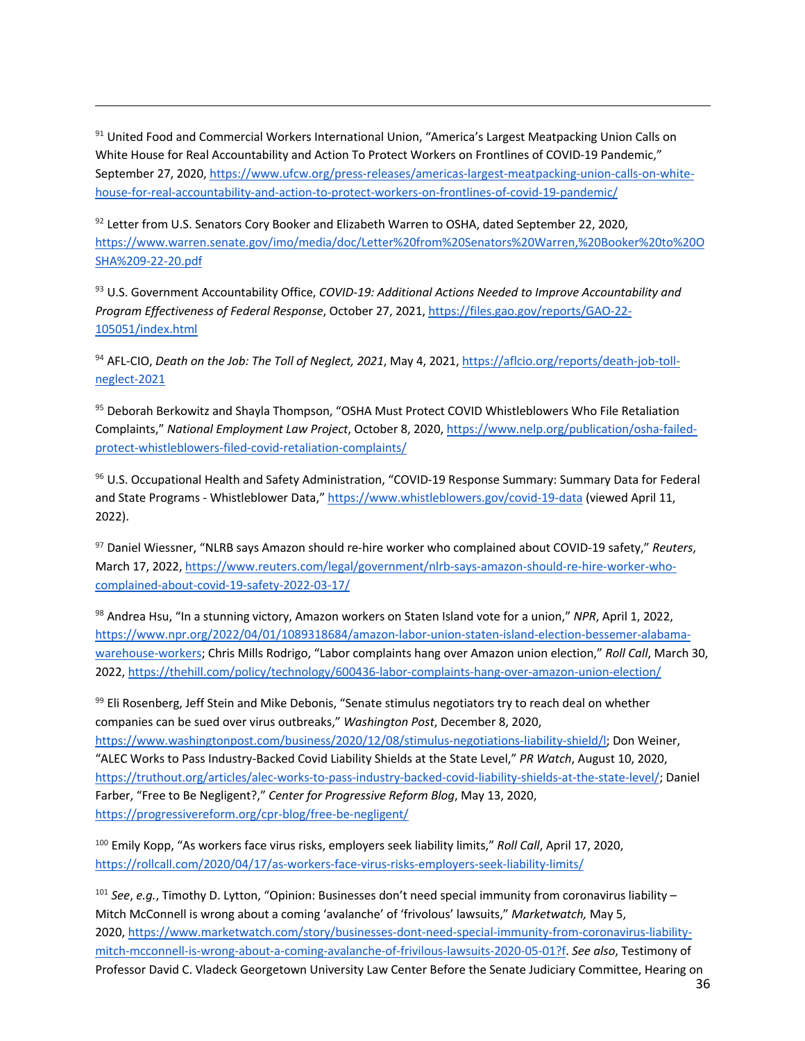---

[91] United Food and Commercial Workers International Union, "America's Largest Meatpacking Union Calls on White House for Real Accountability and Action To Protect Workers on Frontlines of COVID-19 Pandemic," September 27, 2020, https://www.ufcw.org/press-releases/americas-largest-meatpacking-union-calls-on-white-house-for-real-accountability-and-action-to-protect-workers-on-frontlines-of-covid-19-pandemic/

[92] Letter from U.S. Senators Cory Booker and Elizabeth Warren to OSHA, dated September 22, 2020, https://www.warren.senate.gov/imo/media/doc/Letter%20from%20Senators%20Warren,%20Booker%20to%20OSHA%209-22-20.pdf

[93] U.S. Government Accountability Office, *COVID-19: Additional Actions Needed to Improve Accountability and Program Effectiveness of Federal Response*, October 27, 2021, https://files.gao.gov/reports/GAO-22-105051/index.html

[94] AFL-CIO, *Death on the Job: The Toll of Neglect, 2021*, May 4, 2021, https://aflcio.org/reports/death-job-toll-neglect-2021

[95] Deborah Berkowitz and Shayla Thompson, "OSHA Must Protect COVID Whistleblowers Who File Retaliation Complaints," *National Employment Law Project*, October 8, 2020, https://www.nelp.org/publication/osha-failed-protect-whistleblowers-filed-covid-retaliation-complaints/

[96] U.S. Occupational Health and Safety Administration, "COVID-19 Response Summary: Summary Data for Federal and State Programs - Whistleblower Data," https://www.whistleblowers.gov/covid-19-data (viewed April 11, 2022).

[97] Daniel Wiessner, "NLRB says Amazon should re-hire worker who complained about COVID-19 safety," *Reuters*, March 17, 2022, https://www.reuters.com/legal/government/nlrb-says-amazon-should-re-hire-worker-who-complained-about-covid-19-safety-2022-03-17/

[98] Andrea Hsu, "In a stunning victory, Amazon workers on Staten Island vote for a union," *NPR*, April 1, 2022, https://www.npr.org/2022/04/01/1089318684/amazon-labor-union-staten-island-election-bessemer-alabama-warehouse-workers; Chris Mills Rodrigo, "Labor complaints hang over Amazon union election," *Roll Call*, March 30, 2022, https://thehill.com/policy/technology/600436-labor-complaints-hang-over-amazon-union-election/

[99] Eli Rosenberg, Jeff Stein and Mike Debonis, "Senate stimulus negotiators try to reach deal on whether companies can be sued over virus outbreaks," *Washington Post*, December 8, 2020, https://www.washingtonpost.com/business/2020/12/08/stimulus-negotiations-liability-shield/l; Don Weiner, "ALEC Works to Pass Industry-Backed Covid Liability Shields at the State Level," *PR Watch*, August 10, 2020, https://truthout.org/articles/alec-works-to-pass-industry-backed-covid-liability-shields-at-the-state-level/; Daniel Farber, "Free to Be Negligent?," *Center for Progressive Reform Blog*, May 13, 2020, https://progressivereform.org/cpr-blog/free-be-negligent/

[100] Emily Kopp, "As workers face virus risks, employers seek liability limits," *Roll Call*, April 17, 2020, https://rollcall.com/2020/04/17/as-workers-face-virus-risks-employers-seek-liability-limits/

[101] *See*, *e.g.*, Timothy D. Lytton, "Opinion: Businesses don't need special immunity from coronavirus liability – Mitch McConnell is wrong about a coming 'avalanche' of 'frivolous' lawsuits," *Marketwatch,* May 5, 2020, https://www.marketwatch.com/story/businesses-dont-need-special-immunity-from-coronavirus-liability-mitch-mcconnell-is-wrong-about-a-coming-avalanche-of-frivilous-lawsuits-2020-05-01?f. *See also*, Testimony of Professor David C. Vladeck Georgetown University Law Center Before the Senate Judiciary Committee, Hearing on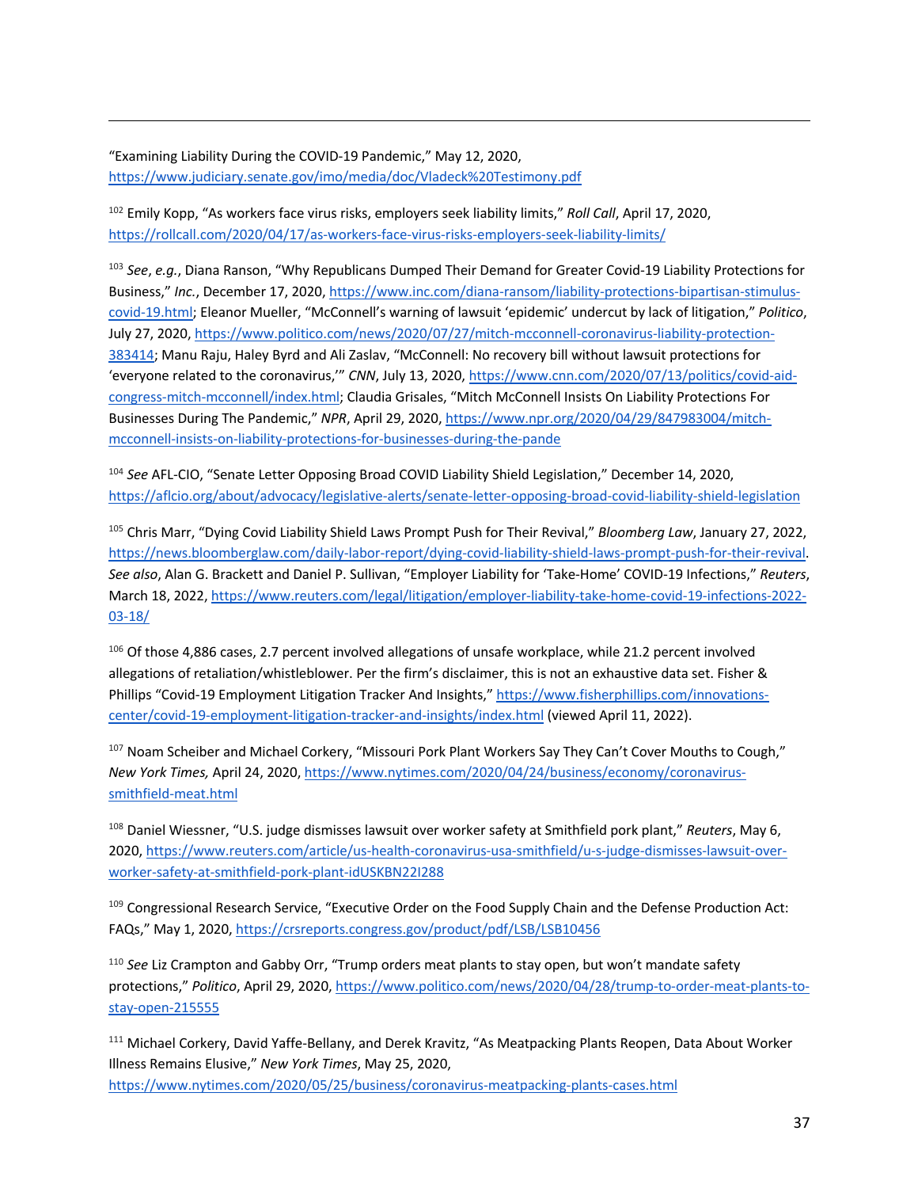"Examining Liability During the COVID-19 Pandemic," May 12, 2020, https://www.judiciary.senate.gov/imo/media/doc/Vladeck%20Testimony.pdf

[102] Emily Kopp, "As workers face virus risks, employers seek liability limits," *Roll Call*, April 17, 2020, https://rollcall.com/2020/04/17/as-workers-face-virus-risks-employers-seek-liability-limits/

[103] *See*, *e.g.*, Diana Ranson, "Why Republicans Dumped Their Demand for Greater Covid-19 Liability Protections for Business," *Inc.*, December 17, 2020, https://www.inc.com/diana-ransom/liability-protections-bipartisan-stimulus-covid-19.html; Eleanor Mueller, "McConnell's warning of lawsuit 'epidemic' undercut by lack of litigation," *Politico*, July 27, 2020, https://www.politico.com/news/2020/07/27/mitch-mcconnell-coronavirus-liability-protection-383414; Manu Raju, Haley Byrd and Ali Zaslav, "McConnell: No recovery bill without lawsuit protections for 'everyone related to the coronavirus,'" *CNN*, July 13, 2020, https://www.cnn.com/2020/07/13/politics/covid-aid-congress-mitch-mcconnell/index.html; Claudia Grisales, "Mitch McConnell Insists On Liability Protections For Businesses During The Pandemic," *NPR*, April 29, 2020, https://www.npr.org/2020/04/29/847983004/mitch-mcconnell-insists-on-liability-protections-for-businesses-during-the-pande

[104] *See* AFL-CIO, "Senate Letter Opposing Broad COVID Liability Shield Legislation," December 14, 2020, https://aflcio.org/about/advocacy/legislative-alerts/senate-letter-opposing-broad-covid-liability-shield-legislation

[105] Chris Marr, "Dying Covid Liability Shield Laws Prompt Push for Their Revival," *Bloomberg Law*, January 27, 2022, https://news.bloomberglaw.com/daily-labor-report/dying-covid-liability-shield-laws-prompt-push-for-their-revival. *See also*, Alan G. Brackett and Daniel P. Sullivan, "Employer Liability for 'Take-Home' COVID-19 Infections," *Reuters*, March 18, 2022, https://www.reuters.com/legal/litigation/employer-liability-take-home-covid-19-infections-2022-03-18/

[106] Of those 4,886 cases, 2.7 percent involved allegations of unsafe workplace, while 21.2 percent involved allegations of retaliation/whistleblower. Per the firm's disclaimer, this is not an exhaustive data set. Fisher & Phillips "Covid-19 Employment Litigation Tracker And Insights," https://www.fisherphillips.com/innovations-center/covid-19-employment-litigation-tracker-and-insights/index.html (viewed April 11, 2022).

[107] Noam Scheiber and Michael Corkery, "Missouri Pork Plant Workers Say They Can't Cover Mouths to Cough," *New York Times,* April 24, 2020, https://www.nytimes.com/2020/04/24/business/economy/coronavirus-smithfield-meat.html

[108] Daniel Wiessner, "U.S. judge dismisses lawsuit over worker safety at Smithfield pork plant," *Reuters*, May 6, 2020, https://www.reuters.com/article/us-health-coronavirus-usa-smithfield/u-s-judge-dismisses-lawsuit-over-worker-safety-at-smithfield-pork-plant-idUSKBN22I288

[109] Congressional Research Service, "Executive Order on the Food Supply Chain and the Defense Production Act: FAQs," May 1, 2020, https://crsreports.congress.gov/product/pdf/LSB/LSB10456

[110] *See* Liz Crampton and Gabby Orr, "Trump orders meat plants to stay open, but won't mandate safety protections," *Politico*, April 29, 2020, https://www.politico.com/news/2020/04/28/trump-to-order-meat-plants-to-stay-open-215555

[111] Michael Corkery, David Yaffe-Bellany, and Derek Kravitz, "As Meatpacking Plants Reopen, Data About Worker Illness Remains Elusive," *New York Times*, May 25, 2020, https://www.nytimes.com/2020/05/25/business/coronavirus-meatpacking-plants-cases.html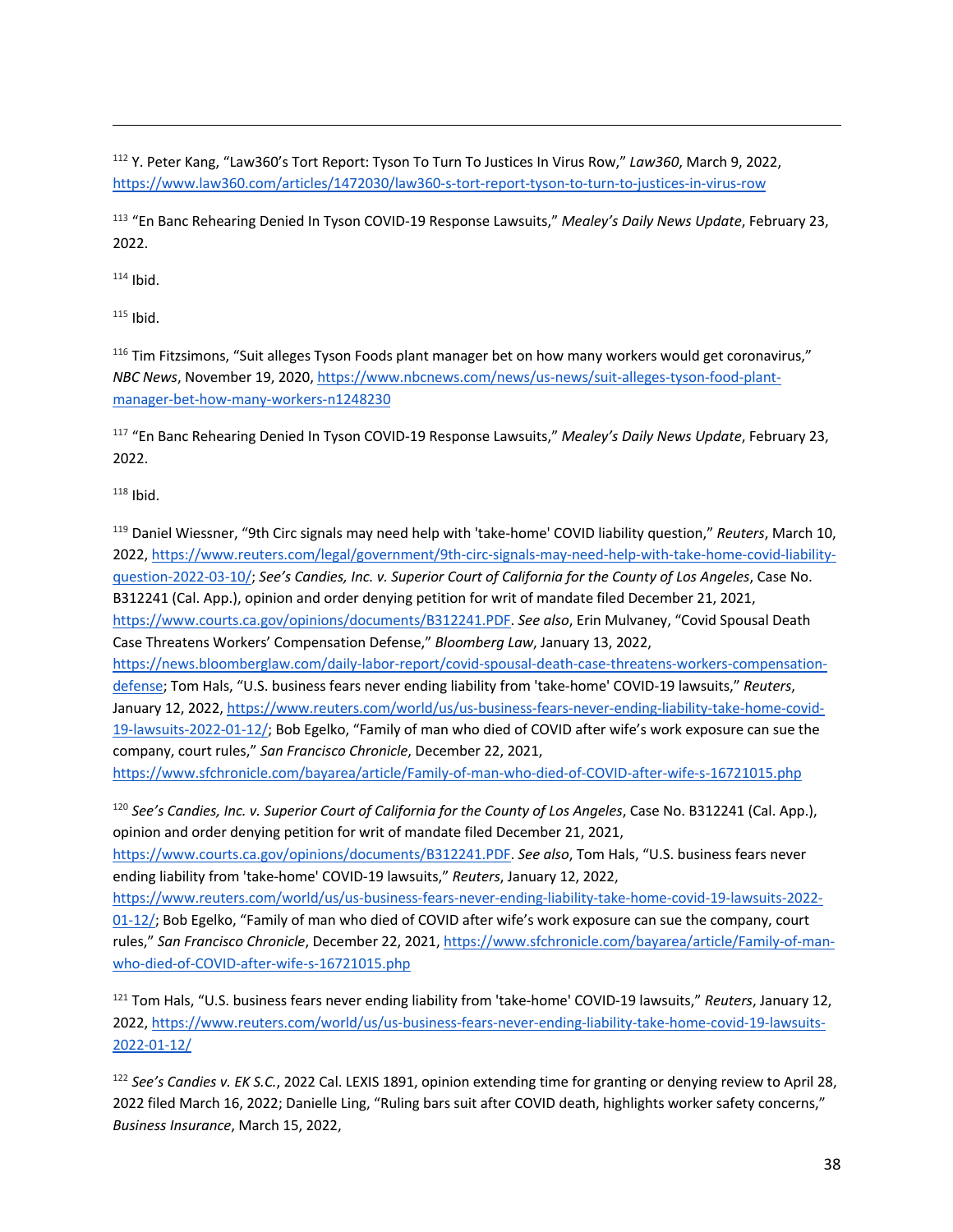[112] Y. Peter Kang, "Law360's Tort Report: Tyson To Turn To Justices In Virus Row," *Law360*, March 9, 2022, https://www.law360.com/articles/1472030/law360-s-tort-report-tyson-to-turn-to-justices-in-virus-row

[113] "En Banc Rehearing Denied In Tyson COVID-19 Response Lawsuits," *Mealey's Daily News Update*, February 23, 2022.

[114] Ibid.

[115] Ibid.

[116] Tim Fitzsimons, "Suit alleges Tyson Foods plant manager bet on how many workers would get coronavirus," *NBC News*, November 19, 2020, https://www.nbcnews.com/news/us-news/suit-alleges-tyson-food-plant-manager-bet-how-many-workers-n1248230

[117] "En Banc Rehearing Denied In Tyson COVID-19 Response Lawsuits," *Mealey's Daily News Update*, February 23, 2022.

[118] Ibid.

[119] Daniel Wiessner, "9th Circ signals may need help with 'take-home' COVID liability question," *Reuters*, March 10, 2022, https://www.reuters.com/legal/government/9th-circ-signals-may-need-help-with-take-home-covid-liability-question-2022-03-10/; *See's Candies, Inc. v. Superior Court of California for the County of Los Angeles*, Case No. B312241 (Cal. App.), opinion and order denying petition for writ of mandate filed December 21, 2021, https://www.courts.ca.gov/opinions/documents/B312241.PDF. *See also*, Erin Mulvaney, "Covid Spousal Death Case Threatens Workers' Compensation Defense," *Bloomberg Law*, January 13, 2022, https://news.bloomberglaw.com/daily-labor-report/covid-spousal-death-case-threatens-workers-compensation-defense; Tom Hals, "U.S. business fears never ending liability from 'take-home' COVID-19 lawsuits," *Reuters*, January 12, 2022, https://www.reuters.com/world/us/us-business-fears-never-ending-liability-take-home-covid-19-lawsuits-2022-01-12/; Bob Egelko, "Family of man who died of COVID after wife's work exposure can sue the company, court rules," *San Francisco Chronicle*, December 22, 2021, https://www.sfchronicle.com/bayarea/article/Family-of-man-who-died-of-COVID-after-wife-s-16721015.php

[120] *See's Candies, Inc. v. Superior Court of California for the County of Los Angeles*, Case No. B312241 (Cal. App.), opinion and order denying petition for writ of mandate filed December 21, 2021, https://www.courts.ca.gov/opinions/documents/B312241.PDF. *See also*, Tom Hals, "U.S. business fears never ending liability from 'take-home' COVID-19 lawsuits," *Reuters*, January 12, 2022, https://www.reuters.com/world/us/us-business-fears-never-ending-liability-take-home-covid-19-lawsuits-2022-01-12/; Bob Egelko, "Family of man who died of COVID after wife's work exposure can sue the company, court rules," *San Francisco Chronicle*, December 22, 2021, https://www.sfchronicle.com/bayarea/article/Family-of-man-who-died-of-COVID-after-wife-s-16721015.php

[121] Tom Hals, "U.S. business fears never ending liability from 'take-home' COVID-19 lawsuits," *Reuters*, January 12, 2022, https://www.reuters.com/world/us/us-business-fears-never-ending-liability-take-home-covid-19-lawsuits-2022-01-12/

[122] *See's Candies v. EK S.C.*, 2022 Cal. LEXIS 1891, opinion extending time for granting or denying review to April 28, 2022 filed March 16, 2022; Danielle Ling, "Ruling bars suit after COVID death, highlights worker safety concerns," *Business Insurance*, March 15, 2022,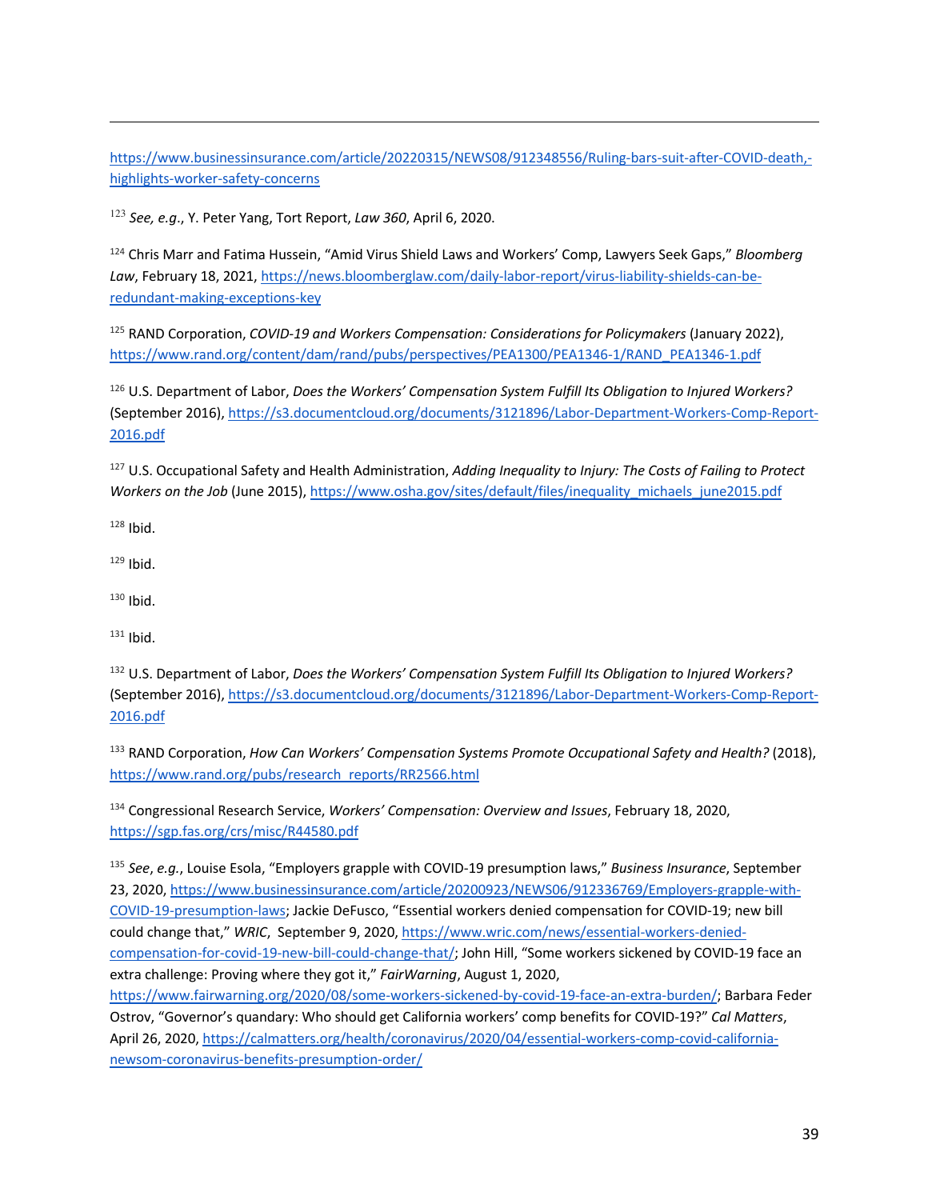https://www.businessinsurance.com/article/20220315/NEWS08/912348556/Ruling-bars-suit-after-COVID-death,-highlights-worker-safety-concerns

[123] *See, e.g.*, Y. Peter Yang, Tort Report, *Law 360*, April 6, 2020.

[124] Chris Marr and Fatima Hussein, "Amid Virus Shield Laws and Workers' Comp, Lawyers Seek Gaps," *Bloomberg Law*, February 18, 2021, https://news.bloomberglaw.com/daily-labor-report/virus-liability-shields-can-be-redundant-making-exceptions-key

[125] RAND Corporation, *COVID-19 and Workers Compensation: Considerations for Policymakers* (January 2022), https://www.rand.org/content/dam/rand/pubs/perspectives/PEA1300/PEA1346-1/RAND_PEA1346-1.pdf

[126] U.S. Department of Labor, *Does the Workers' Compensation System Fulfill Its Obligation to Injured Workers?* (September 2016), https://s3.documentcloud.org/documents/3121896/Labor-Department-Workers-Comp-Report-2016.pdf

[127] U.S. Occupational Safety and Health Administration, *Adding Inequality to Injury: The Costs of Failing to Protect Workers on the Job* (June 2015), https://www.osha.gov/sites/default/files/inequality_michaels_june2015.pdf

[128] Ibid.

[129] Ibid.

[130] Ibid.

[131] Ibid.

[132] U.S. Department of Labor, *Does the Workers' Compensation System Fulfill Its Obligation to Injured Workers?* (September 2016), https://s3.documentcloud.org/documents/3121896/Labor-Department-Workers-Comp-Report-2016.pdf

[133] RAND Corporation, *How Can Workers' Compensation Systems Promote Occupational Safety and Health?* (2018), https://www.rand.org/pubs/research_reports/RR2566.html

[134] Congressional Research Service, *Workers' Compensation: Overview and Issues*, February 18, 2020, https://sgp.fas.org/crs/misc/R44580.pdf

[135] *See*, *e.g.*, Louise Esola, "Employers grapple with COVID-19 presumption laws," *Business Insurance*, September 23, 2020, https://www.businessinsurance.com/article/20200923/NEWS06/912336769/Employers-grapple-with-COVID-19-presumption-laws; Jackie DeFusco, "Essential workers denied compensation for COVID-19; new bill could change that," *WRIC*, September 9, 2020, https://www.wric.com/news/essential-workers-denied-compensation-for-covid-19-new-bill-could-change-that/; John Hill, "Some workers sickened by COVID-19 face an extra challenge: Proving where they got it," *FairWarning*, August 1, 2020, https://www.fairwarning.org/2020/08/some-workers-sickened-by-covid-19-face-an-extra-burden/; Barbara Feder Ostrov, "Governor's quandary: Who should get California workers' comp benefits for COVID-19?" *Cal Matters*, April 26, 2020, https://calmatters.org/health/coronavirus/2020/04/essential-workers-comp-covid-california-newsom-coronavirus-benefits-presumption-order/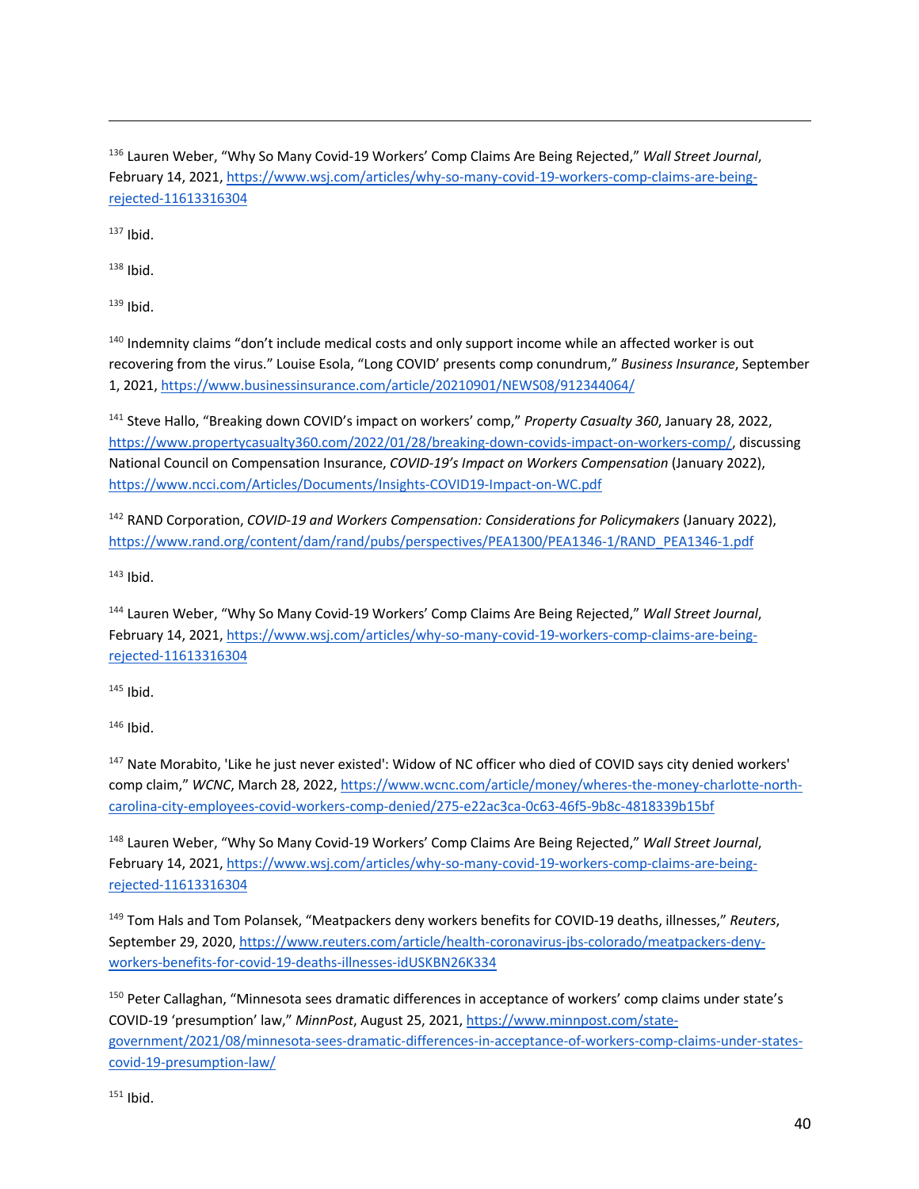[136] Lauren Weber, “Why So Many Covid-19 Workers’ Comp Claims Are Being Rejected,” *Wall Street Journal*, February 14, 2021, https://www.wsj.com/articles/why-so-many-covid-19-workers-comp-claims-are-being-rejected-11613316304

[137] Ibid.

[138] Ibid.

[139] Ibid.

[140] Indemnity claims “don’t include medical costs and only support income while an affected worker is out recovering from the virus.” Louise Esola, “Long COVID’ presents comp conundrum,” *Business Insurance*, September 1, 2021, https://www.businessinsurance.com/article/20210901/NEWS08/912344064/

[141] Steve Hallo, “Breaking down COVID’s impact on workers’ comp,” *Property Casualty 360*, January 28, 2022, https://www.propertycasualty360.com/2022/01/28/breaking-down-covids-impact-on-workers-comp/, discussing National Council on Compensation Insurance, *COVID-19’s Impact on Workers Compensation* (January 2022), https://www.ncci.com/Articles/Documents/Insights-COVID19-Impact-on-WC.pdf

[142] RAND Corporation, *COVID-19 and Workers Compensation: Considerations for Policymakers* (January 2022), https://www.rand.org/content/dam/rand/pubs/perspectives/PEA1300/PEA1346-1/RAND_PEA1346-1.pdf

[143] Ibid.

[144] Lauren Weber, “Why So Many Covid-19 Workers’ Comp Claims Are Being Rejected,” *Wall Street Journal*, February 14, 2021, https://www.wsj.com/articles/why-so-many-covid-19-workers-comp-claims-are-being-rejected-11613316304

[145] Ibid.

[146] Ibid.

[147] Nate Morabito, 'Like he just never existed': Widow of NC officer who died of COVID says city denied workers' comp claim,” *WCNC*, March 28, 2022, https://www.wcnc.com/article/money/wheres-the-money-charlotte-north-carolina-city-employees-covid-workers-comp-denied/275-e22ac3ca-0c63-46f5-9b8c-4818339b15bf

[148] Lauren Weber, “Why So Many Covid-19 Workers’ Comp Claims Are Being Rejected,” *Wall Street Journal*, February 14, 2021, https://www.wsj.com/articles/why-so-many-covid-19-workers-comp-claims-are-being-rejected-11613316304

[149] Tom Hals and Tom Polansek, “Meatpackers deny workers benefits for COVID-19 deaths, illnesses,” *Reuters*, September 29, 2020, https://www.reuters.com/article/health-coronavirus-jbs-colorado/meatpackers-deny-workers-benefits-for-covid-19-deaths-illnesses-idUSKBN26K334

[150] Peter Callaghan, “Minnesota sees dramatic differences in acceptance of workers’ comp claims under state’s COVID-19 ‘presumption’ law,” *MinnPost*, August 25, 2021, https://www.minnpost.com/state-government/2021/08/minnesota-sees-dramatic-differences-in-acceptance-of-workers-comp-claims-under-states-covid-19-presumption-law/

[151] Ibid.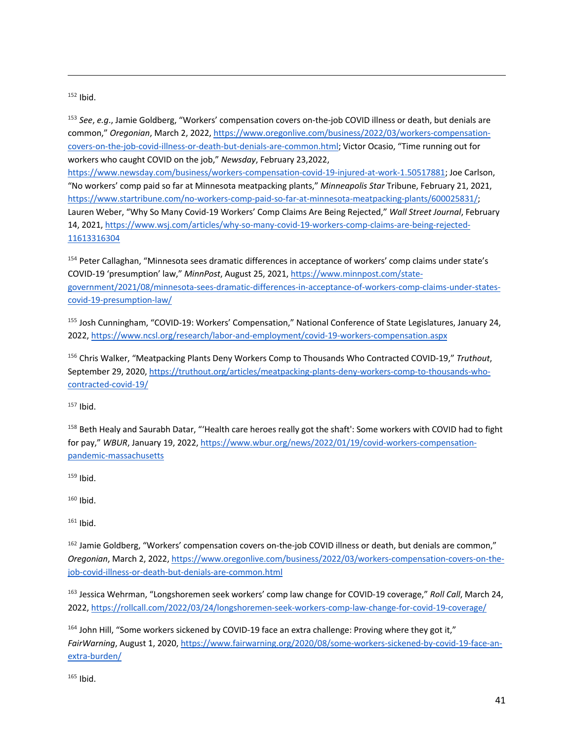[152] Ibid.

[153] *See*, *e.g*., Jamie Goldberg, "Workers' compensation covers on-the-job COVID illness or death, but denials are common," *Oregonian*, March 2, 2022, https://www.oregonlive.com/business/2022/03/workers-compensation-covers-on-the-job-covid-illness-or-death-but-denials-are-common.html; Victor Ocasio, "Time running out for workers who caught COVID on the job," *Newsday*, February 23,2022, https://www.newsday.com/business/workers-compensation-covid-19-injured-at-work-1.50517881; Joe Carlson, "No workers' comp paid so far at Minnesota meatpacking plants," *Minneapolis Star* Tribune, February 21, 2021, https://www.startribune.com/no-workers-comp-paid-so-far-at-minnesota-meatpacking-plants/600025831/; Lauren Weber, "Why So Many Covid-19 Workers' Comp Claims Are Being Rejected," *Wall Street Journal*, February 14, 2021, https://www.wsj.com/articles/why-so-many-covid-19-workers-comp-claims-are-being-rejected-11613316304

[154] Peter Callaghan, "Minnesota sees dramatic differences in acceptance of workers' comp claims under state's COVID-19 'presumption' law," *MinnPost*, August 25, 2021, https://www.minnpost.com/state-government/2021/08/minnesota-sees-dramatic-differences-in-acceptance-of-workers-comp-claims-under-states-covid-19-presumption-law/

[155] Josh Cunningham, "COVID-19: Workers' Compensation," National Conference of State Legislatures, January 24, 2022, https://www.ncsl.org/research/labor-and-employment/covid-19-workers-compensation.aspx

[156] Chris Walker, "Meatpacking Plants Deny Workers Comp to Thousands Who Contracted COVID-19," *Truthout*, September 29, 2020, https://truthout.org/articles/meatpacking-plants-deny-workers-comp-to-thousands-who-contracted-covid-19/

[157] Ibid.

[158] Beth Healy and Saurabh Datar, "'Health care heroes really got the shaft': Some workers with COVID had to fight for pay," *WBUR*, January 19, 2022, https://www.wbur.org/news/2022/01/19/covid-workers-compensation-pandemic-massachusetts

[159] Ibid.

[160] Ibid.

[161] Ibid.

[162] Jamie Goldberg, "Workers' compensation covers on-the-job COVID illness or death, but denials are common," *Oregonian*, March 2, 2022, https://www.oregonlive.com/business/2022/03/workers-compensation-covers-on-the-job-covid-illness-or-death-but-denials-are-common.html

[163] Jessica Wehrman, "Longshoremen seek workers' comp law change for COVID-19 coverage," *Roll Call*, March 24, 2022, https://rollcall.com/2022/03/24/longshoremen-seek-workers-comp-law-change-for-covid-19-coverage/

[164] John Hill, "Some workers sickened by COVID-19 face an extra challenge: Proving where they got it," *FairWarning*, August 1, 2020, https://www.fairwarning.org/2020/08/some-workers-sickened-by-covid-19-face-an-extra-burden/

[165] Ibid.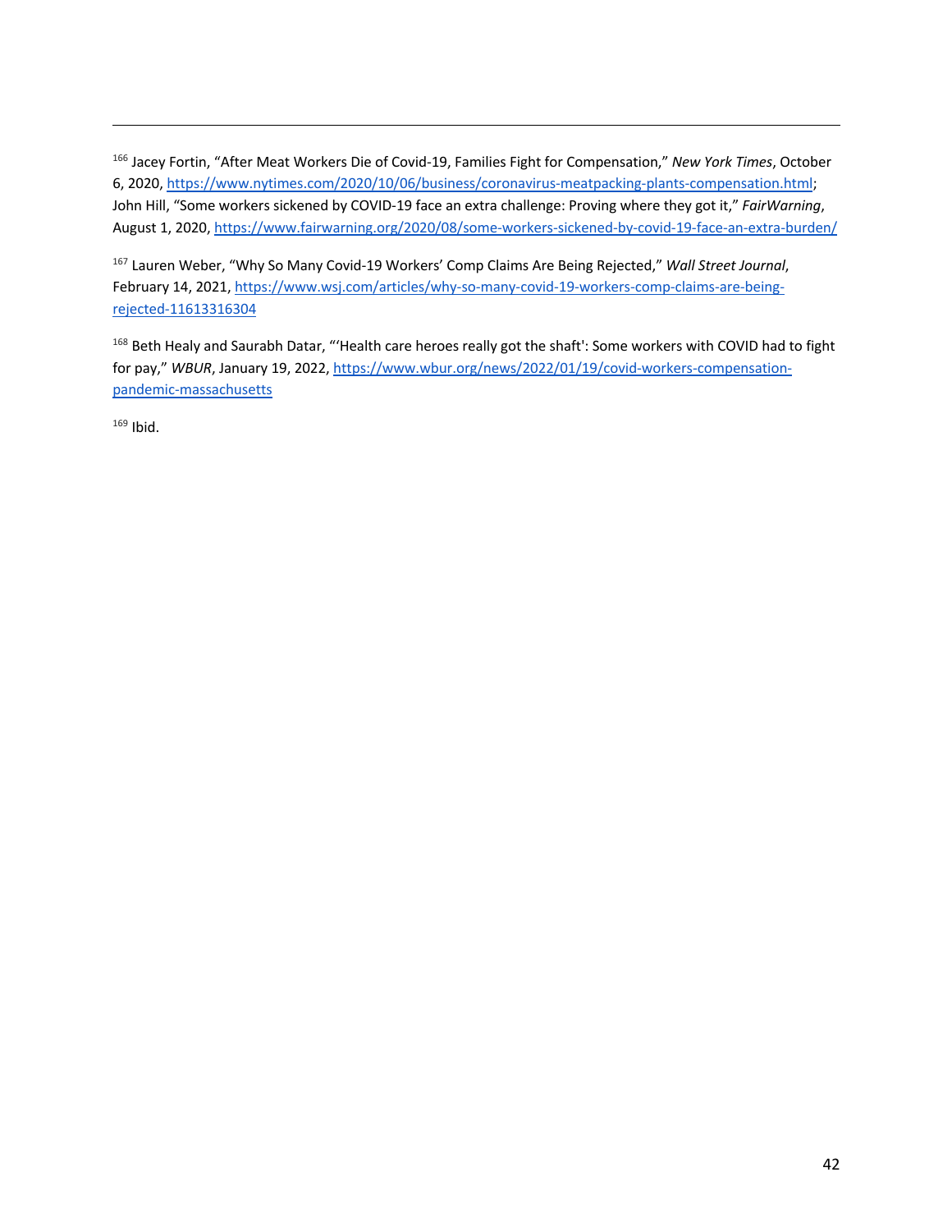[166] Jacey Fortin, "After Meat Workers Die of Covid-19, Families Fight for Compensation," *New York Times*, October 6, 2020, https://www.nytimes.com/2020/10/06/business/coronavirus-meatpacking-plants-compensation.html; John Hill, "Some workers sickened by COVID-19 face an extra challenge: Proving where they got it," *FairWarning*, August 1, 2020, https://www.fairwarning.org/2020/08/some-workers-sickened-by-covid-19-face-an-extra-burden/

[167] Lauren Weber, "Why So Many Covid-19 Workers' Comp Claims Are Being Rejected," *Wall Street Journal*, February 14, 2021, https://www.wsj.com/articles/why-so-many-covid-19-workers-comp-claims-are-being-rejected-11613316304

[168] Beth Healy and Saurabh Datar, "'Health care heroes really got the shaft': Some workers with COVID had to fight for pay," *WBUR*, January 19, 2022, https://www.wbur.org/news/2022/01/19/covid-workers-compensation-pandemic-massachusetts

[169] Ibid.